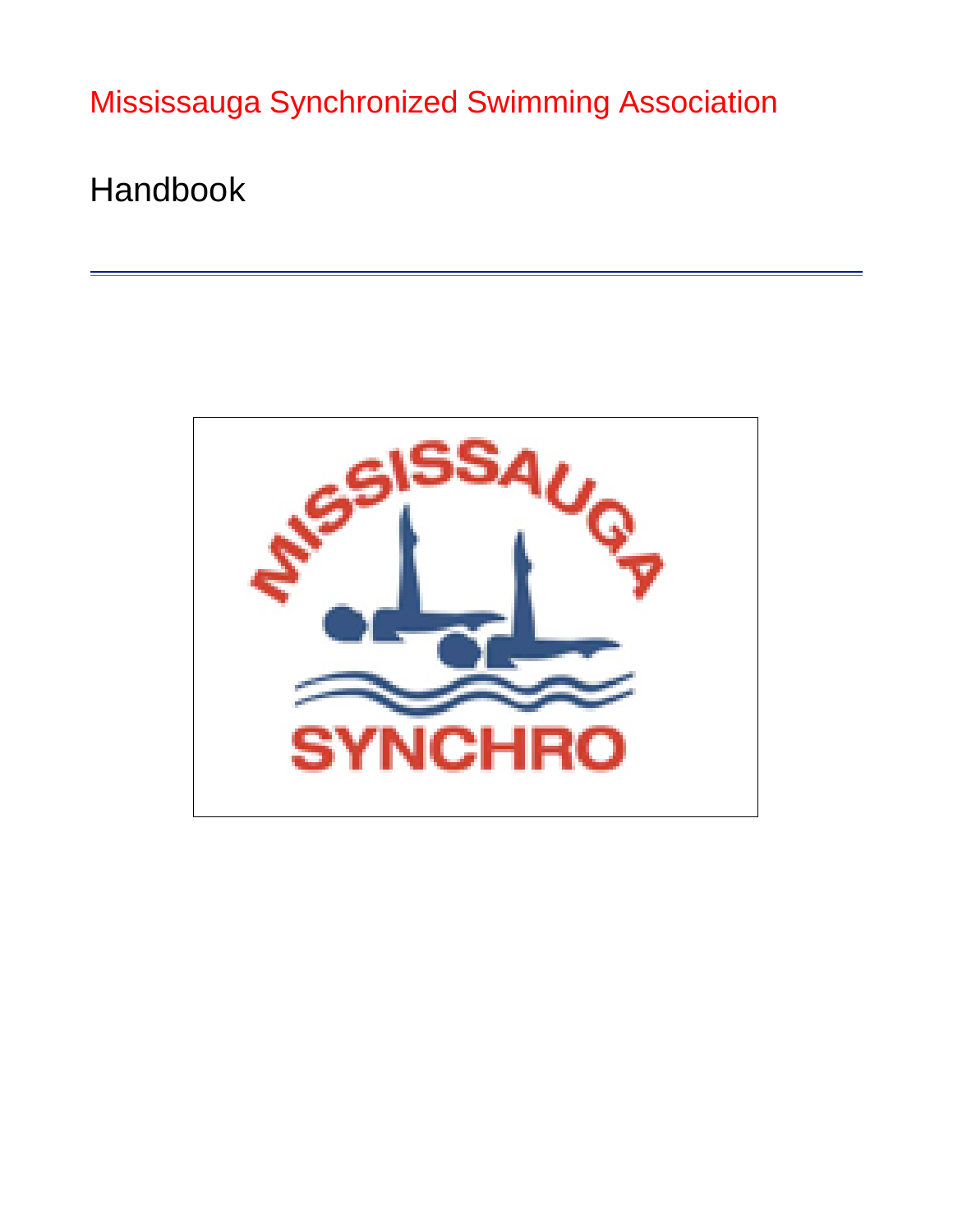# Mississauga Synchronized Swimming Association

## Handbook

---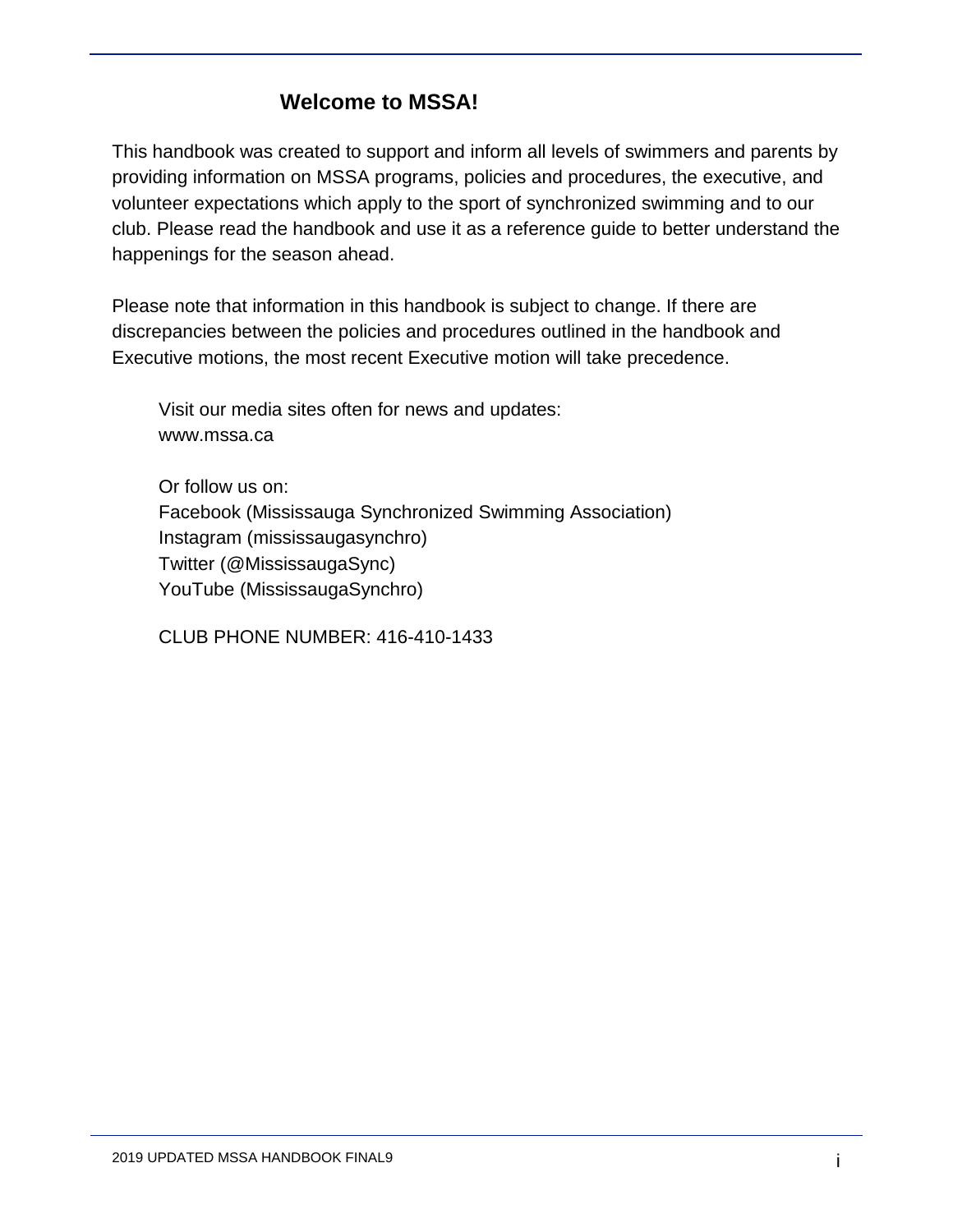# Welcome to MSSA!

This handbook was created to support and inform all levels of swimmers and parents by providing information on MSSA programs, policies and procedures, the executive, and volunteer expectations which apply to the sport of synchronized swimming and to our club. Please read the handbook and use it as a reference guide to better understand the happenings for the season ahead.

Please note that information in this handbook is subject to change. If there are discrepancies between the policies and procedures outlined in the handbook and Executive motions, the most recent Executive motion will take precedence.

Visit our media sites often for news and updates:
www.mssa.ca

Or follow us on:
Facebook (Mississauga Synchronized Swimming Association)
Instagram (mississaugasynchro)
Twitter (@MississaugaSync)
YouTube (MississaugaSynchro)

CLUB PHONE NUMBER: 416-410-1433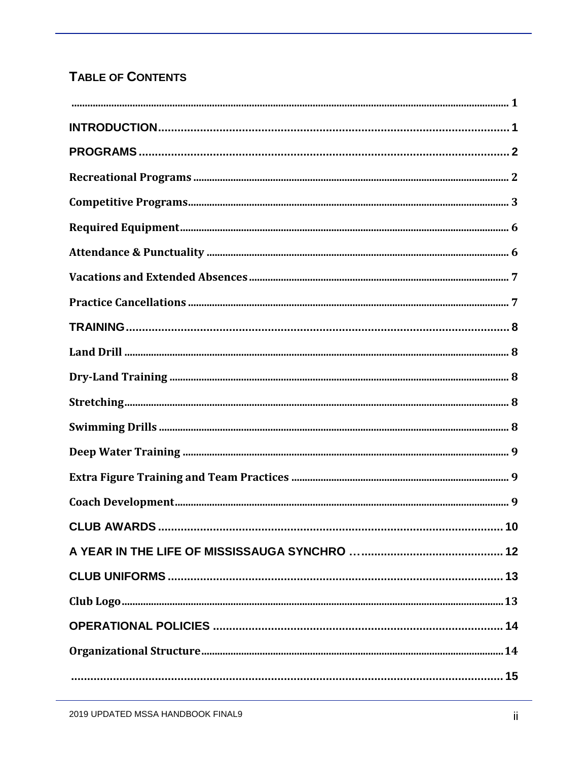## TABLE OF CONTENTS

........................................................................................................................................ 1

INTRODUCTION........................................................................................................ 1

PROGRAMS .............................................................................................................. 2

Recreational Programs ............................................................................................. 2

Competitive Programs............................................................................................... 3

Required Equipment.................................................................................................. 6

Attendance & Punctuality ......................................................................................... 6

Vacations and Extended Absences .......................................................................... 7

Practice Cancellations .............................................................................................. 7

TRAINING.................................................................................................................. 8

Land Drill ................................................................................................................... 8

Dry-Land Training ..................................................................................................... 8

Stretching................................................................................................................... 8

Swimming Drills ........................................................................................................ 8

Deep Water Training ................................................................................................. 9

Extra Figure Training and Team Practices .............................................................. 9

Coach Development.................................................................................................. 9

CLUB AWARDS ........................................................................................................ 10

A YEAR IN THE LIFE OF MISSISSAUGA SYNCHRO …......................................... 12

CLUB UNIFORMS ..................................................................................................... 13

Club Logo................................................................................................................... 13

OPERATIONAL POLICIES ........................................................................................ 14

Organizational Structure........................................................................................... 14

........................................................................................................................................ 15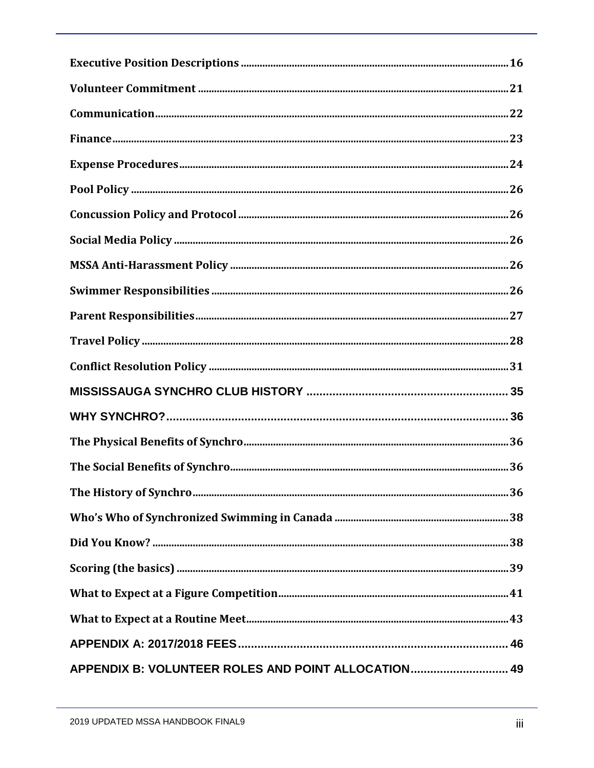Executive Position Descriptions .......... 16

Volunteer Commitment .......... 21

Communication .......... 22

Finance .......... 23

Expense Procedures .......... 24

Pool Policy .......... 26

Concussion Policy and Protocol .......... 26

Social Media Policy .......... 26

MSSA Anti-Harassment Policy .......... 26

Swimmer Responsibilities .......... 26

Parent Responsibilities .......... 27

Travel Policy .......... 28

Conflict Resolution Policy .......... 31

MISSISSAUGA SYNCHRO CLUB HISTORY .......... 35

WHY SYNCHRO? .......... 36

The Physical Benefits of Synchro .......... 36

The Social Benefits of Synchro .......... 36

The History of Synchro .......... 36

Who's Who of Synchronized Swimming in Canada .......... 38

Did You Know? .......... 38

Scoring (the basics) .......... 39

What to Expect at a Figure Competition .......... 41

What to Expect at a Routine Meet .......... 43

APPENDIX A: 2017/2018 FEES .......... 46

APPENDIX B: VOLUNTEER ROLES AND POINT ALLOCATION .......... 49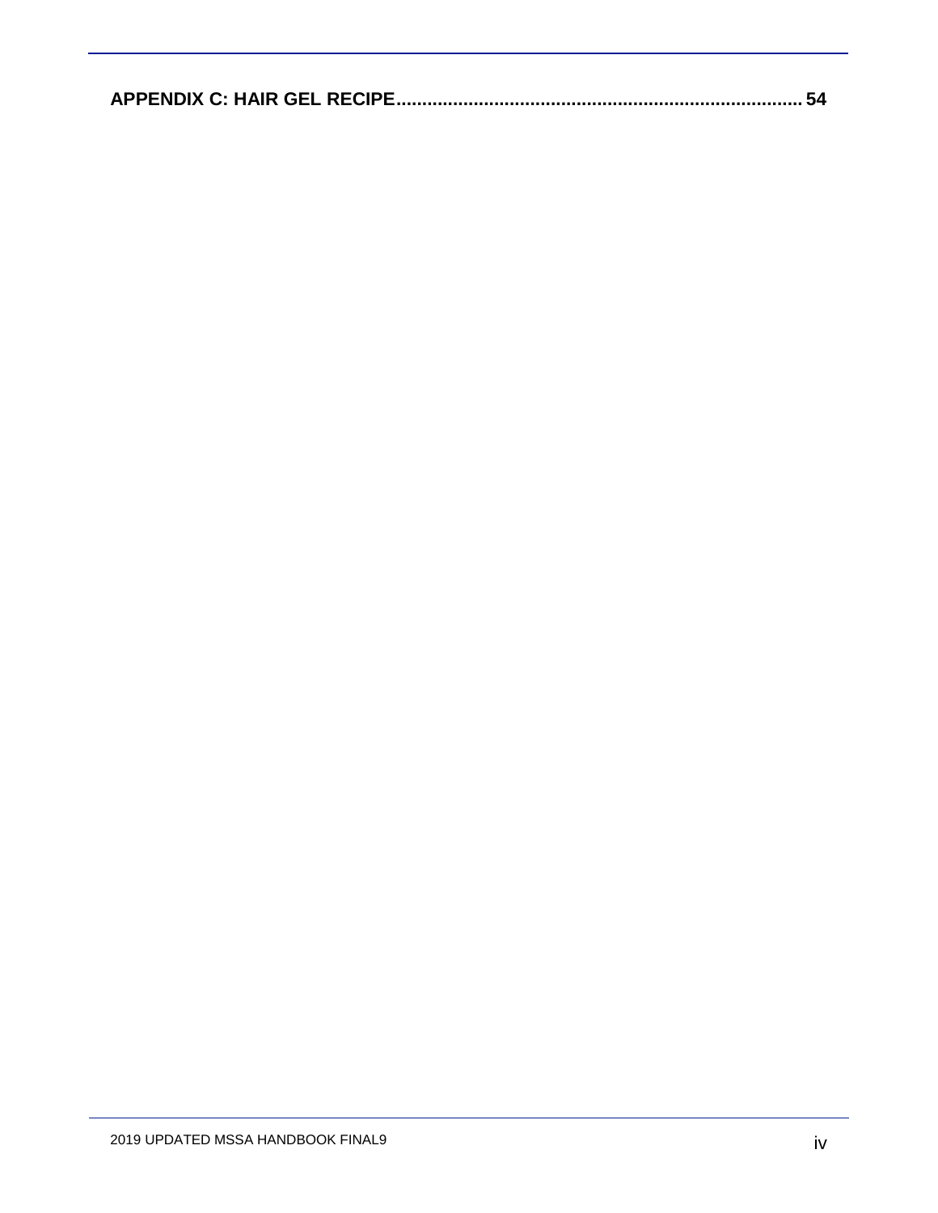**APPENDIX C: HAIR GEL RECIPE........................................................................... 54**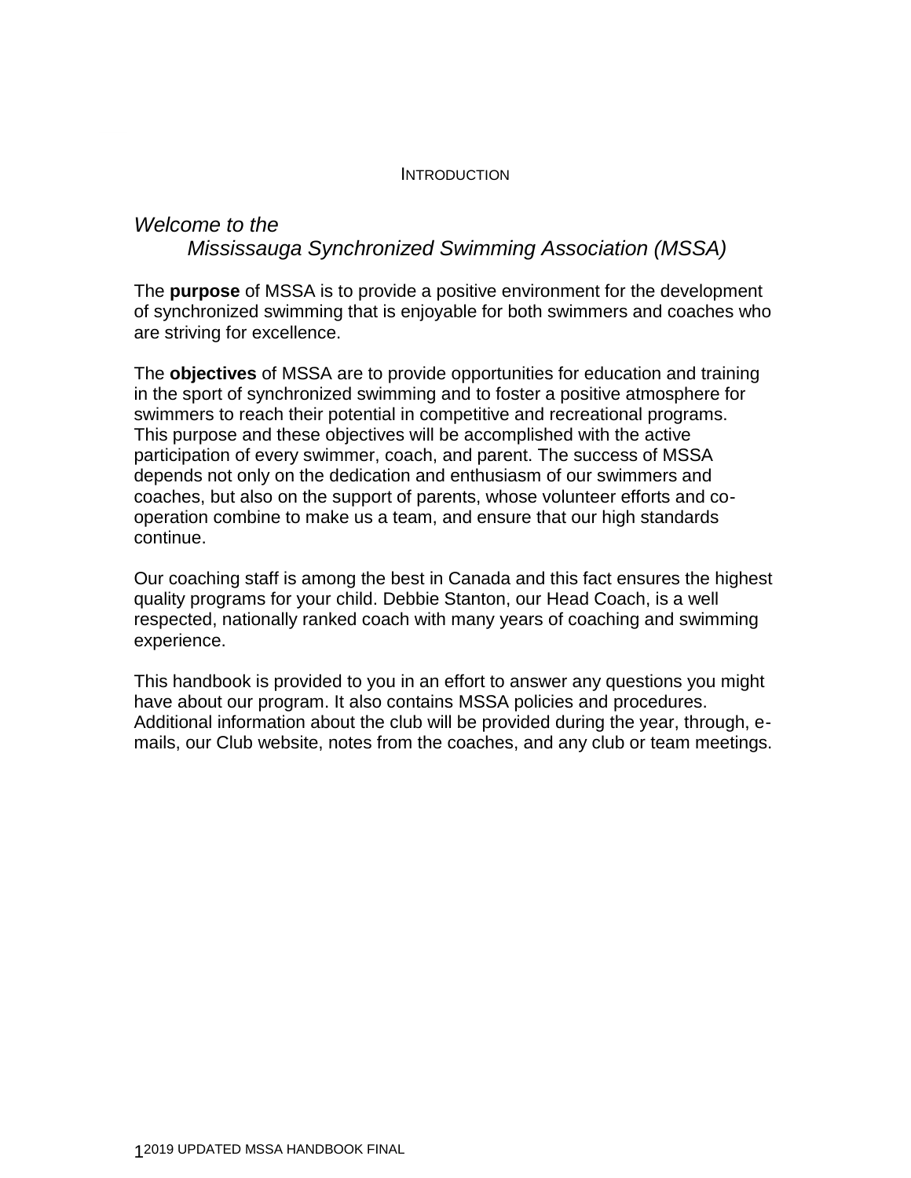# Introduction

*Welcome to the*
*Mississauga Synchronized Swimming Association (MSSA)*

The **purpose** of MSSA is to provide a positive environment for the development of synchronized swimming that is enjoyable for both swimmers and coaches who are striving for excellence.

The **objectives** of MSSA are to provide opportunities for education and training in the sport of synchronized swimming and to foster a positive atmosphere for swimmers to reach their potential in competitive and recreational programs. This purpose and these objectives will be accomplished with the active participation of every swimmer, coach, and parent. The success of MSSA depends not only on the dedication and enthusiasm of our swimmers and coaches, but also on the support of parents, whose volunteer efforts and co-operation combine to make us a team, and ensure that our high standards continue.

Our coaching staff is among the best in Canada and this fact ensures the highest quality programs for your child. Debbie Stanton, our Head Coach, is a well respected, nationally ranked coach with many years of coaching and swimming experience.

This handbook is provided to you in an effort to answer any questions you might have about our program. It also contains MSSA policies and procedures. Additional information about the club will be provided during the year, through, e-mails, our Club website, notes from the coaches, and any club or team meetings.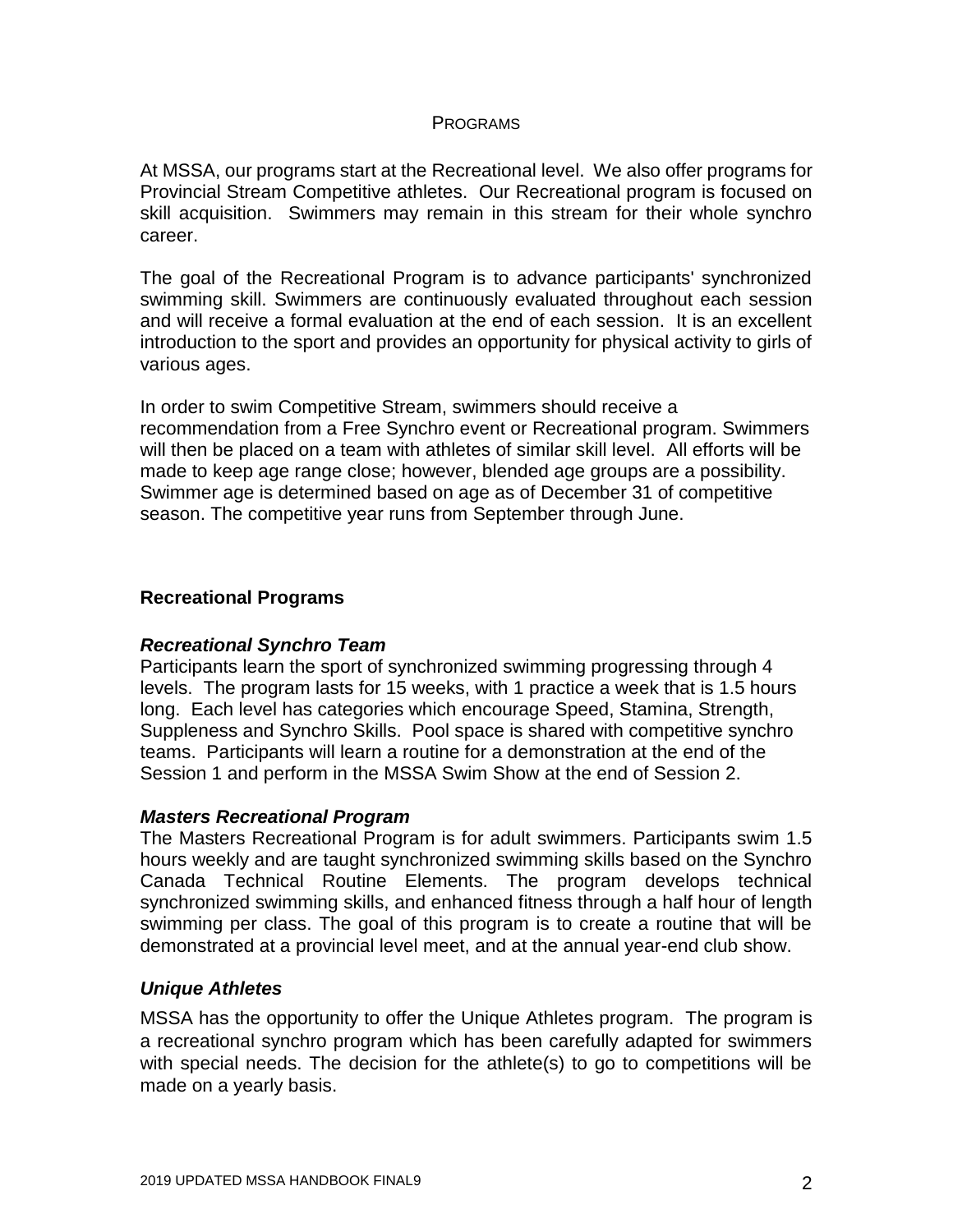## Programs

At MSSA, our programs start at the Recreational level. We also offer programs for Provincial Stream Competitive athletes. Our Recreational program is focused on skill acquisition. Swimmers may remain in this stream for their whole synchro career.

The goal of the Recreational Program is to advance participants' synchronized swimming skill. Swimmers are continuously evaluated throughout each session and will receive a formal evaluation at the end of each session. It is an excellent introduction to the sport and provides an opportunity for physical activity to girls of various ages.

In order to swim Competitive Stream, swimmers should receive a recommendation from a Free Synchro event or Recreational program. Swimmers will then be placed on a team with athletes of similar skill level. All efforts will be made to keep age range close; however, blended age groups are a possibility. Swimmer age is determined based on age as of December 31 of competitive season. The competitive year runs from September through June.

### Recreational Programs

#### *Recreational Synchro Team*

Participants learn the sport of synchronized swimming progressing through 4 levels. The program lasts for 15 weeks, with 1 practice a week that is 1.5 hours long. Each level has categories which encourage Speed, Stamina, Strength, Suppleness and Synchro Skills. Pool space is shared with competitive synchro teams. Participants will learn a routine for a demonstration at the end of the Session 1 and perform in the MSSA Swim Show at the end of Session 2.

#### *Masters Recreational Program*

The Masters Recreational Program is for adult swimmers. Participants swim 1.5 hours weekly and are taught synchronized swimming skills based on the Synchro Canada Technical Routine Elements. The program develops technical synchronized swimming skills, and enhanced fitness through a half hour of length swimming per class. The goal of this program is to create a routine that will be demonstrated at a provincial level meet, and at the annual year-end club show.

#### *Unique Athletes*

MSSA has the opportunity to offer the Unique Athletes program. The program is a recreational synchro program which has been carefully adapted for swimmers with special needs. The decision for the athlete(s) to go to competitions will be made on a yearly basis.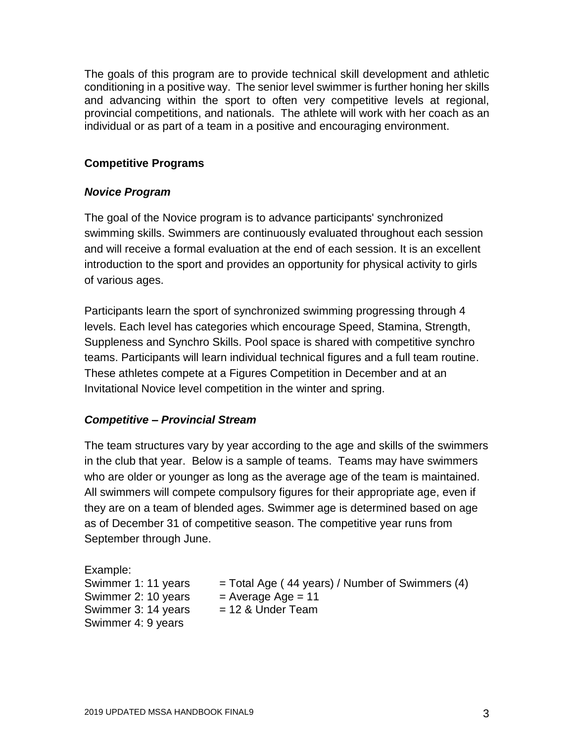The goals of this program are to provide technical skill development and athletic conditioning in a positive way. The senior level swimmer is further honing her skills and advancing within the sport to often very competitive levels at regional, provincial competitions, and nationals. The athlete will work with her coach as an individual or as part of a team in a positive and encouraging environment.

## Competitive Programs

### *Novice Program*

The goal of the Novice program is to advance participants' synchronized swimming skills. Swimmers are continuously evaluated throughout each session and will receive a formal evaluation at the end of each session. It is an excellent introduction to the sport and provides an opportunity for physical activity to girls of various ages.

Participants learn the sport of synchronized swimming progressing through 4 levels. Each level has categories which encourage Speed, Stamina, Strength, Suppleness and Synchro Skills. Pool space is shared with competitive synchro teams. Participants will learn individual technical figures and a full team routine. These athletes compete at a Figures Competition in December and at an Invitational Novice level competition in the winter and spring.

### *Competitive – Provincial Stream*

The team structures vary by year according to the age and skills of the swimmers in the club that year. Below is a sample of teams. Teams may have swimmers who are older or younger as long as the average age of the team is maintained. All swimmers will compete compulsory figures for their appropriate age, even if they are on a team of blended ages. Swimmer age is determined based on age as of December 31 of competitive season. The competitive year runs from September through June.

Example:

| | |
|---|---|
| Swimmer 1: 11 years | = Total Age ( 44 years) / Number of Swimmers (4) |
| Swimmer 2: 10 years | = Average Age = 11 |
| Swimmer 3: 14 years | = 12 & Under Team |
| Swimmer 4: 9 years | |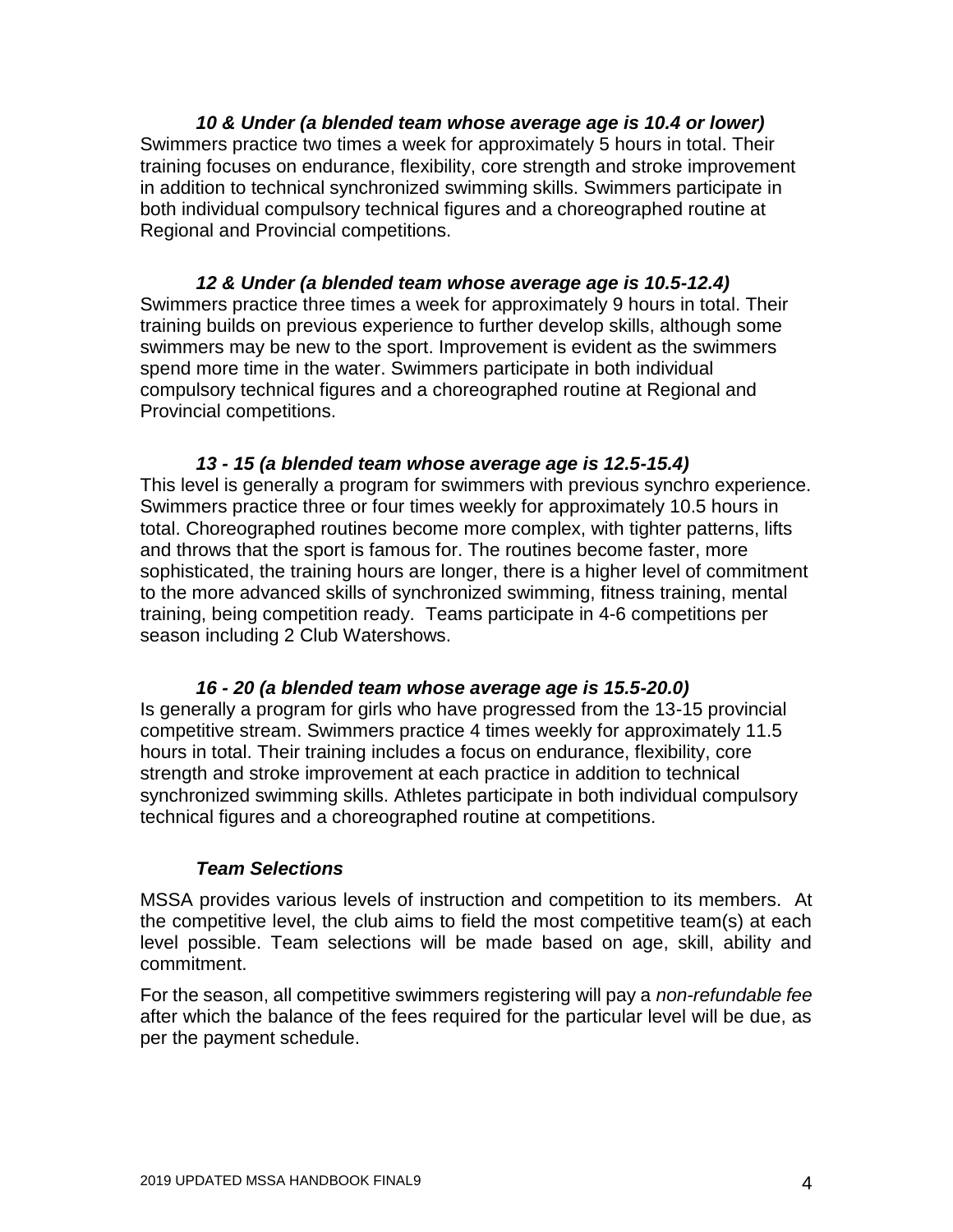### *10 & Under (a blended team whose average age is 10.4 or lower)*

Swimmers practice two times a week for approximately 5 hours in total. Their training focuses on endurance, flexibility, core strength and stroke improvement in addition to technical synchronized swimming skills. Swimmers participate in both individual compulsory technical figures and a choreographed routine at Regional and Provincial competitions.

### *12 & Under (a blended team whose average age is 10.5-12.4)*

Swimmers practice three times a week for approximately 9 hours in total. Their training builds on previous experience to further develop skills, although some swimmers may be new to the sport. Improvement is evident as the swimmers spend more time in the water. Swimmers participate in both individual compulsory technical figures and a choreographed routine at Regional and Provincial competitions.

### *13 - 15 (a blended team whose average age is 12.5-15.4)*

This level is generally a program for swimmers with previous synchro experience. Swimmers practice three or four times weekly for approximately 10.5 hours in total. Choreographed routines become more complex, with tighter patterns, lifts and throws that the sport is famous for. The routines become faster, more sophisticated, the training hours are longer, there is a higher level of commitment to the more advanced skills of synchronized swimming, fitness training, mental training, being competition ready. Teams participate in 4-6 competitions per season including 2 Club Watershows.

### *16 - 20 (a blended team whose average age is 15.5-20.0)*

Is generally a program for girls who have progressed from the 13-15 provincial competitive stream. Swimmers practice 4 times weekly for approximately 11.5 hours in total. Their training includes a focus on endurance, flexibility, core strength and stroke improvement at each practice in addition to technical synchronized swimming skills. Athletes participate in both individual compulsory technical figures and a choreographed routine at competitions.

### *Team Selections*

MSSA provides various levels of instruction and competition to its members. At the competitive level, the club aims to field the most competitive team(s) at each level possible. Team selections will be made based on age, skill, ability and commitment.

For the season, all competitive swimmers registering will pay a *non-refundable fee* after which the balance of the fees required for the particular level will be due, as per the payment schedule.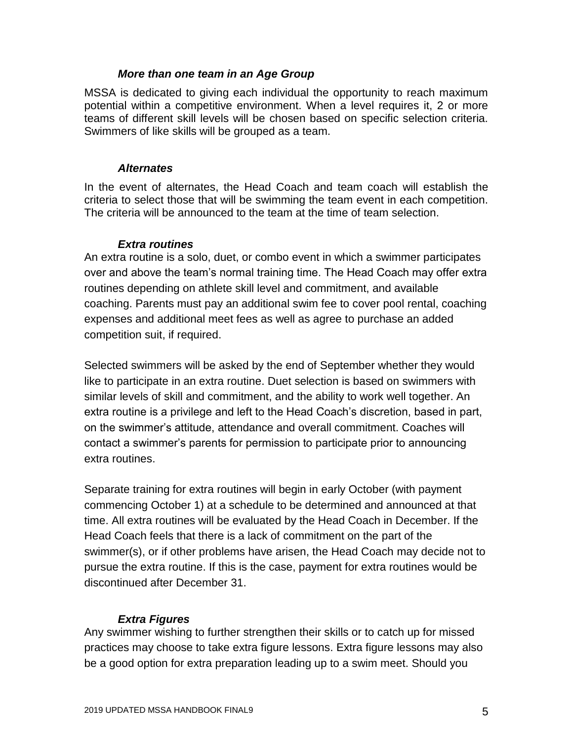### *More than one team in an Age Group*

MSSA is dedicated to giving each individual the opportunity to reach maximum potential within a competitive environment. When a level requires it, 2 or more teams of different skill levels will be chosen based on specific selection criteria. Swimmers of like skills will be grouped as a team.

### *Alternates*

In the event of alternates, the Head Coach and team coach will establish the criteria to select those that will be swimming the team event in each competition. The criteria will be announced to the team at the time of team selection.

### *Extra routines*

An extra routine is a solo, duet, or combo event in which a swimmer participates over and above the team's normal training time. The Head Coach may offer extra routines depending on athlete skill level and commitment, and available coaching. Parents must pay an additional swim fee to cover pool rental, coaching expenses and additional meet fees as well as agree to purchase an added competition suit, if required.

Selected swimmers will be asked by the end of September whether they would like to participate in an extra routine. Duet selection is based on swimmers with similar levels of skill and commitment, and the ability to work well together. An extra routine is a privilege and left to the Head Coach's discretion, based in part, on the swimmer's attitude, attendance and overall commitment. Coaches will contact a swimmer's parents for permission to participate prior to announcing extra routines.

Separate training for extra routines will begin in early October (with payment commencing October 1) at a schedule to be determined and announced at that time. All extra routines will be evaluated by the Head Coach in December. If the Head Coach feels that there is a lack of commitment on the part of the swimmer(s), or if other problems have arisen, the Head Coach may decide not to pursue the extra routine. If this is the case, payment for extra routines would be discontinued after December 31.

### *Extra Figures*

Any swimmer wishing to further strengthen their skills or to catch up for missed practices may choose to take extra figure lessons. Extra figure lessons may also be a good option for extra preparation leading up to a swim meet. Should you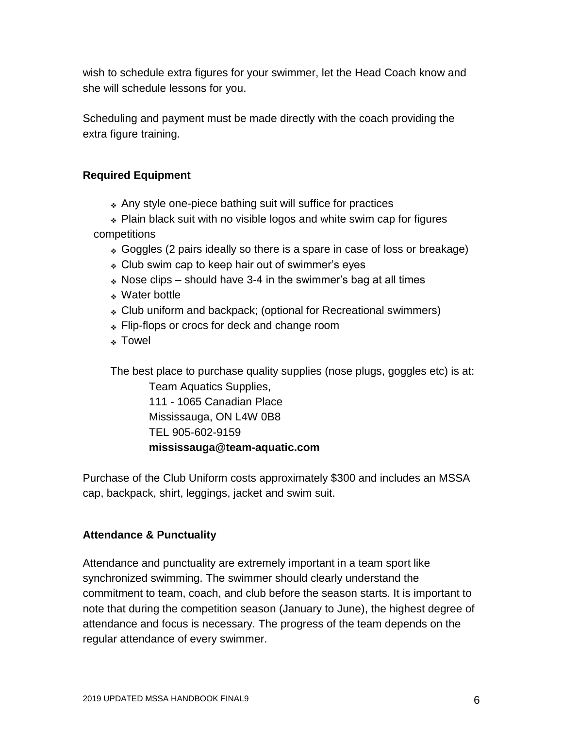wish to schedule extra figures for your swimmer, let the Head Coach know and she will schedule lessons for you.

Scheduling and payment must be made directly with the coach providing the extra figure training.

**Required Equipment**

- Any style one-piece bathing suit will suffice for practices
- Plain black suit with no visible logos and white swim cap for figures competitions
- Goggles (2 pairs ideally so there is a spare in case of loss or breakage)
- Club swim cap to keep hair out of swimmer's eyes
- Nose clips – should have 3-4 in the swimmer's bag at all times
- Water bottle
- Club uniform and backpack; (optional for Recreational swimmers)
- Flip-flops or crocs for deck and change room
- Towel

The best place to purchase quality supplies (nose plugs, goggles etc) is at:

Team Aquatics Supplies,
111 - 1065 Canadian Place
Mississauga, ON L4W 0B8
TEL 905-602-9159
**mississauga@team-aquatic.com**

Purchase of the Club Uniform costs approximately $300 and includes an MSSA cap, backpack, shirt, leggings, jacket and swim suit.

**Attendance & Punctuality**

Attendance and punctuality are extremely important in a team sport like synchronized swimming. The swimmer should clearly understand the commitment to team, coach, and club before the season starts. It is important to note that during the competition season (January to June), the highest degree of attendance and focus is necessary. The progress of the team depends on the regular attendance of every swimmer.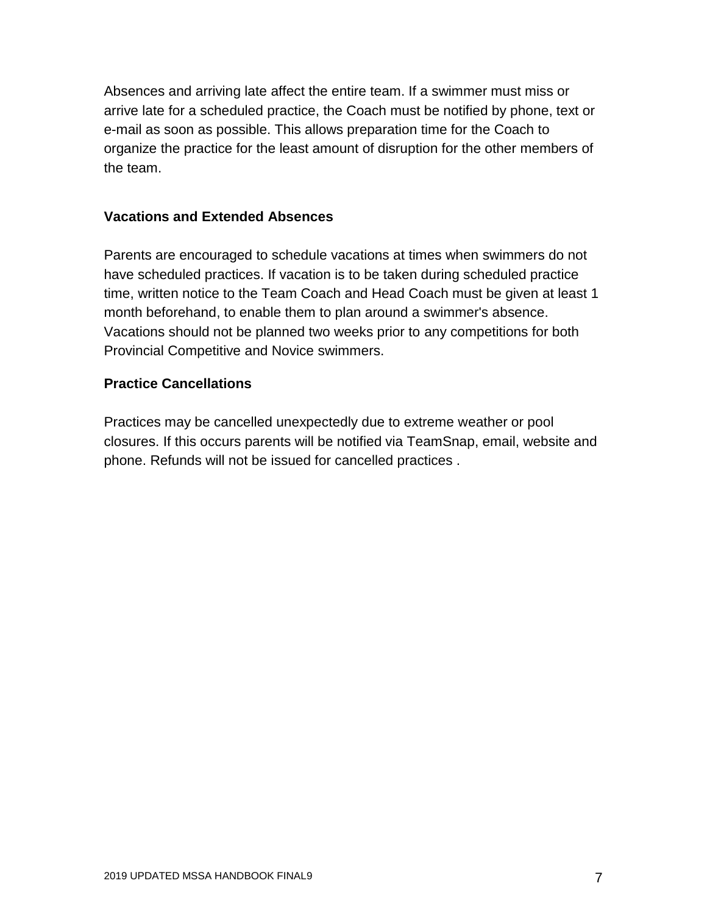Absences and arriving late affect the entire team. If a swimmer must miss or arrive late for a scheduled practice, the Coach must be notified by phone, text or e-mail as soon as possible. This allows preparation time for the Coach to organize the practice for the least amount of disruption for the other members of the team.

**Vacations and Extended Absences**

Parents are encouraged to schedule vacations at times when swimmers do not have scheduled practices. If vacation is to be taken during scheduled practice time, written notice to the Team Coach and Head Coach must be given at least 1 month beforehand, to enable them to plan around a swimmer's absence. Vacations should not be planned two weeks prior to any competitions for both Provincial Competitive and Novice swimmers.

**Practice Cancellations**

Practices may be cancelled unexpectedly due to extreme weather or pool closures. If this occurs parents will be notified via TeamSnap, email, website and phone. Refunds will not be issued for cancelled practices .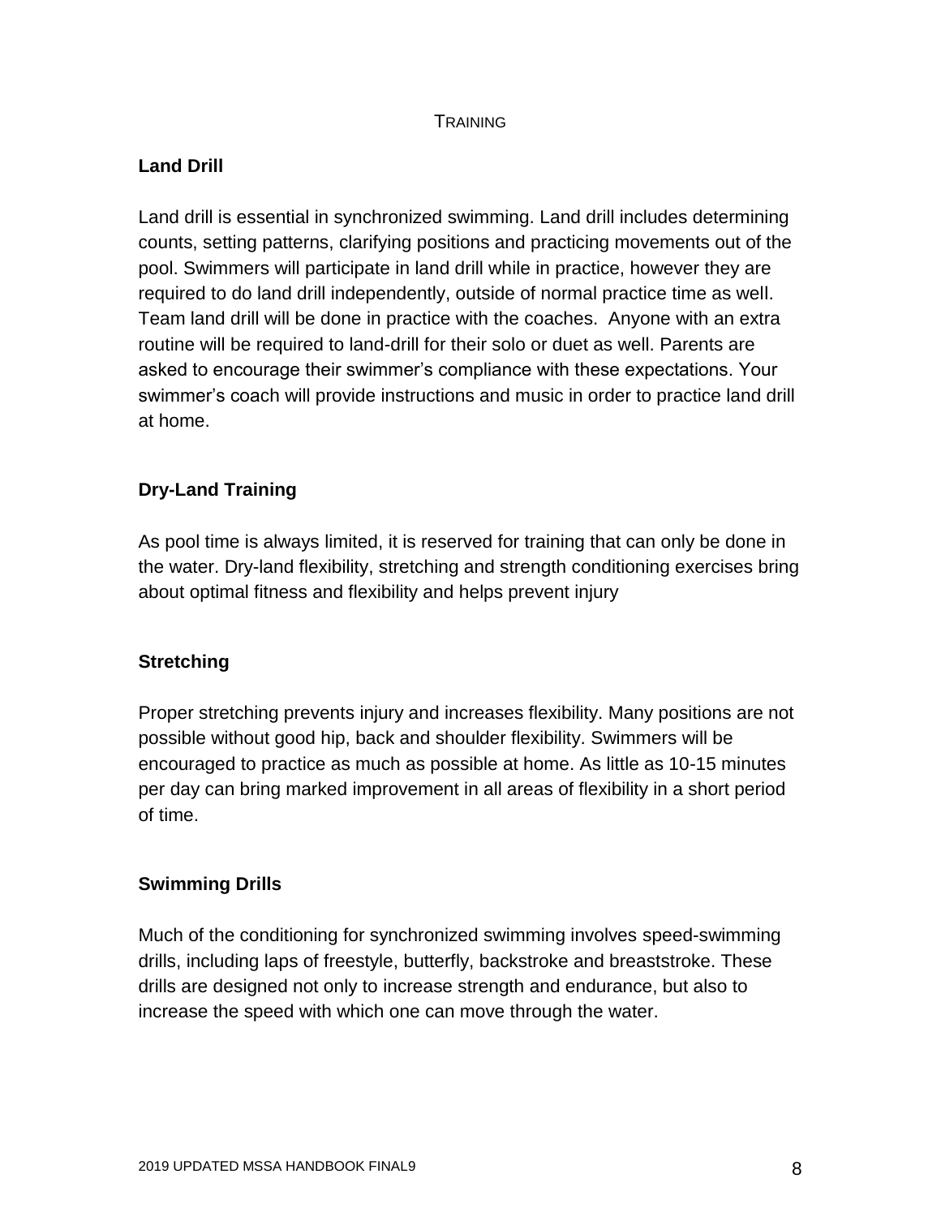# Training

## Land Drill

Land drill is essential in synchronized swimming. Land drill includes determining counts, setting patterns, clarifying positions and practicing movements out of the pool. Swimmers will participate in land drill while in practice, however they are required to do land drill independently, outside of normal practice time as well. Team land drill will be done in practice with the coaches. Anyone with an extra routine will be required to land-drill for their solo or duet as well. Parents are asked to encourage their swimmer's compliance with these expectations. Your swimmer's coach will provide instructions and music in order to practice land drill at home.

## Dry-Land Training

As pool time is always limited, it is reserved for training that can only be done in the water. Dry-land flexibility, stretching and strength conditioning exercises bring about optimal fitness and flexibility and helps prevent injury

## Stretching

Proper stretching prevents injury and increases flexibility. Many positions are not possible without good hip, back and shoulder flexibility. Swimmers will be encouraged to practice as much as possible at home. As little as 10-15 minutes per day can bring marked improvement in all areas of flexibility in a short period of time.

## Swimming Drills

Much of the conditioning for synchronized swimming involves speed-swimming drills, including laps of freestyle, butterfly, backstroke and breaststroke. These drills are designed not only to increase strength and endurance, but also to increase the speed with which one can move through the water.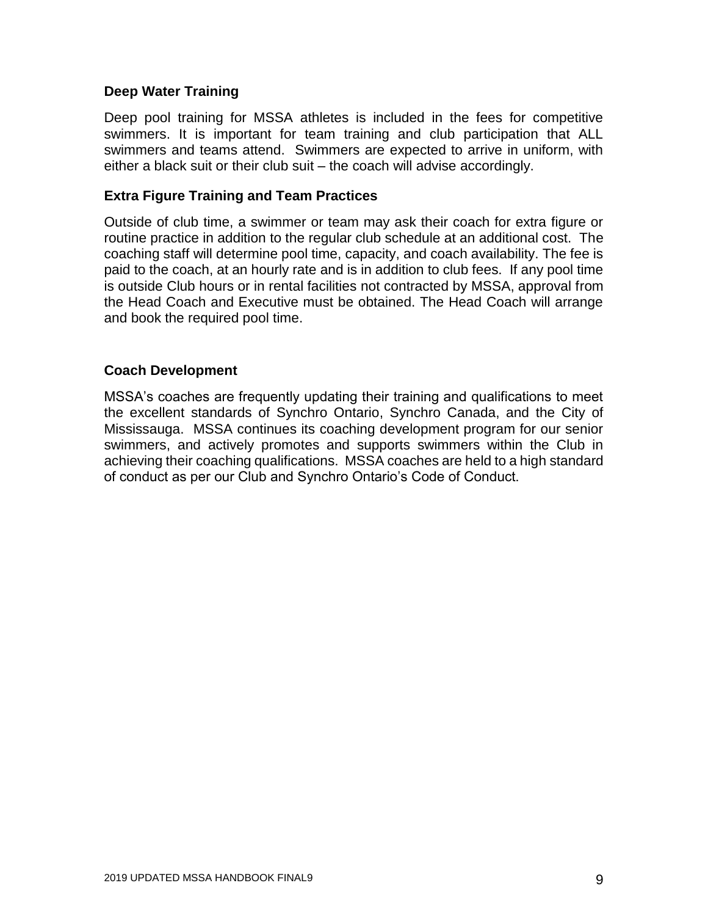### Deep Water Training

Deep pool training for MSSA athletes is included in the fees for competitive swimmers. It is important for team training and club participation that ALL swimmers and teams attend. Swimmers are expected to arrive in uniform, with either a black suit or their club suit – the coach will advise accordingly.

### Extra Figure Training and Team Practices

Outside of club time, a swimmer or team may ask their coach for extra figure or routine practice in addition to the regular club schedule at an additional cost. The coaching staff will determine pool time, capacity, and coach availability. The fee is paid to the coach, at an hourly rate and is in addition to club fees. If any pool time is outside Club hours or in rental facilities not contracted by MSSA, approval from the Head Coach and Executive must be obtained. The Head Coach will arrange and book the required pool time.

### Coach Development

MSSA's coaches are frequently updating their training and qualifications to meet the excellent standards of Synchro Ontario, Synchro Canada, and the City of Mississauga. MSSA continues its coaching development program for our senior swimmers, and actively promotes and supports swimmers within the Club in achieving their coaching qualifications. MSSA coaches are held to a high standard of conduct as per our Club and Synchro Ontario's Code of Conduct.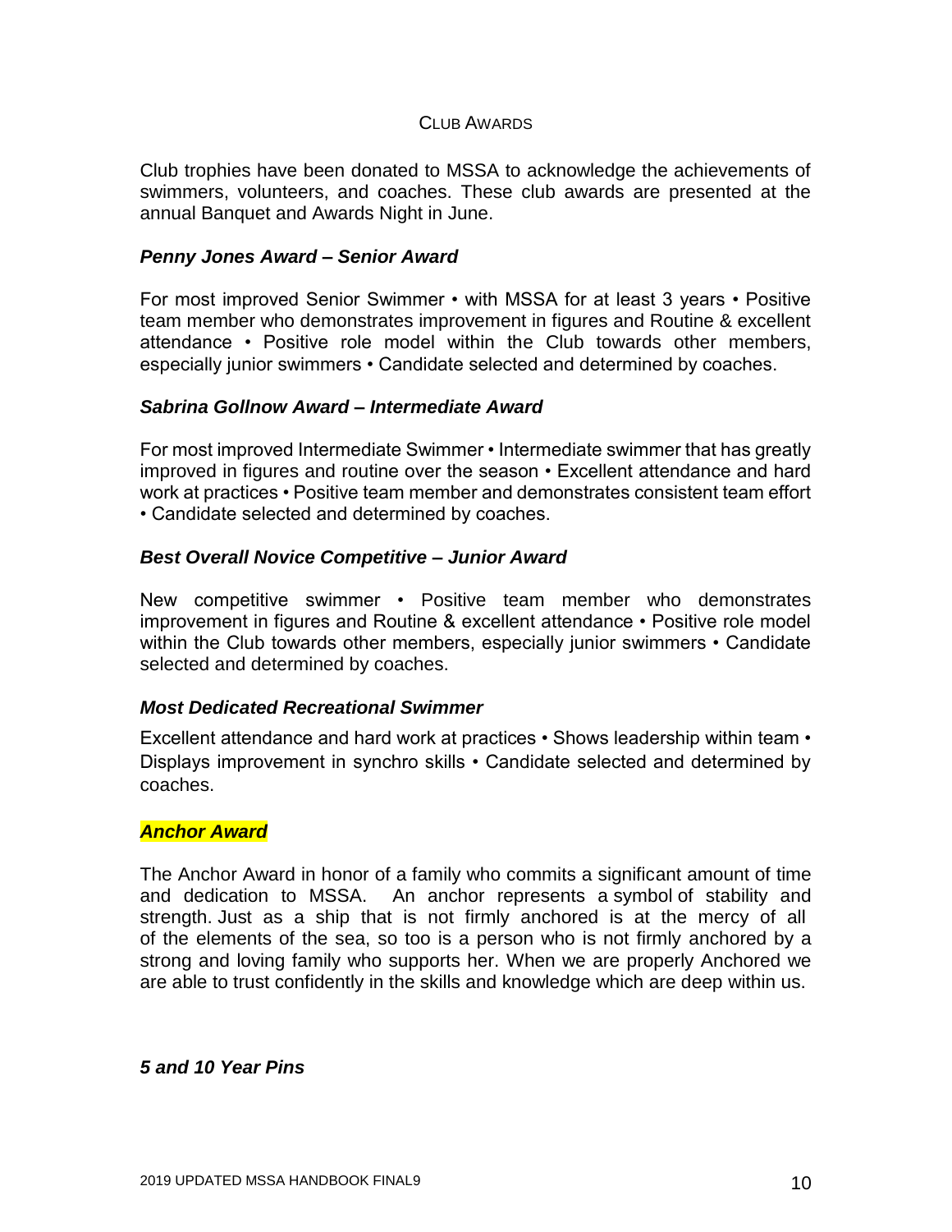## Club Awards

Club trophies have been donated to MSSA to acknowledge the achievements of swimmers, volunteers, and coaches. These club awards are presented at the annual Banquet and Awards Night in June.

### *Penny Jones Award – Senior Award*

For most improved Senior Swimmer • with MSSA for at least 3 years • Positive team member who demonstrates improvement in figures and Routine & excellent attendance • Positive role model within the Club towards other members, especially junior swimmers • Candidate selected and determined by coaches.

### *Sabrina Gollnow Award – Intermediate Award*

For most improved Intermediate Swimmer • Intermediate swimmer that has greatly improved in figures and routine over the season • Excellent attendance and hard work at practices • Positive team member and demonstrates consistent team effort • Candidate selected and determined by coaches.

### *Best Overall Novice Competitive – Junior Award*

New competitive swimmer • Positive team member who demonstrates improvement in figures and Routine & excellent attendance • Positive role model within the Club towards other members, especially junior swimmers • Candidate selected and determined by coaches.

### *Most Dedicated Recreational Swimmer*

Excellent attendance and hard work at practices • Shows leadership within team • Displays improvement in synchro skills • Candidate selected and determined by coaches.

### *Anchor Award*

The Anchor Award in honor of a family who commits a significant amount of time and dedication to MSSA. An anchor represents a symbol of stability and strength. Just as a ship that is not firmly anchored is at the mercy of all of the elements of the sea, so too is a person who is not firmly anchored by a strong and loving family who supports her. When we are properly Anchored we are able to trust confidently in the skills and knowledge which are deep within us.

### *5 and 10 Year Pins*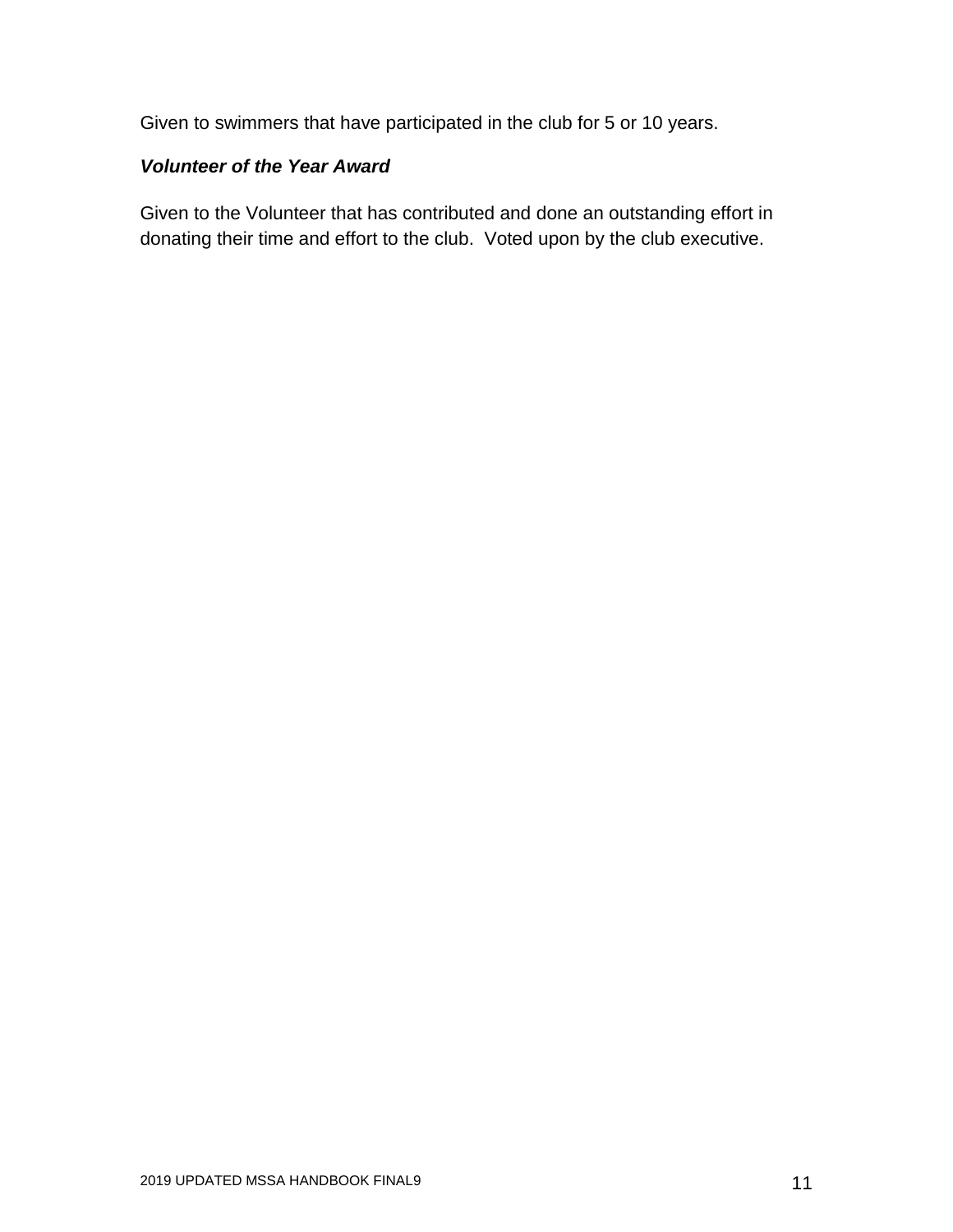Given to swimmers that have participated in the club for 5 or 10 years.

***Volunteer of the Year Award***

Given to the Volunteer that has contributed and done an outstanding effort in donating their time and effort to the club. Voted upon by the club executive.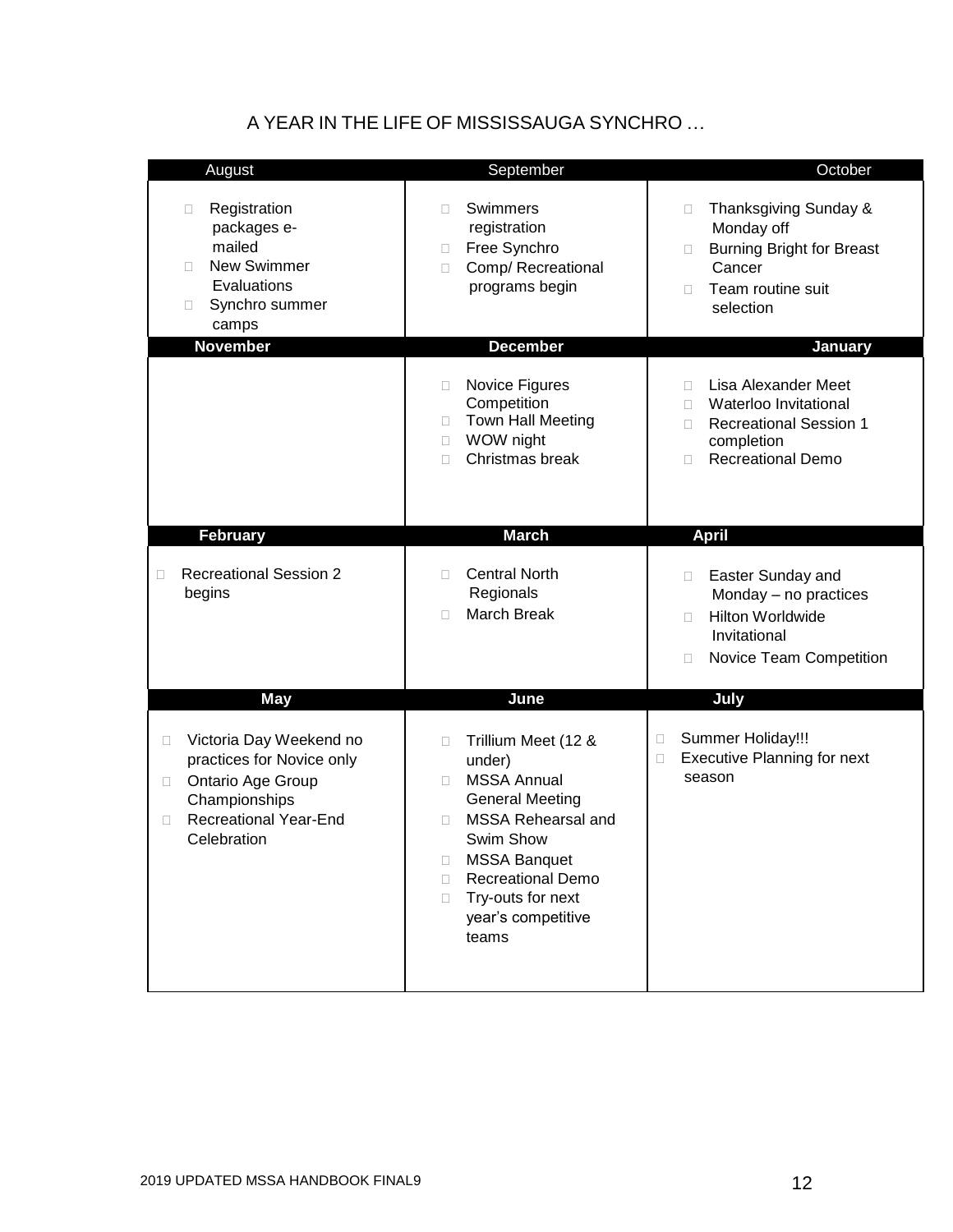A YEAR IN THE LIFE OF MISSISSAUGA SYNCHRO …

| August | September | October |
|---|---|---|
| • Registration packages e-mailed<br>• New Swimmer Evaluations<br>• Synchro summer camps | • Swimmers registration<br>• Free Synchro<br>• Comp/ Recreational programs begin | • Thanksgiving Sunday & Monday off<br>• Burning Bright for Breast Cancer<br>• Team routine suit selection |
| **November** | **December** | **January** |
| | • Novice Figures Competition<br>• Town Hall Meeting<br>• WOW night<br>• Christmas break | • Lisa Alexander Meet<br>• Waterloo Invitational<br>• Recreational Session 1 completion<br>• Recreational Demo |
| **February** | **March** | **April** |
| • Recreational Session 2 begins | • Central North Regionals<br>• March Break | • Easter Sunday and Monday – no practices<br>• Hilton Worldwide Invitational<br>• Novice Team Competition |
| **May** | **June** | **July** |
| • Victoria Day Weekend no practices for Novice only<br>• Ontario Age Group Championships<br>• Recreational Year-End Celebration | • Trillium Meet (12 & under)<br>• MSSA Annual General Meeting<br>• MSSA Rehearsal and Swim Show<br>• MSSA Banquet<br>• Recreational Demo<br>• Try-outs for next year's competitive teams | • Summer Holiday!!!<br>• Executive Planning for next season |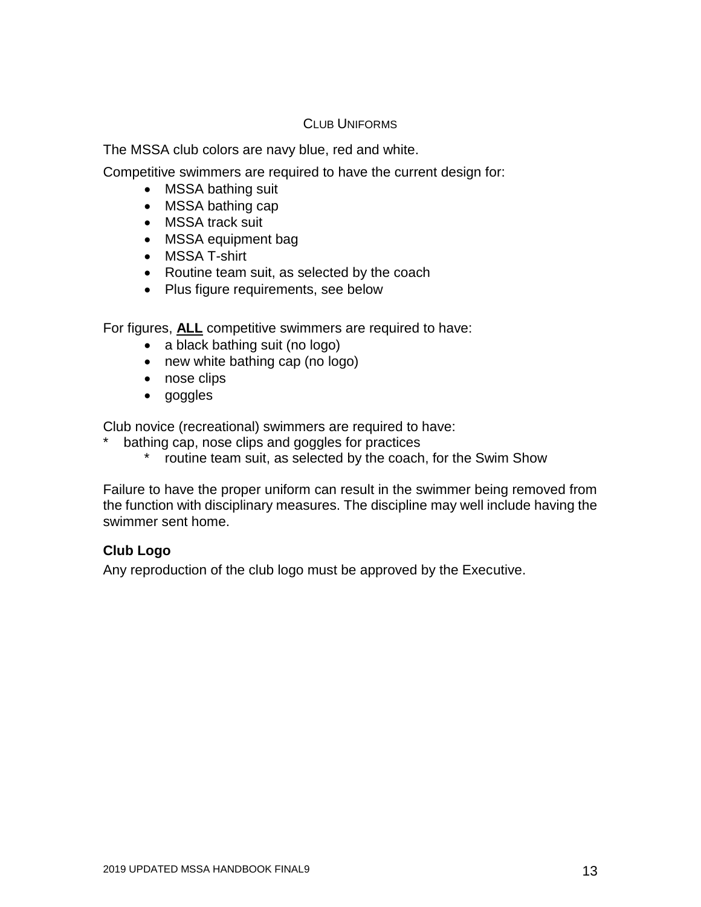## CLUB UNIFORMS

The MSSA club colors are navy blue, red and white.

Competitive swimmers are required to have the current design for:

- MSSA bathing suit
- MSSA bathing cap
- MSSA track suit
- MSSA equipment bag
- MSSA T-shirt
- Routine team suit, as selected by the coach
- Plus figure requirements, see below

For figures, **ALL** competitive swimmers are required to have:

- a black bathing suit (no logo)
- new white bathing cap (no logo)
- nose clips
- goggles

Club novice (recreational) swimmers are required to have:

* bathing cap, nose clips and goggles for practices
  * routine team suit, as selected by the coach, for the Swim Show

Failure to have the proper uniform can result in the swimmer being removed from the function with disciplinary measures. The discipline may well include having the swimmer sent home.

### Club Logo

Any reproduction of the club logo must be approved by the Executive.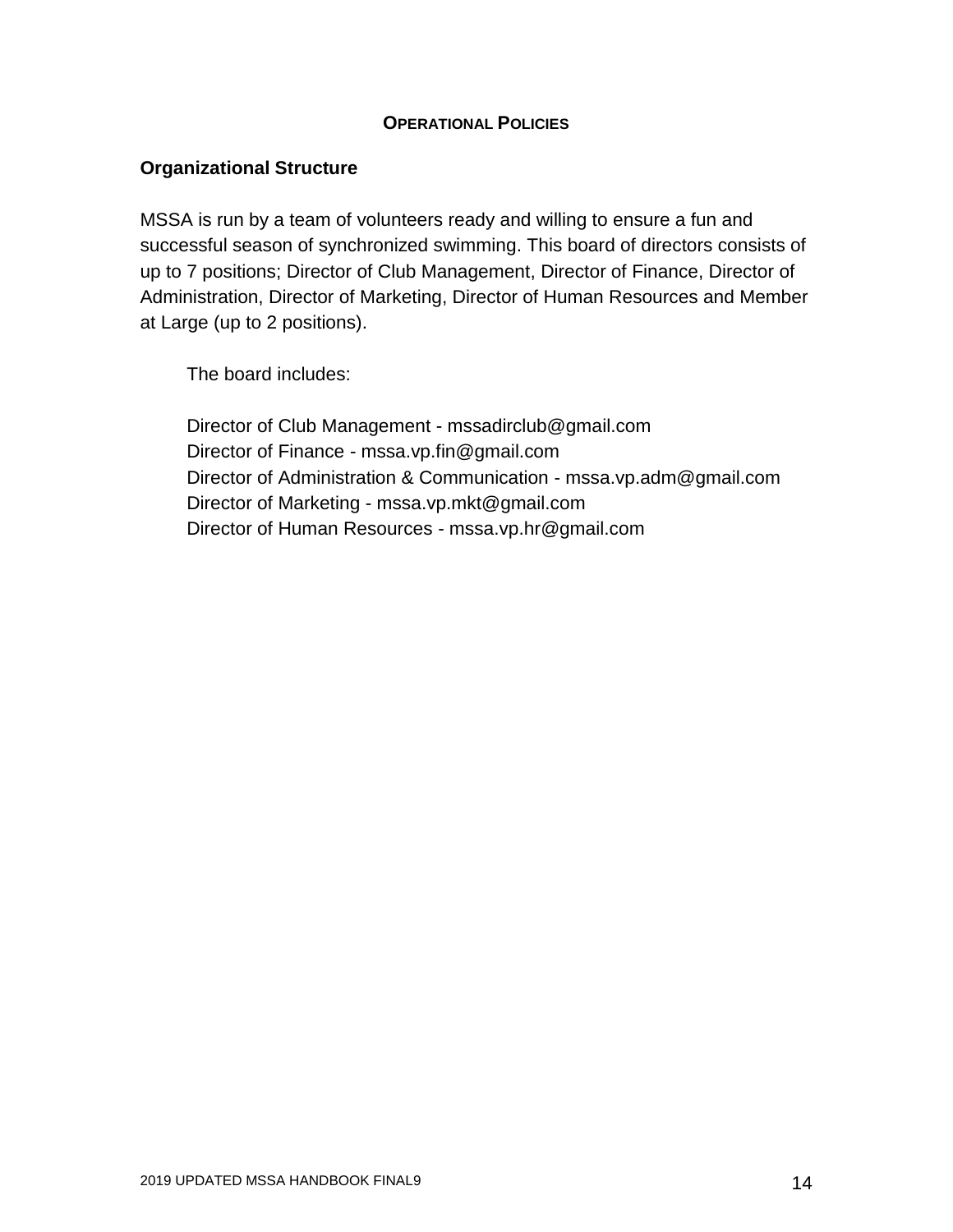## Operational Policies

### Organizational Structure

MSSA is run by a team of volunteers ready and willing to ensure a fun and successful season of synchronized swimming. This board of directors consists of up to 7 positions; Director of Club Management, Director of Finance, Director of Administration, Director of Marketing, Director of Human Resources and Member at Large (up to 2 positions).

The board includes:

Director of Club Management - mssadirclub@gmail.com
Director of Finance - mssa.vp.fin@gmail.com
Director of Administration & Communication - mssa.vp.adm@gmail.com
Director of Marketing - mssa.vp.mkt@gmail.com
Director of Human Resources - mssa.vp.hr@gmail.com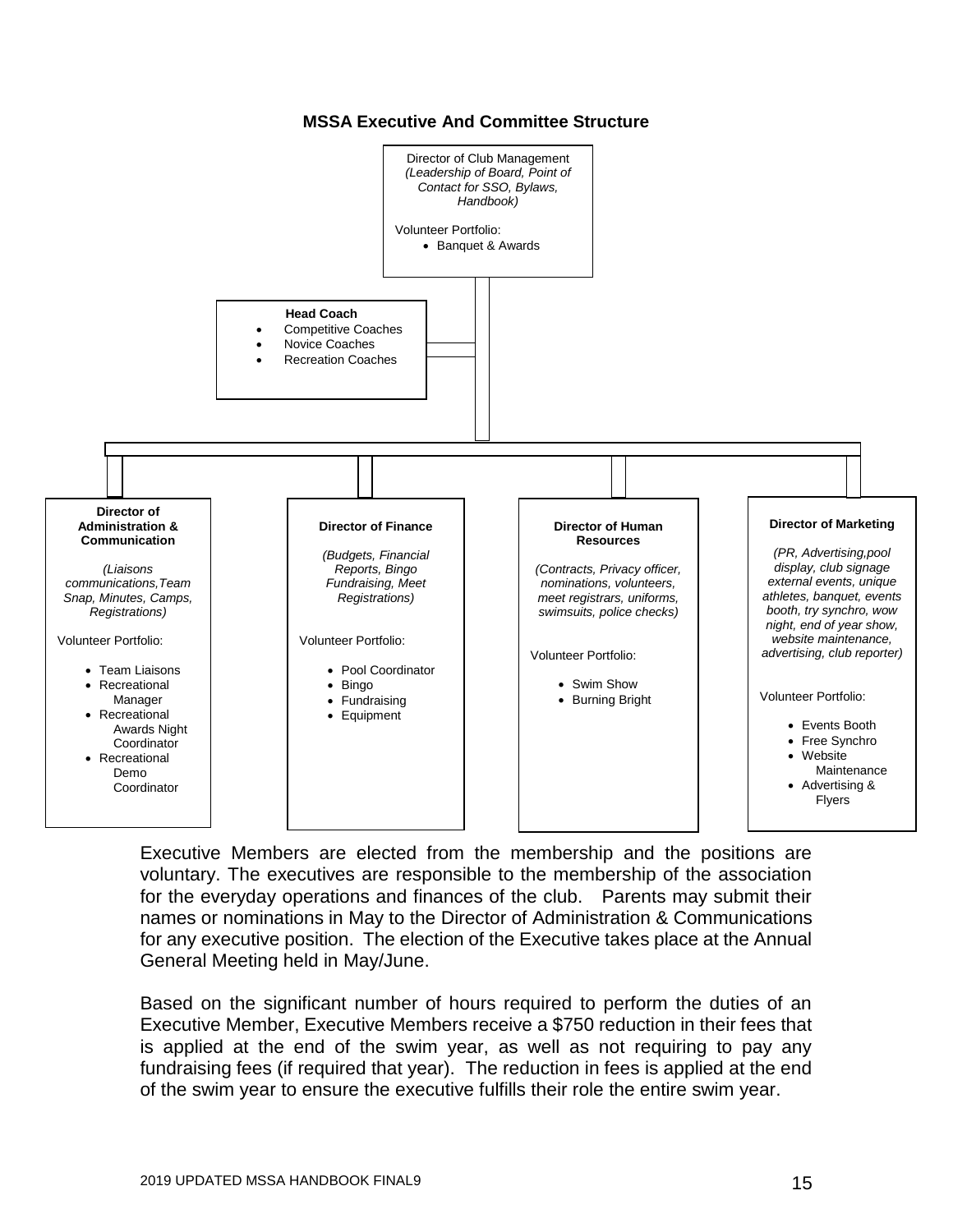### MSSA Executive And Committee Structure

**Director of Club Management**
*(Leadership of Board, Point of Contact for SSO, Bylaws, Handbook)*

Volunteer Portfolio:
- Banquet & Awards

**Head Coach**
- Competitive Coaches
- Novice Coaches
- Recreation Coaches

**Director of Administration & Communication**
*(Liaisons communications,Team Snap, Minutes, Camps, Registrations)*

Volunteer Portfolio:
- Team Liaisons
- Recreational Manager
- Recreational Awards Night Coordinator
- Recreational Demo Coordinator

**Director of Finance**
*(Budgets, Financial Reports, Bingo Fundraising, Meet Registrations)*

Volunteer Portfolio:
- Pool Coordinator
- Bingo
- Fundraising
- Equipment

**Director of Human Resources**
*(Contracts, Privacy officer, nominations, volunteers, meet registrars, uniforms, swimsuits, police checks)*

Volunteer Portfolio:
- Swim Show
- Burning Bright

**Director of Marketing**
*(PR, Advertising,pool display, club signage external events, unique athletes, banquet, events booth, try synchro, wow night, end of year show, website maintenance, advertising, club reporter)*

Volunteer Portfolio:
- Events Booth
- Free Synchro
- Website Maintenance
- Advertising & Flyers

Executive Members are elected from the membership and the positions are voluntary. The executives are responsible to the membership of the association for the everyday operations and finances of the club. Parents may submit their names or nominations in May to the Director of Administration & Communications for any executive position. The election of the Executive takes place at the Annual General Meeting held in May/June.

Based on the significant number of hours required to perform the duties of an Executive Member, Executive Members receive a $750 reduction in their fees that is applied at the end of the swim year, as well as not requiring to pay any fundraising fees (if required that year). The reduction in fees is applied at the end of the swim year to ensure the executive fulfills their role the entire swim year.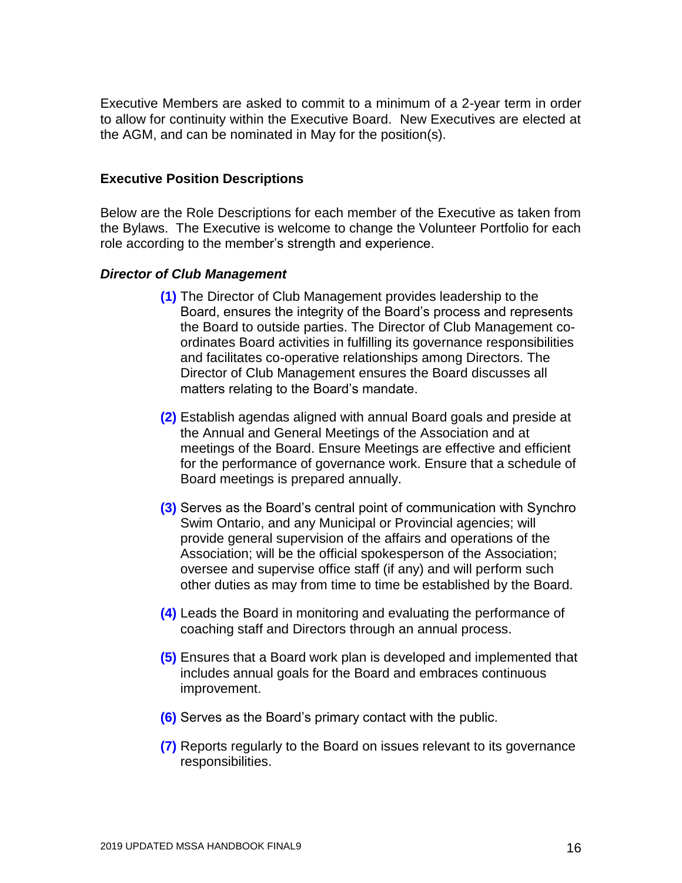Executive Members are asked to commit to a minimum of a 2-year term in order to allow for continuity within the Executive Board. New Executives are elected at the AGM, and can be nominated in May for the position(s).

**Executive Position Descriptions**

Below are the Role Descriptions for each member of the Executive as taken from the Bylaws. The Executive is welcome to change the Volunteer Portfolio for each role according to the member's strength and experience.

***Director of Club Management***

**(1)** The Director of Club Management provides leadership to the Board, ensures the integrity of the Board's process and represents the Board to outside parties. The Director of Club Management co-ordinates Board activities in fulfilling its governance responsibilities and facilitates co-operative relationships among Directors. The Director of Club Management ensures the Board discusses all matters relating to the Board's mandate.

**(2)** Establish agendas aligned with annual Board goals and preside at the Annual and General Meetings of the Association and at meetings of the Board. Ensure Meetings are effective and efficient for the performance of governance work. Ensure that a schedule of Board meetings is prepared annually.

**(3)** Serves as the Board's central point of communication with Synchro Swim Ontario, and any Municipal or Provincial agencies; will provide general supervision of the affairs and operations of the Association; will be the official spokesperson of the Association; oversee and supervise office staff (if any) and will perform such other duties as may from time to time be established by the Board.

**(4)** Leads the Board in monitoring and evaluating the performance of coaching staff and Directors through an annual process.

**(5)** Ensures that a Board work plan is developed and implemented that includes annual goals for the Board and embraces continuous improvement.

**(6)** Serves as the Board's primary contact with the public.

**(7)** Reports regularly to the Board on issues relevant to its governance responsibilities.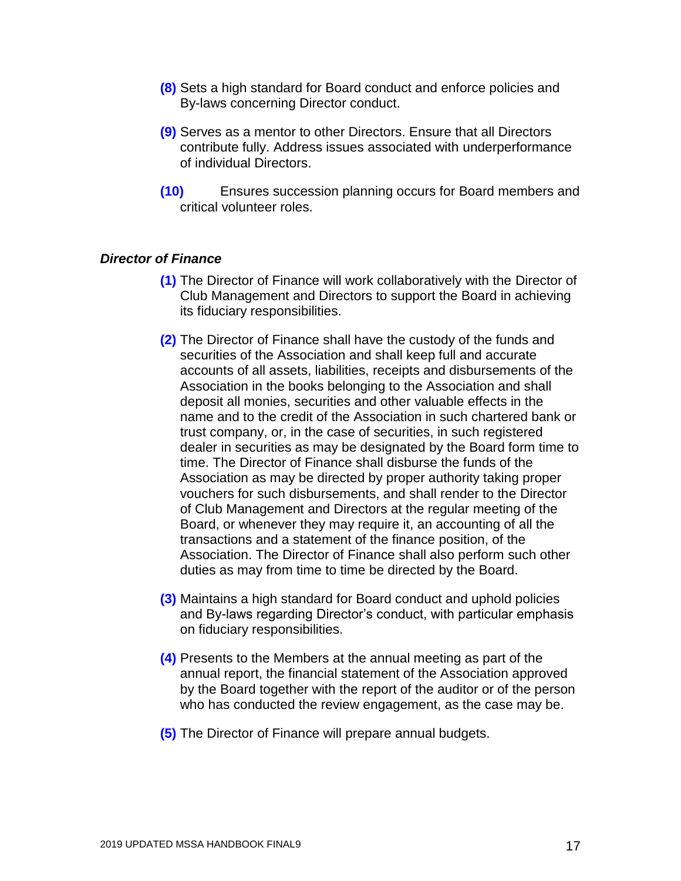**(8)** Sets a high standard for Board conduct and enforce policies and By-laws concerning Director conduct.

**(9)** Serves as a mentor to other Directors. Ensure that all Directors contribute fully. Address issues associated with underperformance of individual Directors.

**(10)** Ensures succession planning occurs for Board members and critical volunteer roles.

***Director of Finance***

**(1)** The Director of Finance will work collaboratively with the Director of Club Management and Directors to support the Board in achieving its fiduciary responsibilities.

**(2)** The Director of Finance shall have the custody of the funds and securities of the Association and shall keep full and accurate accounts of all assets, liabilities, receipts and disbursements of the Association in the books belonging to the Association and shall deposit all monies, securities and other valuable effects in the name and to the credit of the Association in such chartered bank or trust company, or, in the case of securities, in such registered dealer in securities as may be designated by the Board form time to time. The Director of Finance shall disburse the funds of the Association as may be directed by proper authority taking proper vouchers for such disbursements, and shall render to the Director of Club Management and Directors at the regular meeting of the Board, or whenever they may require it, an accounting of all the transactions and a statement of the finance position, of the Association. The Director of Finance shall also perform such other duties as may from time to time be directed by the Board.

**(3)** Maintains a high standard for Board conduct and uphold policies and By-laws regarding Director's conduct, with particular emphasis on fiduciary responsibilities.

**(4)** Presents to the Members at the annual meeting as part of the annual report, the financial statement of the Association approved by the Board together with the report of the auditor or of the person who has conducted the review engagement, as the case may be.

**(5)** The Director of Finance will prepare annual budgets.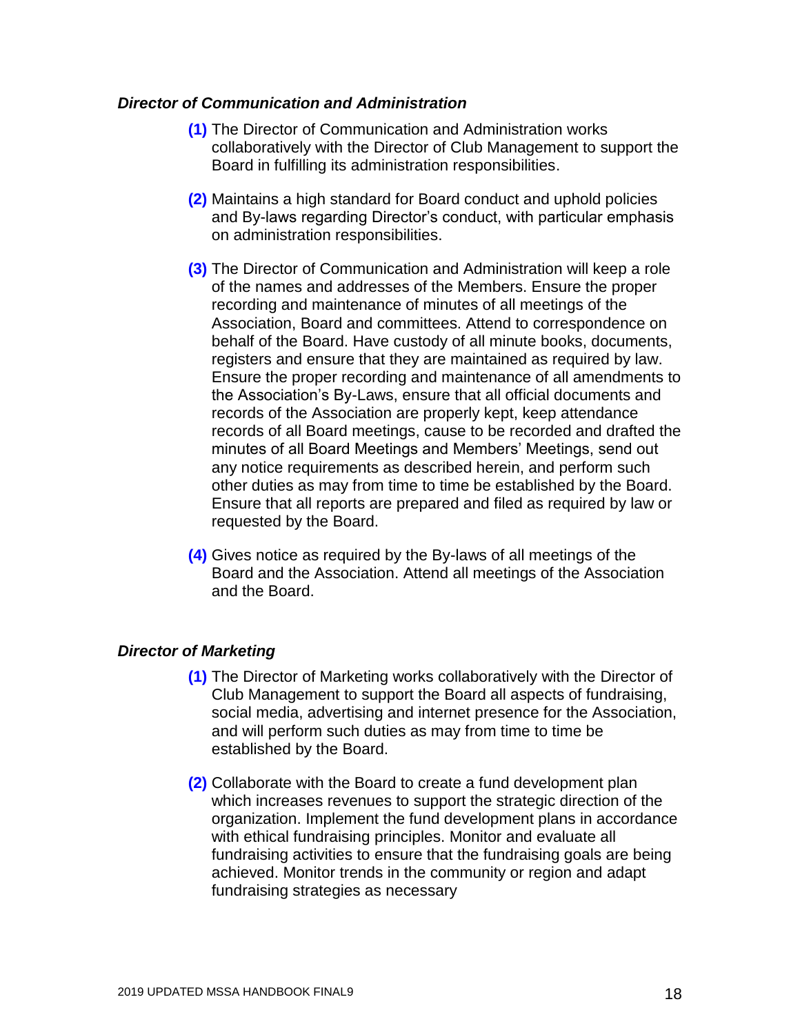***Director of Communication and Administration***

**(1)** The Director of Communication and Administration works collaboratively with the Director of Club Management to support the Board in fulfilling its administration responsibilities.

**(2)** Maintains a high standard for Board conduct and uphold policies and By-laws regarding Director's conduct, with particular emphasis on administration responsibilities.

**(3)** The Director of Communication and Administration will keep a role of the names and addresses of the Members. Ensure the proper recording and maintenance of minutes of all meetings of the Association, Board and committees. Attend to correspondence on behalf of the Board. Have custody of all minute books, documents, registers and ensure that they are maintained as required by law. Ensure the proper recording and maintenance of all amendments to the Association's By-Laws, ensure that all official documents and records of the Association are properly kept, keep attendance records of all Board meetings, cause to be recorded and drafted the minutes of all Board Meetings and Members' Meetings, send out any notice requirements as described herein, and perform such other duties as may from time to time be established by the Board. Ensure that all reports are prepared and filed as required by law or requested by the Board.

**(4)** Gives notice as required by the By-laws of all meetings of the Board and the Association. Attend all meetings of the Association and the Board.

***Director of Marketing***

**(1)** The Director of Marketing works collaboratively with the Director of Club Management to support the Board all aspects of fundraising, social media, advertising and internet presence for the Association, and will perform such duties as may from time to time be established by the Board.

**(2)** Collaborate with the Board to create a fund development plan which increases revenues to support the strategic direction of the organization. Implement the fund development plans in accordance with ethical fundraising principles. Monitor and evaluate all fundraising activities to ensure that the fundraising goals are being achieved. Monitor trends in the community or region and adapt fundraising strategies as necessary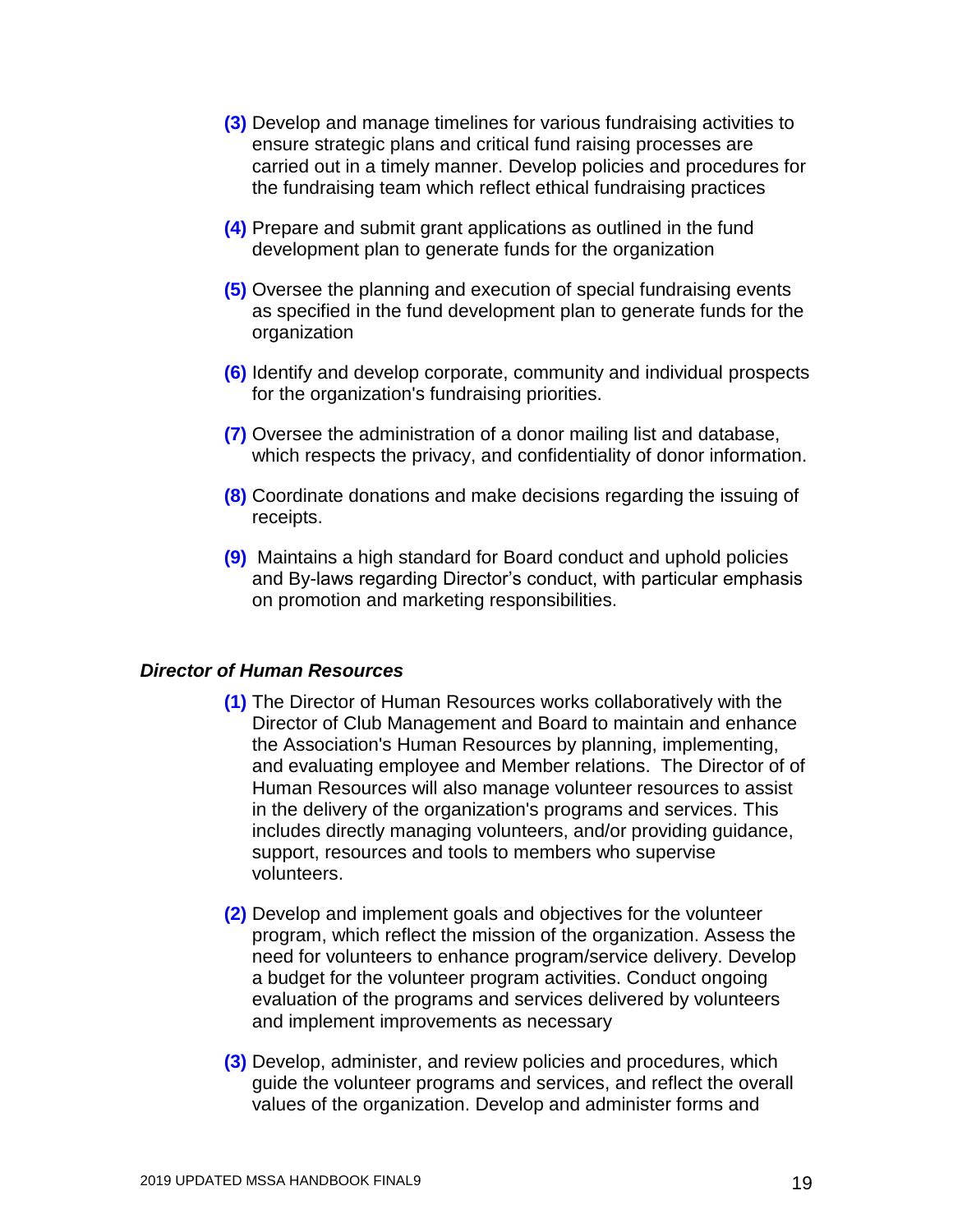**(3)** Develop and manage timelines for various fundraising activities to ensure strategic plans and critical fund raising processes are carried out in a timely manner. Develop policies and procedures for the fundraising team which reflect ethical fundraising practices

**(4)** Prepare and submit grant applications as outlined in the fund development plan to generate funds for the organization

**(5)** Oversee the planning and execution of special fundraising events as specified in the fund development plan to generate funds for the organization

**(6)** Identify and develop corporate, community and individual prospects for the organization's fundraising priorities.

**(7)** Oversee the administration of a donor mailing list and database, which respects the privacy, and confidentiality of donor information.

**(8)** Coordinate donations and make decisions regarding the issuing of receipts.

**(9)** Maintains a high standard for Board conduct and uphold policies and By-laws regarding Director's conduct, with particular emphasis on promotion and marketing responsibilities.

### *Director of Human Resources*

**(1)** The Director of Human Resources works collaboratively with the Director of Club Management and Board to maintain and enhance the Association's Human Resources by planning, implementing, and evaluating employee and Member relations. The Director of of Human Resources will also manage volunteer resources to assist in the delivery of the organization's programs and services. This includes directly managing volunteers, and/or providing guidance, support, resources and tools to members who supervise volunteers.

**(2)** Develop and implement goals and objectives for the volunteer program, which reflect the mission of the organization. Assess the need for volunteers to enhance program/service delivery. Develop a budget for the volunteer program activities. Conduct ongoing evaluation of the programs and services delivered by volunteers and implement improvements as necessary

**(3)** Develop, administer, and review policies and procedures, which guide the volunteer programs and services, and reflect the overall values of the organization. Develop and administer forms and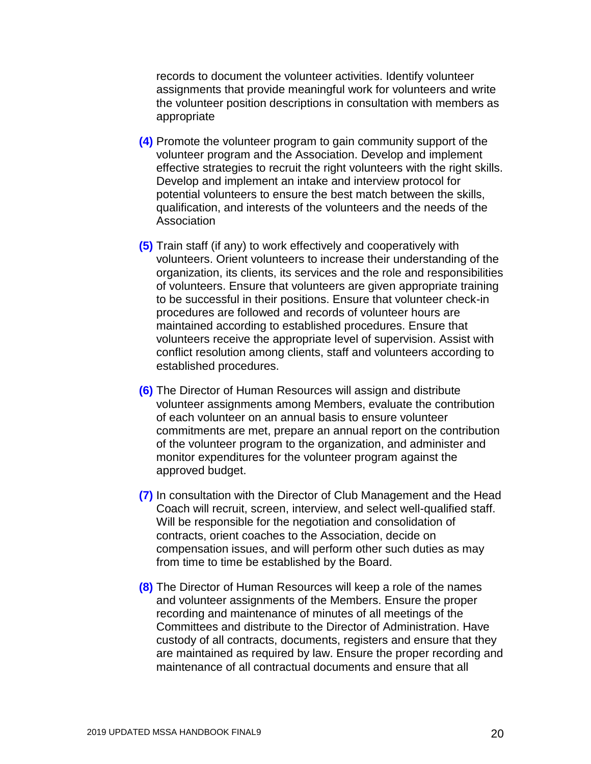records to document the volunteer activities. Identify volunteer assignments that provide meaningful work for volunteers and write the volunteer position descriptions in consultation with members as appropriate

**(4)** Promote the volunteer program to gain community support of the volunteer program and the Association. Develop and implement effective strategies to recruit the right volunteers with the right skills. Develop and implement an intake and interview protocol for potential volunteers to ensure the best match between the skills, qualification, and interests of the volunteers and the needs of the Association

**(5)** Train staff (if any) to work effectively and cooperatively with volunteers. Orient volunteers to increase their understanding of the organization, its clients, its services and the role and responsibilities of volunteers. Ensure that volunteers are given appropriate training to be successful in their positions. Ensure that volunteer check-in procedures are followed and records of volunteer hours are maintained according to established procedures. Ensure that volunteers receive the appropriate level of supervision. Assist with conflict resolution among clients, staff and volunteers according to established procedures.

**(6)** The Director of Human Resources will assign and distribute volunteer assignments among Members, evaluate the contribution of each volunteer on an annual basis to ensure volunteer commitments are met, prepare an annual report on the contribution of the volunteer program to the organization, and administer and monitor expenditures for the volunteer program against the approved budget.

**(7)** In consultation with the Director of Club Management and the Head Coach will recruit, screen, interview, and select well-qualified staff. Will be responsible for the negotiation and consolidation of contracts, orient coaches to the Association, decide on compensation issues, and will perform other such duties as may from time to time be established by the Board.

**(8)** The Director of Human Resources will keep a role of the names and volunteer assignments of the Members. Ensure the proper recording and maintenance of minutes of all meetings of the Committees and distribute to the Director of Administration. Have custody of all contracts, documents, registers and ensure that they are maintained as required by law. Ensure the proper recording and maintenance of all contractual documents and ensure that all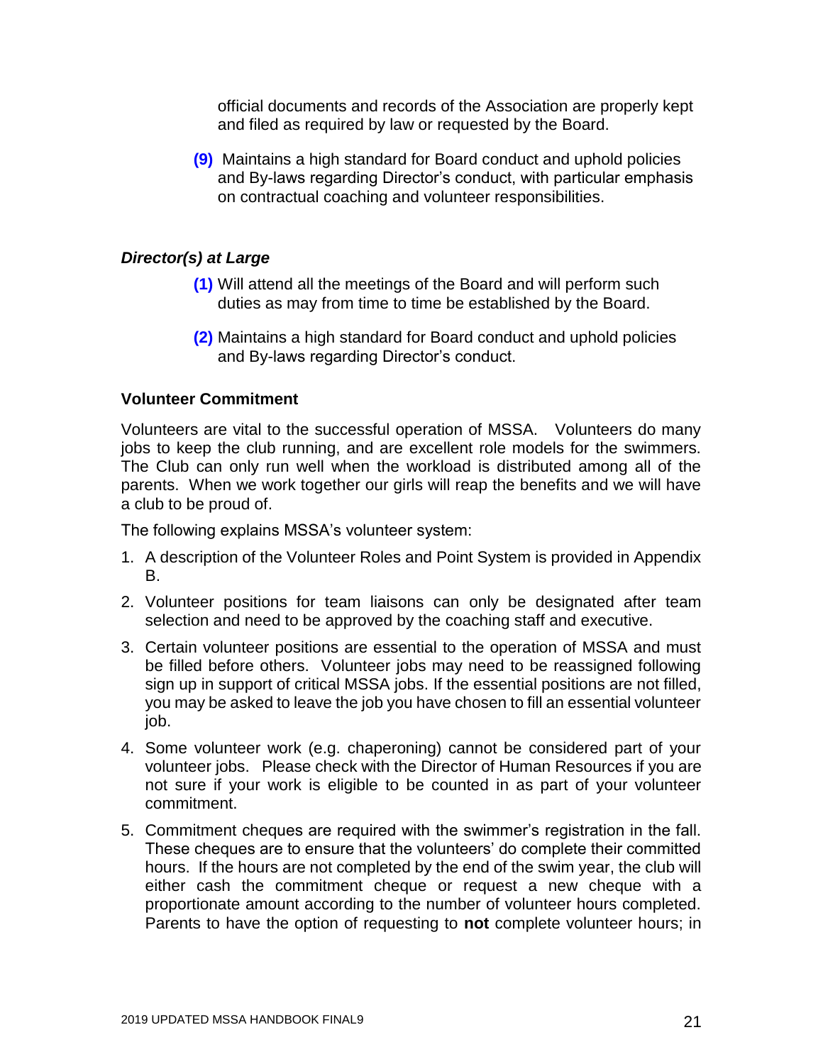official documents and records of the Association are properly kept and filed as required by law or requested by the Board.

**(9)** Maintains a high standard for Board conduct and uphold policies and By-laws regarding Director's conduct, with particular emphasis on contractual coaching and volunteer responsibilities.

### *Director(s) at Large*

**(1)** Will attend all the meetings of the Board and will perform such duties as may from time to time be established by the Board.

**(2)** Maintains a high standard for Board conduct and uphold policies and By-laws regarding Director's conduct.

### Volunteer Commitment

Volunteers are vital to the successful operation of MSSA. Volunteers do many jobs to keep the club running, and are excellent role models for the swimmers. The Club can only run well when the workload is distributed among all of the parents. When we work together our girls will reap the benefits and we will have a club to be proud of.

The following explains MSSA's volunteer system:

1. A description of the Volunteer Roles and Point System is provided in Appendix B.
2. Volunteer positions for team liaisons can only be designated after team selection and need to be approved by the coaching staff and executive.
3. Certain volunteer positions are essential to the operation of MSSA and must be filled before others. Volunteer jobs may need to be reassigned following sign up in support of critical MSSA jobs. If the essential positions are not filled, you may be asked to leave the job you have chosen to fill an essential volunteer job.
4. Some volunteer work (e.g. chaperoning) cannot be considered part of your volunteer jobs. Please check with the Director of Human Resources if you are not sure if your work is eligible to be counted in as part of your volunteer commitment.
5. Commitment cheques are required with the swimmer's registration in the fall. These cheques are to ensure that the volunteers' do complete their committed hours. If the hours are not completed by the end of the swim year, the club will either cash the commitment cheque or request a new cheque with a proportionate amount according to the number of volunteer hours completed. Parents to have the option of requesting to **not** complete volunteer hours; in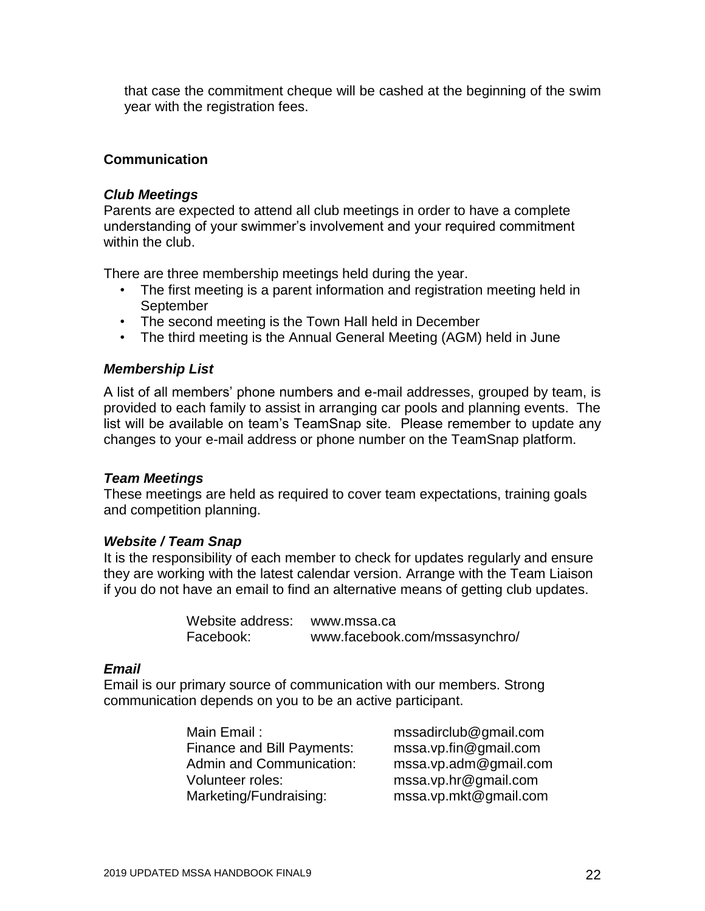that case the commitment cheque will be cashed at the beginning of the swim year with the registration fees.

## Communication

### *Club Meetings*

Parents are expected to attend all club meetings in order to have a complete understanding of your swimmer's involvement and your required commitment within the club.

There are three membership meetings held during the year.

- The first meeting is a parent information and registration meeting held in September
- The second meeting is the Town Hall held in December
- The third meeting is the Annual General Meeting (AGM) held in June

### *Membership List*

A list of all members' phone numbers and e-mail addresses, grouped by team, is provided to each family to assist in arranging car pools and planning events. The list will be available on team's TeamSnap site. Please remember to update any changes to your e-mail address or phone number on the TeamSnap platform.

### *Team Meetings*

These meetings are held as required to cover team expectations, training goals and competition planning.

### *Website / Team Snap*

It is the responsibility of each member to check for updates regularly and ensure they are working with the latest calendar version. Arrange with the Team Liaison if you do not have an email to find an alternative means of getting club updates.

| | |
|---|---|
| Website address: | www.mssa.ca |
| Facebook: | www.facebook.com/mssasynchro/ |

### *Email*

Email is our primary source of communication with our members. Strong communication depends on you to be an active participant.

| | |
|---|---|
| Main Email : | mssadirclub@gmail.com |
| Finance and Bill Payments: | mssa.vp.fin@gmail.com |
| Admin and Communication: | mssa.vp.adm@gmail.com |
| Volunteer roles: | mssa.vp.hr@gmail.com |
| Marketing/Fundraising: | mssa.vp.mkt@gmail.com |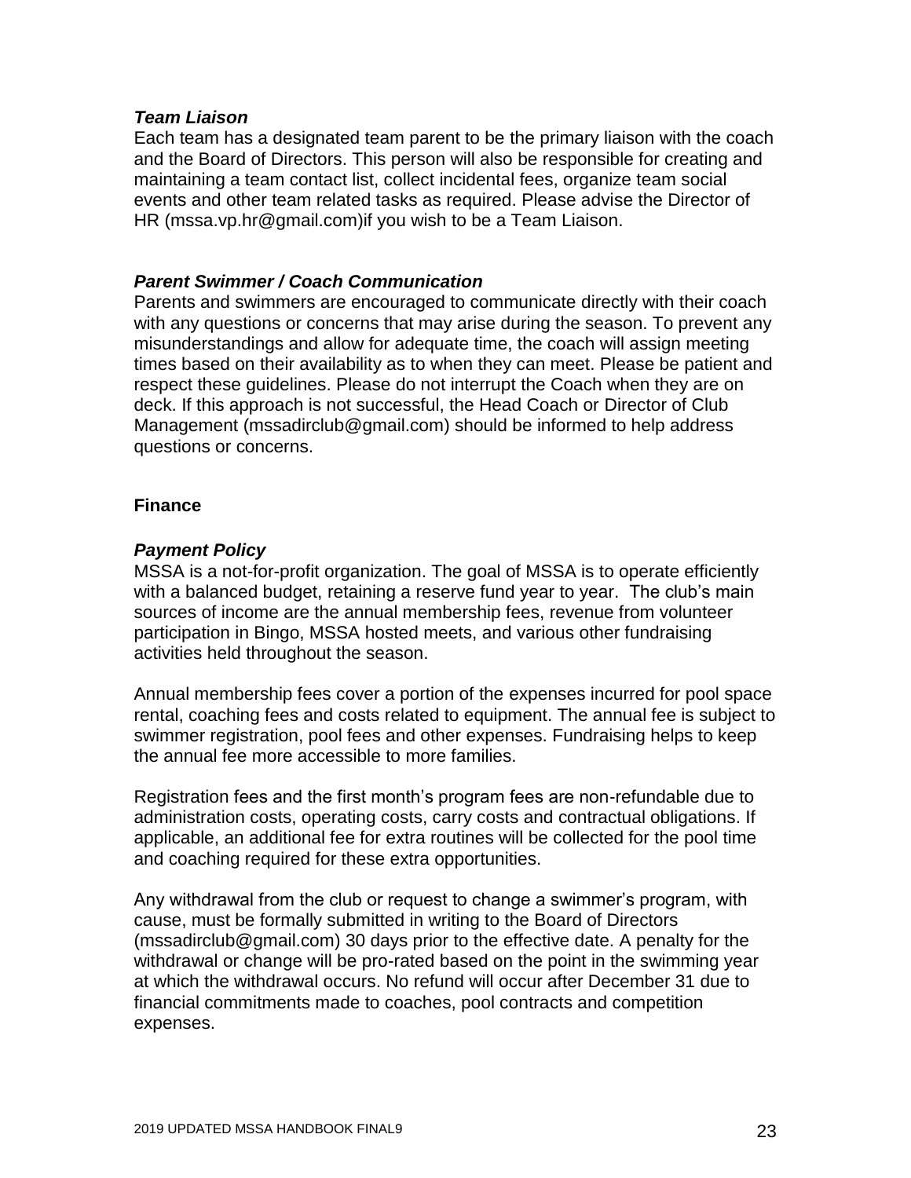### *Team Liaison*

Each team has a designated team parent to be the primary liaison with the coach and the Board of Directors. This person will also be responsible for creating and maintaining a team contact list, collect incidental fees, organize team social events and other team related tasks as required. Please advise the Director of HR (mssa.vp.hr@gmail.com)if you wish to be a Team Liaison.

### *Parent Swimmer / Coach Communication*

Parents and swimmers are encouraged to communicate directly with their coach with any questions or concerns that may arise during the season. To prevent any misunderstandings and allow for adequate time, the coach will assign meeting times based on their availability as to when they can meet. Please be patient and respect these guidelines. Please do not interrupt the Coach when they are on deck. If this approach is not successful, the Head Coach or Director of Club Management (mssadirclub@gmail.com) should be informed to help address questions or concerns.

## Finance

### *Payment Policy*

MSSA is a not-for-profit organization. The goal of MSSA is to operate efficiently with a balanced budget, retaining a reserve fund year to year. The club's main sources of income are the annual membership fees, revenue from volunteer participation in Bingo, MSSA hosted meets, and various other fundraising activities held throughout the season.

Annual membership fees cover a portion of the expenses incurred for pool space rental, coaching fees and costs related to equipment. The annual fee is subject to swimmer registration, pool fees and other expenses. Fundraising helps to keep the annual fee more accessible to more families.

Registration fees and the first month's program fees are non-refundable due to administration costs, operating costs, carry costs and contractual obligations. If applicable, an additional fee for extra routines will be collected for the pool time and coaching required for these extra opportunities.

Any withdrawal from the club or request to change a swimmer's program, with cause, must be formally submitted in writing to the Board of Directors (mssadirclub@gmail.com) 30 days prior to the effective date. A penalty for the withdrawal or change will be pro-rated based on the point in the swimming year at which the withdrawal occurs. No refund will occur after December 31 due to financial commitments made to coaches, pool contracts and competition expenses.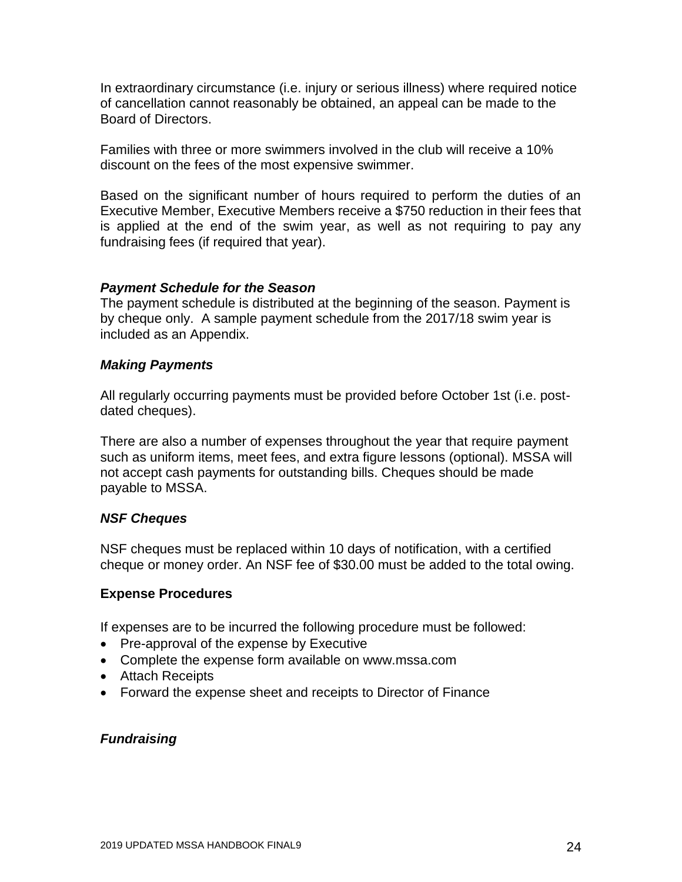In extraordinary circumstance (i.e. injury or serious illness) where required notice of cancellation cannot reasonably be obtained, an appeal can be made to the Board of Directors.

Families with three or more swimmers involved in the club will receive a 10% discount on the fees of the most expensive swimmer.

Based on the significant number of hours required to perform the duties of an Executive Member, Executive Members receive a $750 reduction in their fees that is applied at the end of the swim year, as well as not requiring to pay any fundraising fees (if required that year).

### *Payment Schedule for the Season*

The payment schedule is distributed at the beginning of the season. Payment is by cheque only. A sample payment schedule from the 2017/18 swim year is included as an Appendix.

### *Making Payments*

All regularly occurring payments must be provided before October 1st (i.e. post-dated cheques).

There are also a number of expenses throughout the year that require payment such as uniform items, meet fees, and extra figure lessons (optional). MSSA will not accept cash payments for outstanding bills. Cheques should be made payable to MSSA.

### *NSF Cheques*

NSF cheques must be replaced within 10 days of notification, with a certified cheque or money order. An NSF fee of $30.00 must be added to the total owing.

### Expense Procedures

If expenses are to be incurred the following procedure must be followed:

- Pre-approval of the expense by Executive
- Complete the expense form available on www.mssa.com
- Attach Receipts
- Forward the expense sheet and receipts to Director of Finance

### *Fundraising*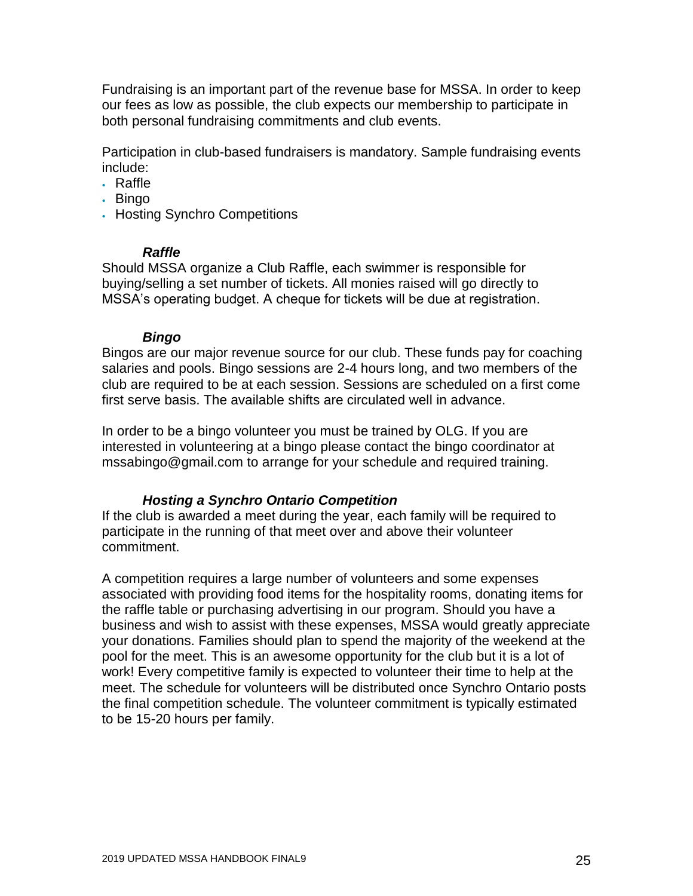Fundraising is an important part of the revenue base for MSSA. In order to keep our fees as low as possible, the club expects our membership to participate in both personal fundraising commitments and club events.

Participation in club-based fundraisers is mandatory. Sample fundraising events include:

- Raffle
- Bingo
- Hosting Synchro Competitions

### *Raffle*

Should MSSA organize a Club Raffle, each swimmer is responsible for buying/selling a set number of tickets. All monies raised will go directly to MSSA's operating budget. A cheque for tickets will be due at registration.

### *Bingo*

Bingos are our major revenue source for our club. These funds pay for coaching salaries and pools. Bingo sessions are 2-4 hours long, and two members of the club are required to be at each session. Sessions are scheduled on a first come first serve basis. The available shifts are circulated well in advance.

In order to be a bingo volunteer you must be trained by OLG. If you are interested in volunteering at a bingo please contact the bingo coordinator at mssabingo@gmail.com to arrange for your schedule and required training.

### *Hosting a Synchro Ontario Competition*

If the club is awarded a meet during the year, each family will be required to participate in the running of that meet over and above their volunteer commitment.

A competition requires a large number of volunteers and some expenses associated with providing food items for the hospitality rooms, donating items for the raffle table or purchasing advertising in our program. Should you have a business and wish to assist with these expenses, MSSA would greatly appreciate your donations. Families should plan to spend the majority of the weekend at the pool for the meet. This is an awesome opportunity for the club but it is a lot of work! Every competitive family is expected to volunteer their time to help at the meet. The schedule for volunteers will be distributed once Synchro Ontario posts the final competition schedule. The volunteer commitment is typically estimated to be 15-20 hours per family.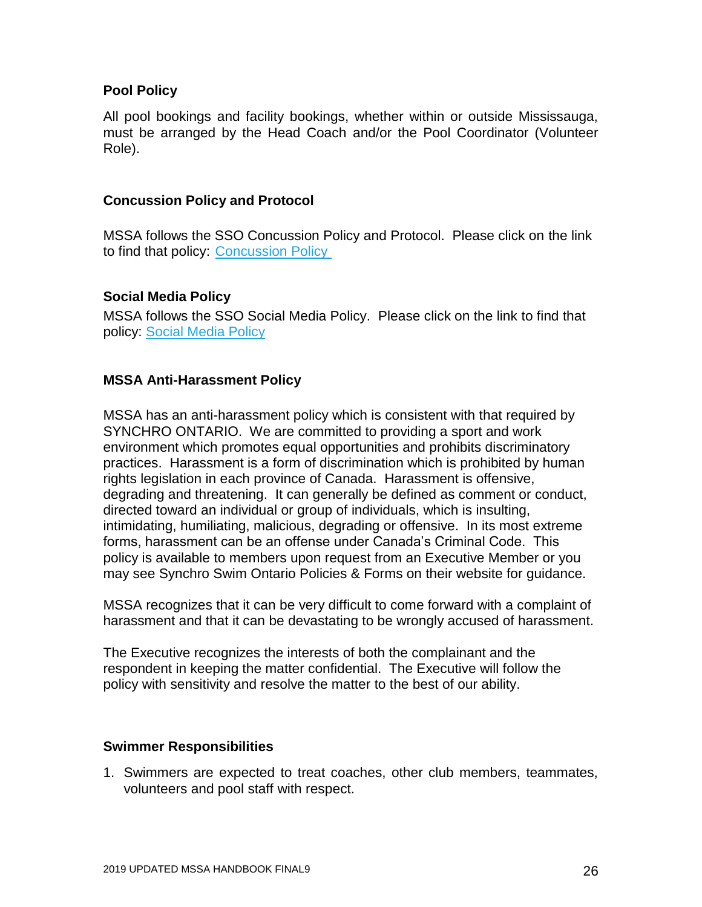**Pool Policy**

All pool bookings and facility bookings, whether within or outside Mississauga, must be arranged by the Head Coach and/or the Pool Coordinator (Volunteer Role).

**Concussion Policy and Protocol**

MSSA follows the SSO Concussion Policy and Protocol. Please click on the link to find that policy: Concussion Policy

**Social Media Policy**

MSSA follows the SSO Social Media Policy. Please click on the link to find that policy: Social Media Policy

**MSSA Anti-Harassment Policy**

MSSA has an anti-harassment policy which is consistent with that required by SYNCHRO ONTARIO. We are committed to providing a sport and work environment which promotes equal opportunities and prohibits discriminatory practices. Harassment is a form of discrimination which is prohibited by human rights legislation in each province of Canada. Harassment is offensive, degrading and threatening. It can generally be defined as comment or conduct, directed toward an individual or group of individuals, which is insulting, intimidating, humiliating, malicious, degrading or offensive. In its most extreme forms, harassment can be an offense under Canada's Criminal Code. This policy is available to members upon request from an Executive Member or you may see Synchro Swim Ontario Policies & Forms on their website for guidance.

MSSA recognizes that it can be very difficult to come forward with a complaint of harassment and that it can be devastating to be wrongly accused of harassment.

The Executive recognizes the interests of both the complainant and the respondent in keeping the matter confidential. The Executive will follow the policy with sensitivity and resolve the matter to the best of our ability.

**Swimmer Responsibilities**

1. Swimmers are expected to treat coaches, other club members, teammates, volunteers and pool staff with respect.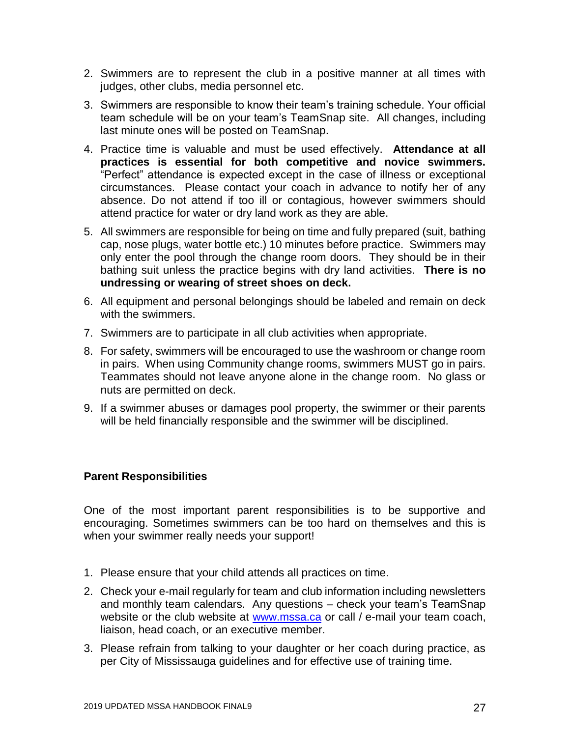2. Swimmers are to represent the club in a positive manner at all times with judges, other clubs, media personnel etc.
3. Swimmers are responsible to know their team's training schedule. Your official team schedule will be on your team's TeamSnap site. All changes, including last minute ones will be posted on TeamSnap.
4. Practice time is valuable and must be used effectively. **Attendance at all practices is essential for both competitive and novice swimmers.** "Perfect" attendance is expected except in the case of illness or exceptional circumstances. Please contact your coach in advance to notify her of any absence. Do not attend if too ill or contagious, however swimmers should attend practice for water or dry land work as they are able.
5. All swimmers are responsible for being on time and fully prepared (suit, bathing cap, nose plugs, water bottle etc.) 10 minutes before practice. Swimmers may only enter the pool through the change room doors. They should be in their bathing suit unless the practice begins with dry land activities. **There is no undressing or wearing of street shoes on deck.**
6. All equipment and personal belongings should be labeled and remain on deck with the swimmers.
7. Swimmers are to participate in all club activities when appropriate.
8. For safety, swimmers will be encouraged to use the washroom or change room in pairs. When using Community change rooms, swimmers MUST go in pairs. Teammates should not leave anyone alone in the change room. No glass or nuts are permitted on deck.
9. If a swimmer abuses or damages pool property, the swimmer or their parents will be held financially responsible and the swimmer will be disciplined.

**Parent Responsibilities**

One of the most important parent responsibilities is to be supportive and encouraging. Sometimes swimmers can be too hard on themselves and this is when your swimmer really needs your support!

1. Please ensure that your child attends all practices on time.
2. Check your e-mail regularly for team and club information including newsletters and monthly team calendars. Any questions – check your team's TeamSnap website or the club website at [www.mssa.ca](http://www.mssa.ca) or call / e-mail your team coach, liaison, head coach, or an executive member.
3. Please refrain from talking to your daughter or her coach during practice, as per City of Mississauga guidelines and for effective use of training time.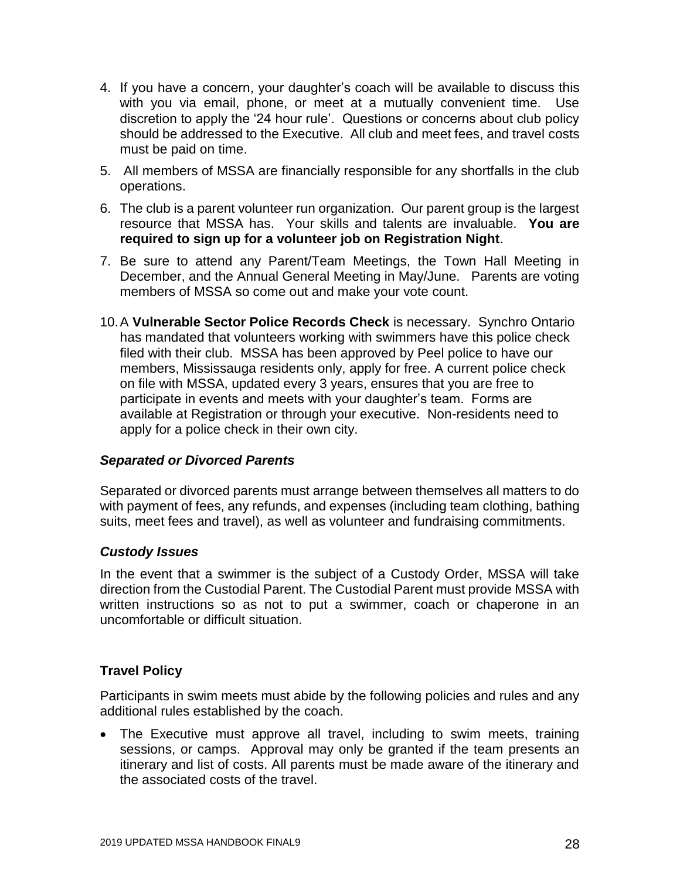4. If you have a concern, your daughter's coach will be available to discuss this with you via email, phone, or meet at a mutually convenient time. Use discretion to apply the '24 hour rule'. Questions or concerns about club policy should be addressed to the Executive. All club and meet fees, and travel costs must be paid on time.
5. All members of MSSA are financially responsible for any shortfalls in the club operations.
6. The club is a parent volunteer run organization. Our parent group is the largest resource that MSSA has. Your skills and talents are invaluable. **You are required to sign up for a volunteer job on Registration Night**.
7. Be sure to attend any Parent/Team Meetings, the Town Hall Meeting in December, and the Annual General Meeting in May/June. Parents are voting members of MSSA so come out and make your vote count.

10. A **Vulnerable Sector Police Records Check** is necessary. Synchro Ontario has mandated that volunteers working with swimmers have this police check filed with their club. MSSA has been approved by Peel police to have our members, Mississauga residents only, apply for free. A current police check on file with MSSA, updated every 3 years, ensures that you are free to participate in events and meets with your daughter's team. Forms are available at Registration or through your executive. Non-residents need to apply for a police check in their own city.

### *Separated or Divorced Parents*

Separated or divorced parents must arrange between themselves all matters to do with payment of fees, any refunds, and expenses (including team clothing, bathing suits, meet fees and travel), as well as volunteer and fundraising commitments.

### *Custody Issues*

In the event that a swimmer is the subject of a Custody Order, MSSA will take direction from the Custodial Parent. The Custodial Parent must provide MSSA with written instructions so as not to put a swimmer, coach or chaperone in an uncomfortable or difficult situation.

### Travel Policy

Participants in swim meets must abide by the following policies and rules and any additional rules established by the coach.

- The Executive must approve all travel, including to swim meets, training sessions, or camps. Approval may only be granted if the team presents an itinerary and list of costs. All parents must be made aware of the itinerary and the associated costs of the travel.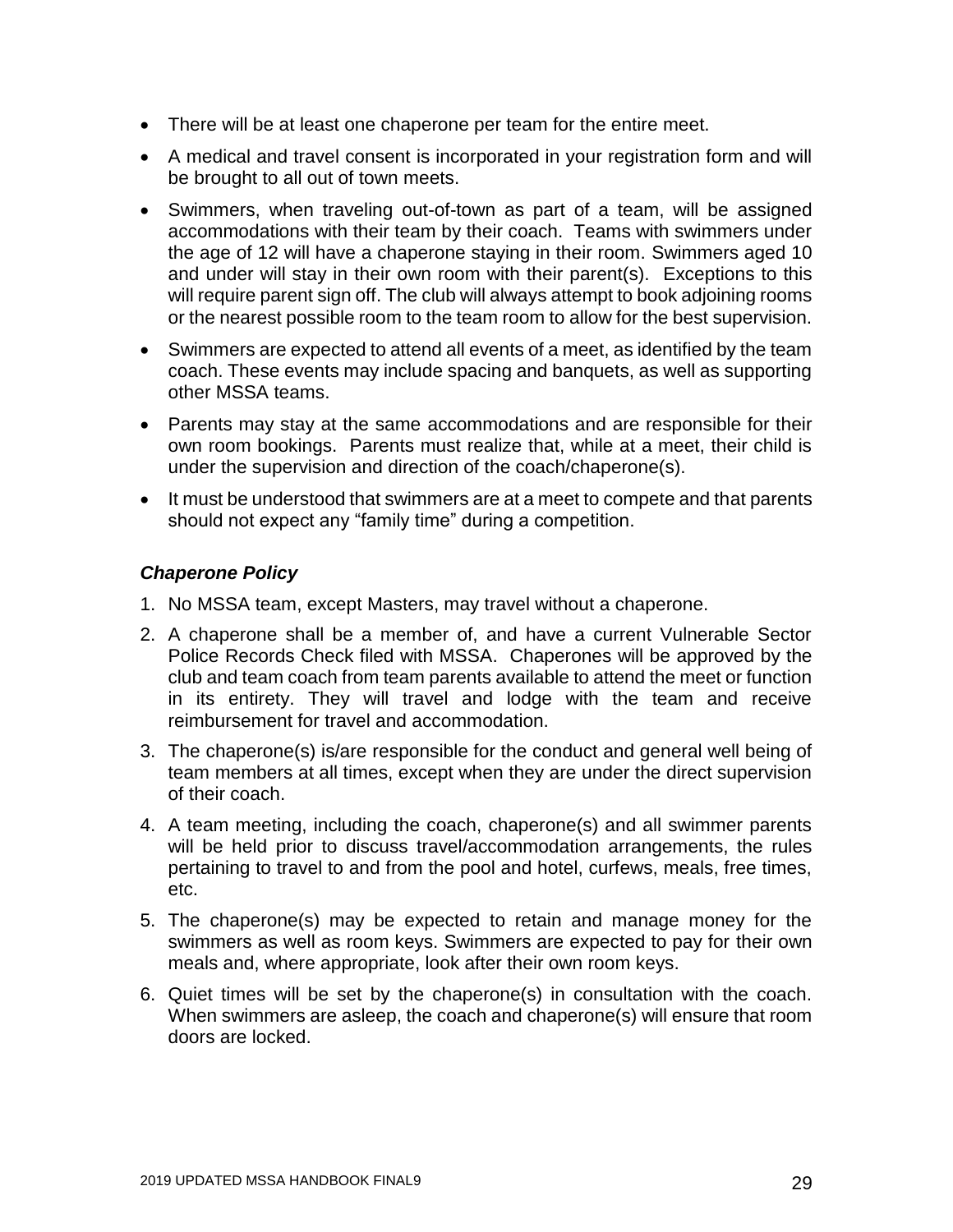- There will be at least one chaperone per team for the entire meet.
- A medical and travel consent is incorporated in your registration form and will be brought to all out of town meets.
- Swimmers, when traveling out-of-town as part of a team, will be assigned accommodations with their team by their coach. Teams with swimmers under the age of 12 will have a chaperone staying in their room. Swimmers aged 10 and under will stay in their own room with their parent(s). Exceptions to this will require parent sign off. The club will always attempt to book adjoining rooms or the nearest possible room to the team room to allow for the best supervision.
- Swimmers are expected to attend all events of a meet, as identified by the team coach. These events may include spacing and banquets, as well as supporting other MSSA teams.
- Parents may stay at the same accommodations and are responsible for their own room bookings. Parents must realize that, while at a meet, their child is under the supervision and direction of the coach/chaperone(s).
- It must be understood that swimmers are at a meet to compete and that parents should not expect any "family time" during a competition.

### *Chaperone Policy*

1. No MSSA team, except Masters, may travel without a chaperone.
2. A chaperone shall be a member of, and have a current Vulnerable Sector Police Records Check filed with MSSA. Chaperones will be approved by the club and team coach from team parents available to attend the meet or function in its entirety. They will travel and lodge with the team and receive reimbursement for travel and accommodation.
3. The chaperone(s) is/are responsible for the conduct and general well being of team members at all times, except when they are under the direct supervision of their coach.
4. A team meeting, including the coach, chaperone(s) and all swimmer parents will be held prior to discuss travel/accommodation arrangements, the rules pertaining to travel to and from the pool and hotel, curfews, meals, free times, etc.
5. The chaperone(s) may be expected to retain and manage money for the swimmers as well as room keys. Swimmers are expected to pay for their own meals and, where appropriate, look after their own room keys.
6. Quiet times will be set by the chaperone(s) in consultation with the coach. When swimmers are asleep, the coach and chaperone(s) will ensure that room doors are locked.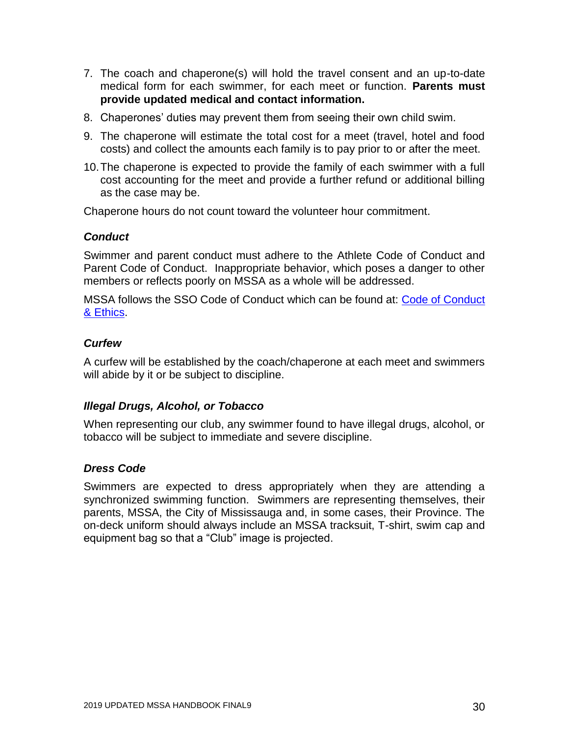7. The coach and chaperone(s) will hold the travel consent and an up-to-date medical form for each swimmer, for each meet or function. **Parents must provide updated medical and contact information.**
8. Chaperones' duties may prevent them from seeing their own child swim.
9. The chaperone will estimate the total cost for a meet (travel, hotel and food costs) and collect the amounts each family is to pay prior to or after the meet.
10. The chaperone is expected to provide the family of each swimmer with a full cost accounting for the meet and provide a further refund or additional billing as the case may be.

Chaperone hours do not count toward the volunteer hour commitment.

### *Conduct*

Swimmer and parent conduct must adhere to the Athlete Code of Conduct and Parent Code of Conduct. Inappropriate behavior, which poses a danger to other members or reflects poorly on MSSA as a whole will be addressed.

MSSA follows the SSO Code of Conduct which can be found at: Code of Conduct & Ethics.

### *Curfew*

A curfew will be established by the coach/chaperone at each meet and swimmers will abide by it or be subject to discipline.

### *Illegal Drugs, Alcohol, or Tobacco*

When representing our club, any swimmer found to have illegal drugs, alcohol, or tobacco will be subject to immediate and severe discipline.

### *Dress Code*

Swimmers are expected to dress appropriately when they are attending a synchronized swimming function. Swimmers are representing themselves, their parents, MSSA, the City of Mississauga and, in some cases, their Province. The on-deck uniform should always include an MSSA tracksuit, T-shirt, swim cap and equipment bag so that a "Club" image is projected.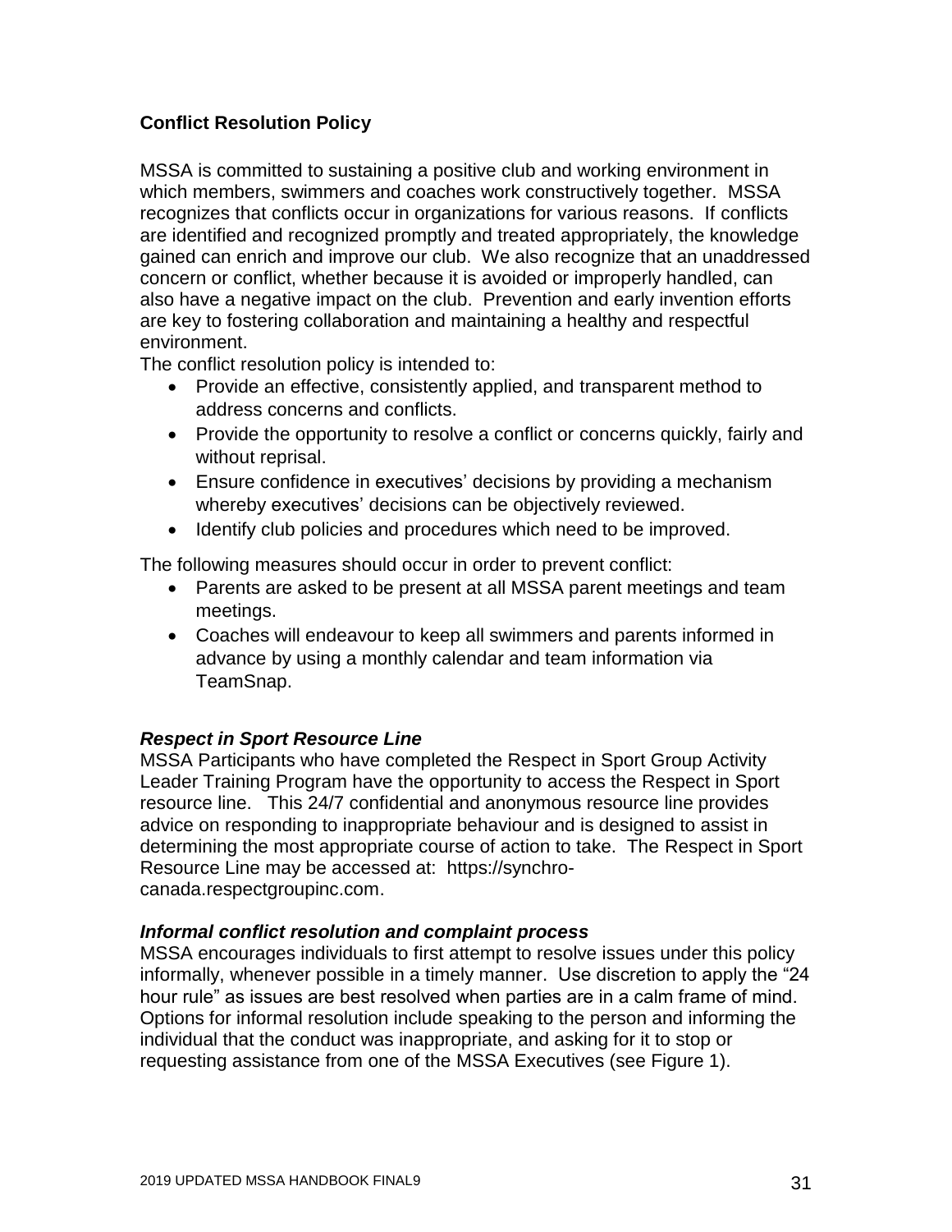## Conflict Resolution Policy

MSSA is committed to sustaining a positive club and working environment in which members, swimmers and coaches work constructively together. MSSA recognizes that conflicts occur in organizations for various reasons. If conflicts are identified and recognized promptly and treated appropriately, the knowledge gained can enrich and improve our club. We also recognize that an unaddressed concern or conflict, whether because it is avoided or improperly handled, can also have a negative impact on the club. Prevention and early invention efforts are key to fostering collaboration and maintaining a healthy and respectful environment.

The conflict resolution policy is intended to:

- Provide an effective, consistently applied, and transparent method to address concerns and conflicts.
- Provide the opportunity to resolve a conflict or concerns quickly, fairly and without reprisal.
- Ensure confidence in executives' decisions by providing a mechanism whereby executives' decisions can be objectively reviewed.
- Identify club policies and procedures which need to be improved.

The following measures should occur in order to prevent conflict:

- Parents are asked to be present at all MSSA parent meetings and team meetings.
- Coaches will endeavour to keep all swimmers and parents informed in advance by using a monthly calendar and team information via TeamSnap.

### *Respect in Sport Resource Line*

MSSA Participants who have completed the Respect in Sport Group Activity Leader Training Program have the opportunity to access the Respect in Sport resource line. This 24/7 confidential and anonymous resource line provides advice on responding to inappropriate behaviour and is designed to assist in determining the most appropriate course of action to take. The Respect in Sport Resource Line may be accessed at: https://synchro-canada.respectgroupinc.com.

### *Informal conflict resolution and complaint process*

MSSA encourages individuals to first attempt to resolve issues under this policy informally, whenever possible in a timely manner. Use discretion to apply the "24 hour rule" as issues are best resolved when parties are in a calm frame of mind. Options for informal resolution include speaking to the person and informing the individual that the conduct was inappropriate, and asking for it to stop or requesting assistance from one of the MSSA Executives (see Figure 1).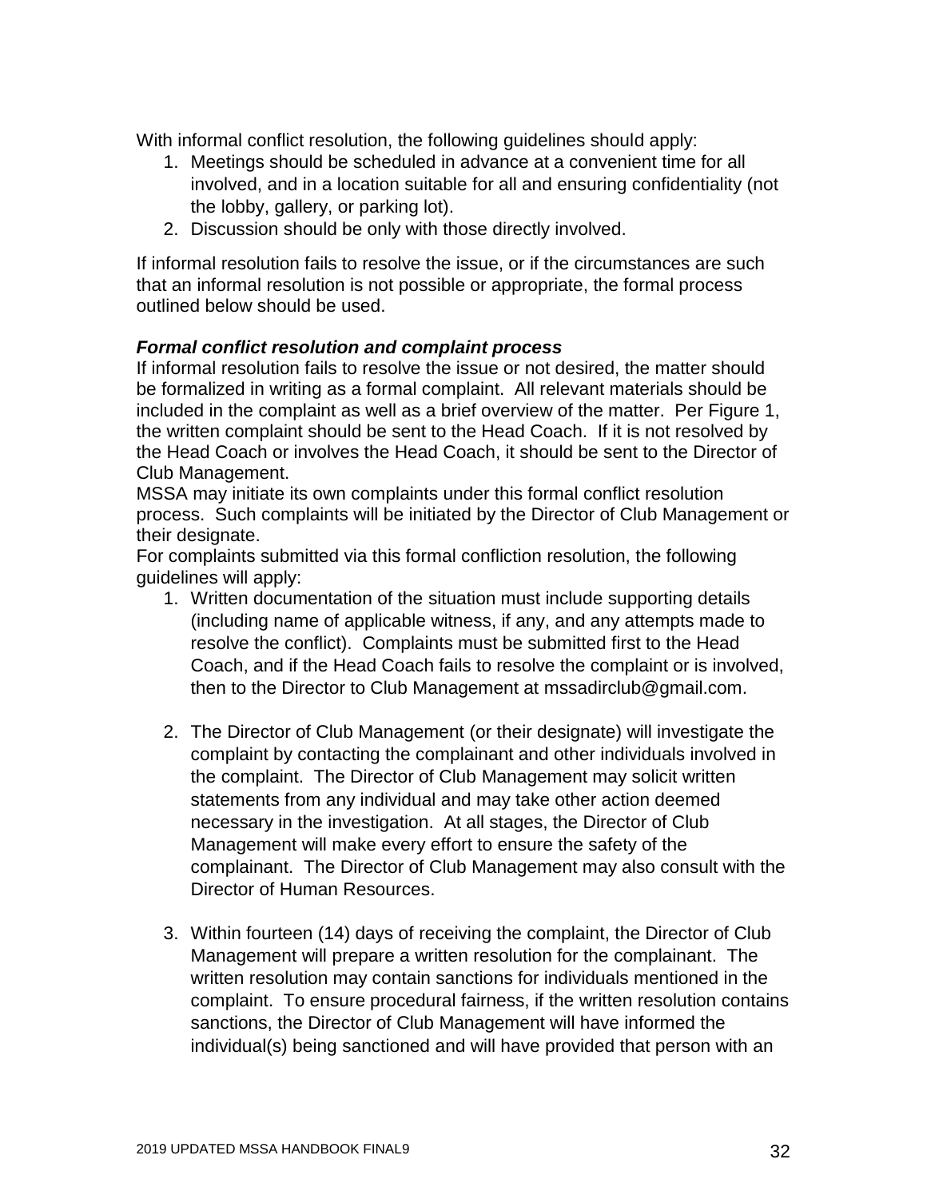With informal conflict resolution, the following guidelines should apply:

1. Meetings should be scheduled in advance at a convenient time for all involved, and in a location suitable for all and ensuring confidentiality (not the lobby, gallery, or parking lot).
2. Discussion should be only with those directly involved.

If informal resolution fails to resolve the issue, or if the circumstances are such that an informal resolution is not possible or appropriate, the formal process outlined below should be used.

***Formal conflict resolution and complaint process***

If informal resolution fails to resolve the issue or not desired, the matter should be formalized in writing as a formal complaint. All relevant materials should be included in the complaint as well as a brief overview of the matter. Per Figure 1, the written complaint should be sent to the Head Coach. If it is not resolved by the Head Coach or involves the Head Coach, it should be sent to the Director of Club Management.

MSSA may initiate its own complaints under this formal conflict resolution process. Such complaints will be initiated by the Director of Club Management or their designate.

For complaints submitted via this formal confliction resolution, the following guidelines will apply:

1. Written documentation of the situation must include supporting details (including name of applicable witness, if any, and any attempts made to resolve the conflict). Complaints must be submitted first to the Head Coach, and if the Head Coach fails to resolve the complaint or is involved, then to the Director to Club Management at mssadirclub@gmail.com.

2. The Director of Club Management (or their designate) will investigate the complaint by contacting the complainant and other individuals involved in the complaint. The Director of Club Management may solicit written statements from any individual and may take other action deemed necessary in the investigation. At all stages, the Director of Club Management will make every effort to ensure the safety of the complainant. The Director of Club Management may also consult with the Director of Human Resources.

3. Within fourteen (14) days of receiving the complaint, the Director of Club Management will prepare a written resolution for the complainant. The written resolution may contain sanctions for individuals mentioned in the complaint. To ensure procedural fairness, if the written resolution contains sanctions, the Director of Club Management will have informed the individual(s) being sanctioned and will have provided that person with an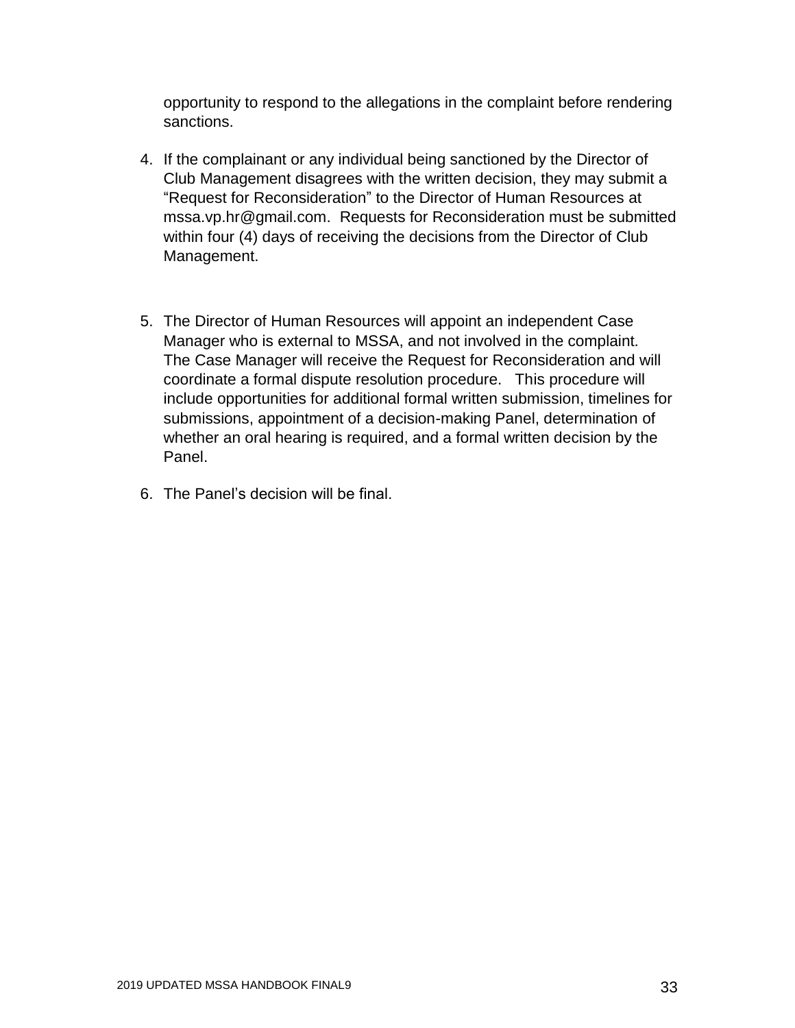opportunity to respond to the allegations in the complaint before rendering sanctions.

4. If the complainant or any individual being sanctioned by the Director of Club Management disagrees with the written decision, they may submit a "Request for Reconsideration" to the Director of Human Resources at mssa.vp.hr@gmail.com. Requests for Reconsideration must be submitted within four (4) days of receiving the decisions from the Director of Club Management.

5. The Director of Human Resources will appoint an independent Case Manager who is external to MSSA, and not involved in the complaint. The Case Manager will receive the Request for Reconsideration and will coordinate a formal dispute resolution procedure. This procedure will include opportunities for additional formal written submission, timelines for submissions, appointment of a decision-making Panel, determination of whether an oral hearing is required, and a formal written decision by the Panel.

6. The Panel's decision will be final.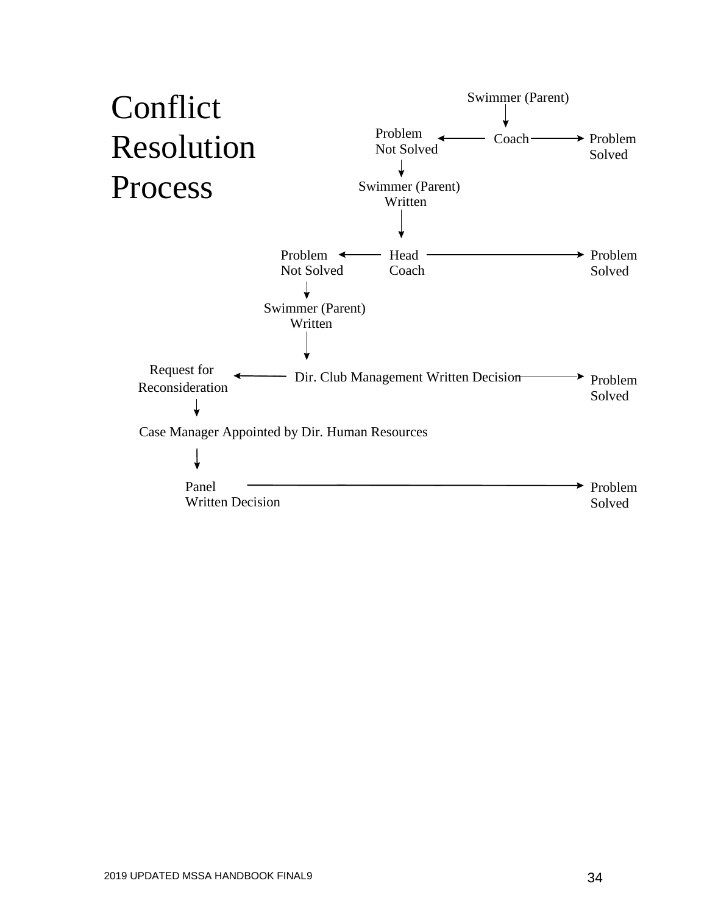# Conflict Resolution Process

Swimmer (Parent)

↓

Problem Not Solved ← Coach → Problem Solved

↓

Swimmer (Parent) Written

↓

Problem Not Solved ← Head Coach → Problem Solved

↓

Swimmer (Parent) Written

↓

Request for Reconsideration ← Dir. Club Management Written Decision → Problem Solved

↓

Case Manager Appointed by Dir. Human Resources

↓

Panel Written Decision → Problem Solved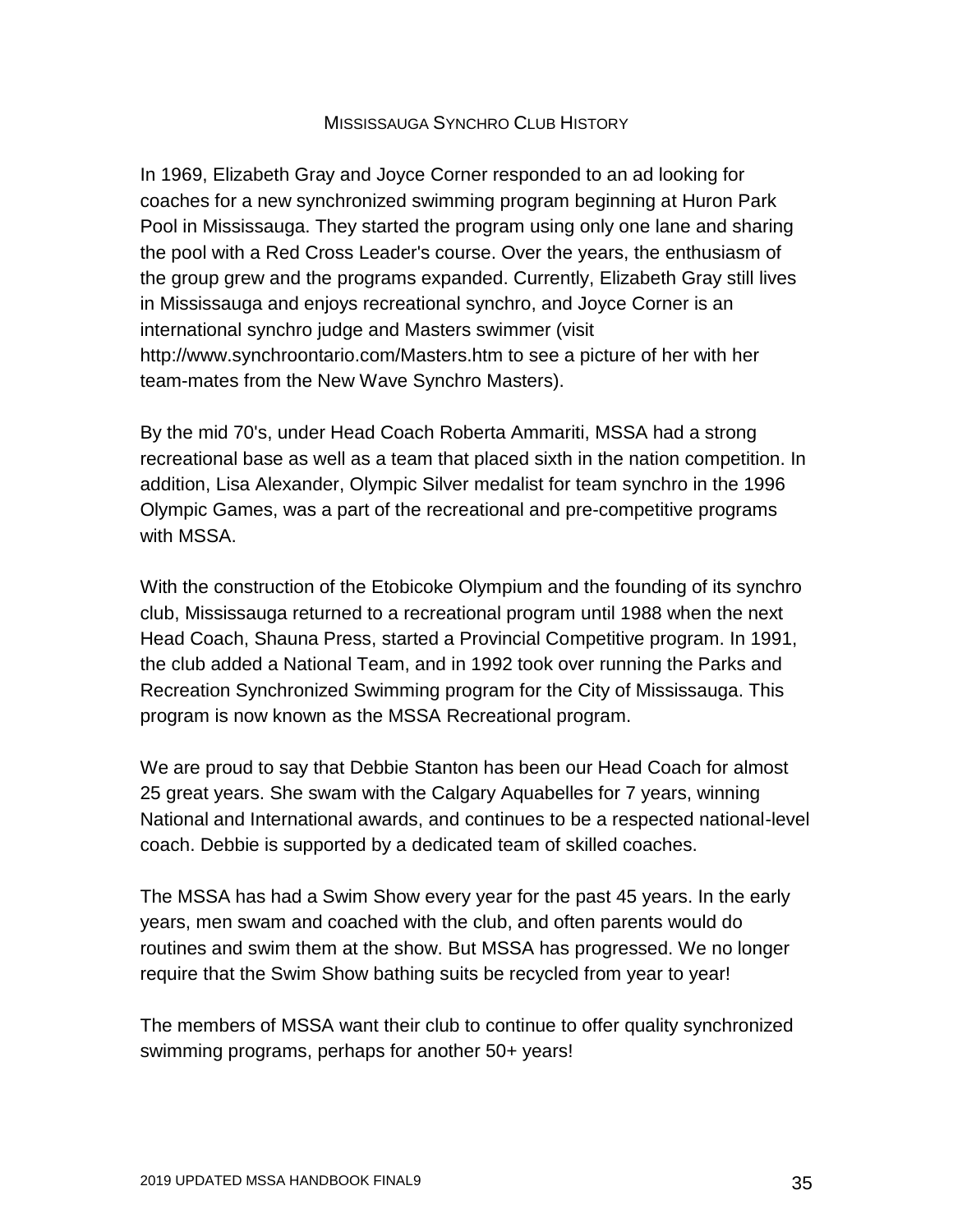# Mississauga Synchro Club History

In 1969, Elizabeth Gray and Joyce Corner responded to an ad looking for coaches for a new synchronized swimming program beginning at Huron Park Pool in Mississauga. They started the program using only one lane and sharing the pool with a Red Cross Leader's course. Over the years, the enthusiasm of the group grew and the programs expanded. Currently, Elizabeth Gray still lives in Mississauga and enjoys recreational synchro, and Joyce Corner is an international synchro judge and Masters swimmer (visit http://www.synchroontario.com/Masters.htm to see a picture of her with her team-mates from the New Wave Synchro Masters).

By the mid 70's, under Head Coach Roberta Ammariti, MSSA had a strong recreational base as well as a team that placed sixth in the nation competition. In addition, Lisa Alexander, Olympic Silver medalist for team synchro in the 1996 Olympic Games, was a part of the recreational and pre-competitive programs with MSSA.

With the construction of the Etobicoke Olympium and the founding of its synchro club, Mississauga returned to a recreational program until 1988 when the next Head Coach, Shauna Press, started a Provincial Competitive program. In 1991, the club added a National Team, and in 1992 took over running the Parks and Recreation Synchronized Swimming program for the City of Mississauga. This program is now known as the MSSA Recreational program.

We are proud to say that Debbie Stanton has been our Head Coach for almost 25 great years. She swam with the Calgary Aquabelles for 7 years, winning National and International awards, and continues to be a respected national-level coach. Debbie is supported by a dedicated team of skilled coaches.

The MSSA has had a Swim Show every year for the past 45 years. In the early years, men swam and coached with the club, and often parents would do routines and swim them at the show. But MSSA has progressed. We no longer require that the Swim Show bathing suits be recycled from year to year!

The members of MSSA want their club to continue to offer quality synchronized swimming programs, perhaps for another 50+ years!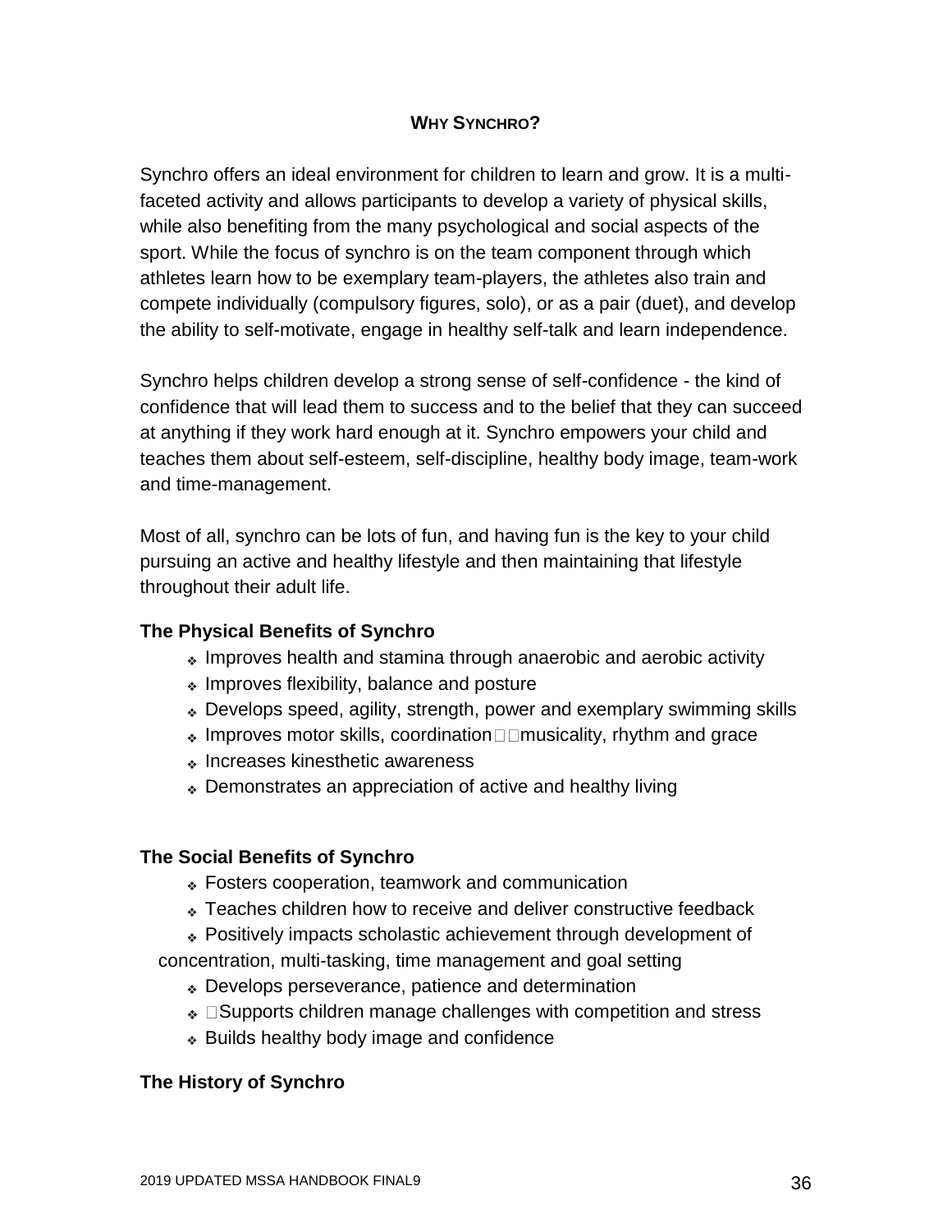## WHY SYNCHRO?

Synchro offers an ideal environment for children to learn and grow. It is a multi-faceted activity and allows participants to develop a variety of physical skills, while also benefiting from the many psychological and social aspects of the sport. While the focus of synchro is on the team component through which athletes learn how to be exemplary team-players, the athletes also train and compete individually (compulsory figures, solo), or as a pair (duet), and develop the ability to self-motivate, engage in healthy self-talk and learn independence.

Synchro helps children develop a strong sense of self-confidence - the kind of confidence that will lead them to success and to the belief that they can succeed at anything if they work hard enough at it. Synchro empowers your child and teaches them about self-esteem, self-discipline, healthy body image, team-work and time-management.

Most of all, synchro can be lots of fun, and having fun is the key to your child pursuing an active and healthy lifestyle and then maintaining that lifestyle throughout their adult life.

### The Physical Benefits of Synchro

- Improves health and stamina through anaerobic and aerobic activity
- Improves flexibility, balance and posture
- Develops speed, agility, strength, power and exemplary swimming skills
- Improves motor skills, coordination musicality, rhythm and grace
- Increases kinesthetic awareness
- Demonstrates an appreciation of active and healthy living

### The Social Benefits of Synchro

- Fosters cooperation, teamwork and communication
- Teaches children how to receive and deliver constructive feedback
- Positively impacts scholastic achievement through development of concentration, multi-tasking, time management and goal setting
- Develops perseverance, patience and determination
- Supports children manage challenges with competition and stress
- Builds healthy body image and confidence

### The History of Synchro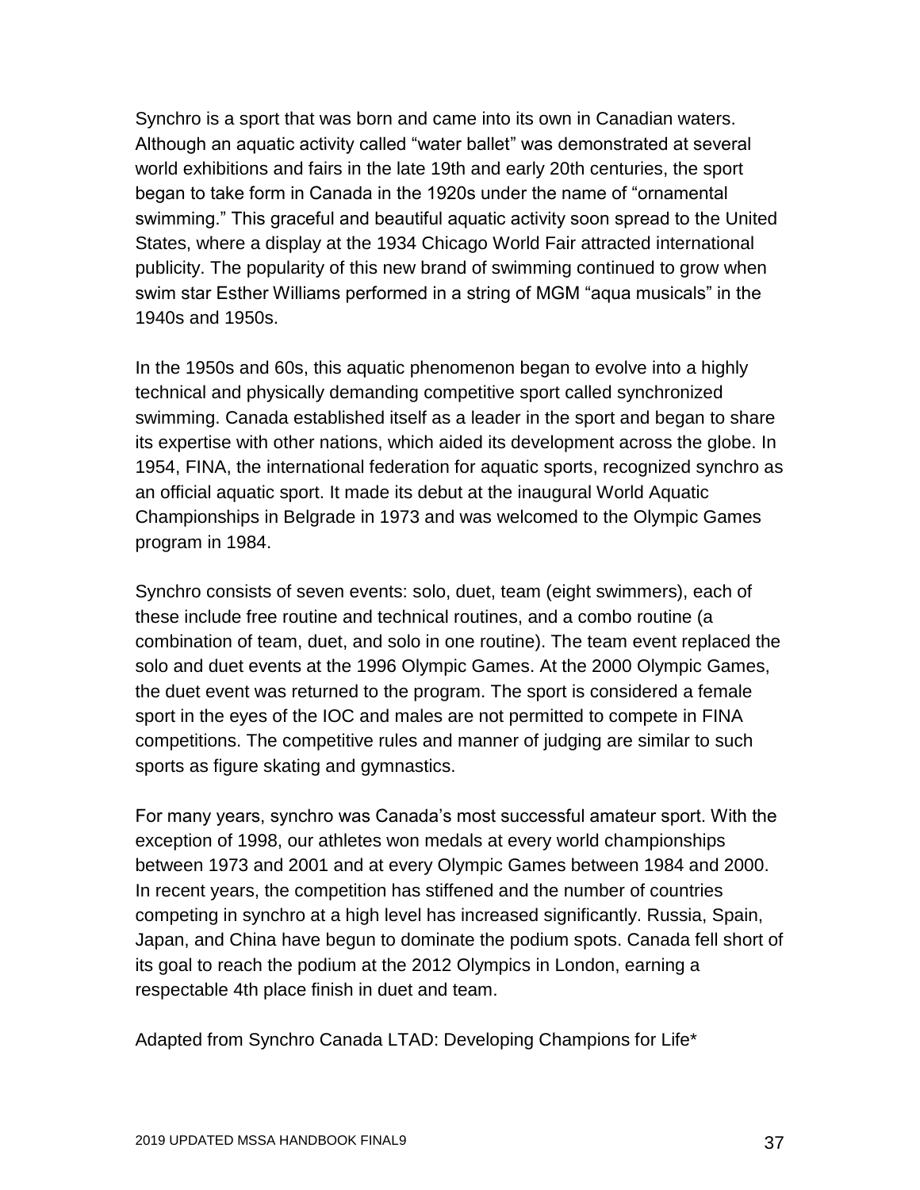Synchro is a sport that was born and came into its own in Canadian waters. Although an aquatic activity called "water ballet" was demonstrated at several world exhibitions and fairs in the late 19th and early 20th centuries, the sport began to take form in Canada in the 1920s under the name of "ornamental swimming." This graceful and beautiful aquatic activity soon spread to the United States, where a display at the 1934 Chicago World Fair attracted international publicity. The popularity of this new brand of swimming continued to grow when swim star Esther Williams performed in a string of MGM "aqua musicals" in the 1940s and 1950s.

In the 1950s and 60s, this aquatic phenomenon began to evolve into a highly technical and physically demanding competitive sport called synchronized swimming. Canada established itself as a leader in the sport and began to share its expertise with other nations, which aided its development across the globe. In 1954, FINA, the international federation for aquatic sports, recognized synchro as an official aquatic sport. It made its debut at the inaugural World Aquatic Championships in Belgrade in 1973 and was welcomed to the Olympic Games program in 1984.

Synchro consists of seven events: solo, duet, team (eight swimmers), each of these include free routine and technical routines, and a combo routine (a combination of team, duet, and solo in one routine). The team event replaced the solo and duet events at the 1996 Olympic Games. At the 2000 Olympic Games, the duet event was returned to the program. The sport is considered a female sport in the eyes of the IOC and males are not permitted to compete in FINA competitions. The competitive rules and manner of judging are similar to such sports as figure skating and gymnastics.

For many years, synchro was Canada's most successful amateur sport. With the exception of 1998, our athletes won medals at every world championships between 1973 and 2001 and at every Olympic Games between 1984 and 2000. In recent years, the competition has stiffened and the number of countries competing in synchro at a high level has increased significantly. Russia, Spain, Japan, and China have begun to dominate the podium spots. Canada fell short of its goal to reach the podium at the 2012 Olympics in London, earning a respectable 4th place finish in duet and team.

Adapted from Synchro Canada LTAD: Developing Champions for Life*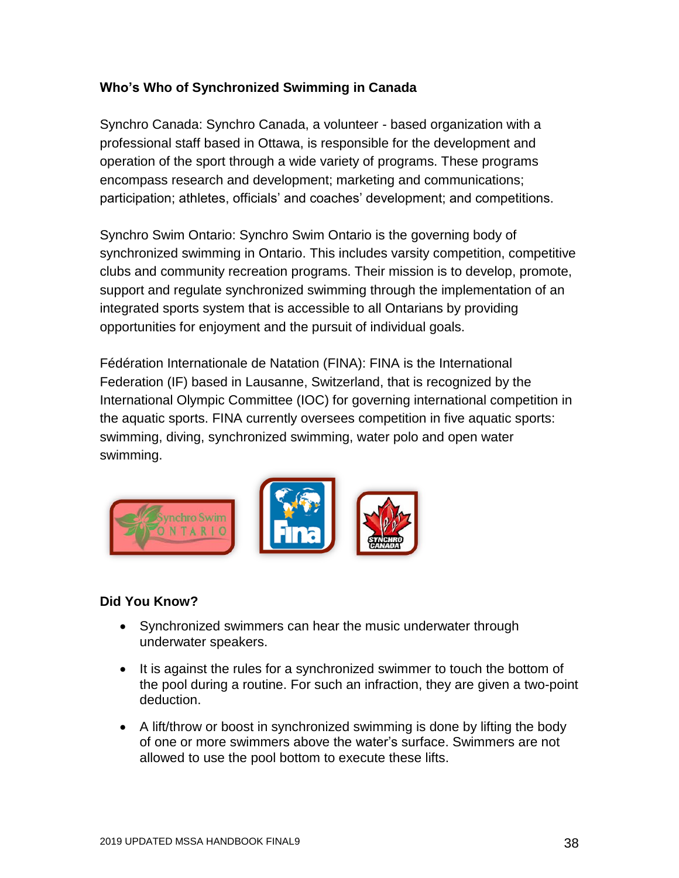## Who's Who of Synchronized Swimming in Canada

Synchro Canada: Synchro Canada, a volunteer - based organization with a professional staff based in Ottawa, is responsible for the development and operation of the sport through a wide variety of programs. These programs encompass research and development; marketing and communications; participation; athletes, officials' and coaches' development; and competitions.

Synchro Swim Ontario: Synchro Swim Ontario is the governing body of synchronized swimming in Ontario. This includes varsity competition, competitive clubs and community recreation programs. Their mission is to develop, promote, support and regulate synchronized swimming through the implementation of an integrated sports system that is accessible to all Ontarians by providing opportunities for enjoyment and the pursuit of individual goals.

Fédération Internationale de Natation (FINA): FINA is the International Federation (IF) based in Lausanne, Switzerland, that is recognized by the International Olympic Committee (IOC) for governing international competition in the aquatic sports. FINA currently oversees competition in five aquatic sports: swimming, diving, synchronized swimming, water polo and open water swimming.

### Did You Know?

- Synchronized swimmers can hear the music underwater through underwater speakers.
- It is against the rules for a synchronized swimmer to touch the bottom of the pool during a routine. For such an infraction, they are given a two-point deduction.
- A lift/throw or boost in synchronized swimming is done by lifting the body of one or more swimmers above the water's surface. Swimmers are not allowed to use the pool bottom to execute these lifts.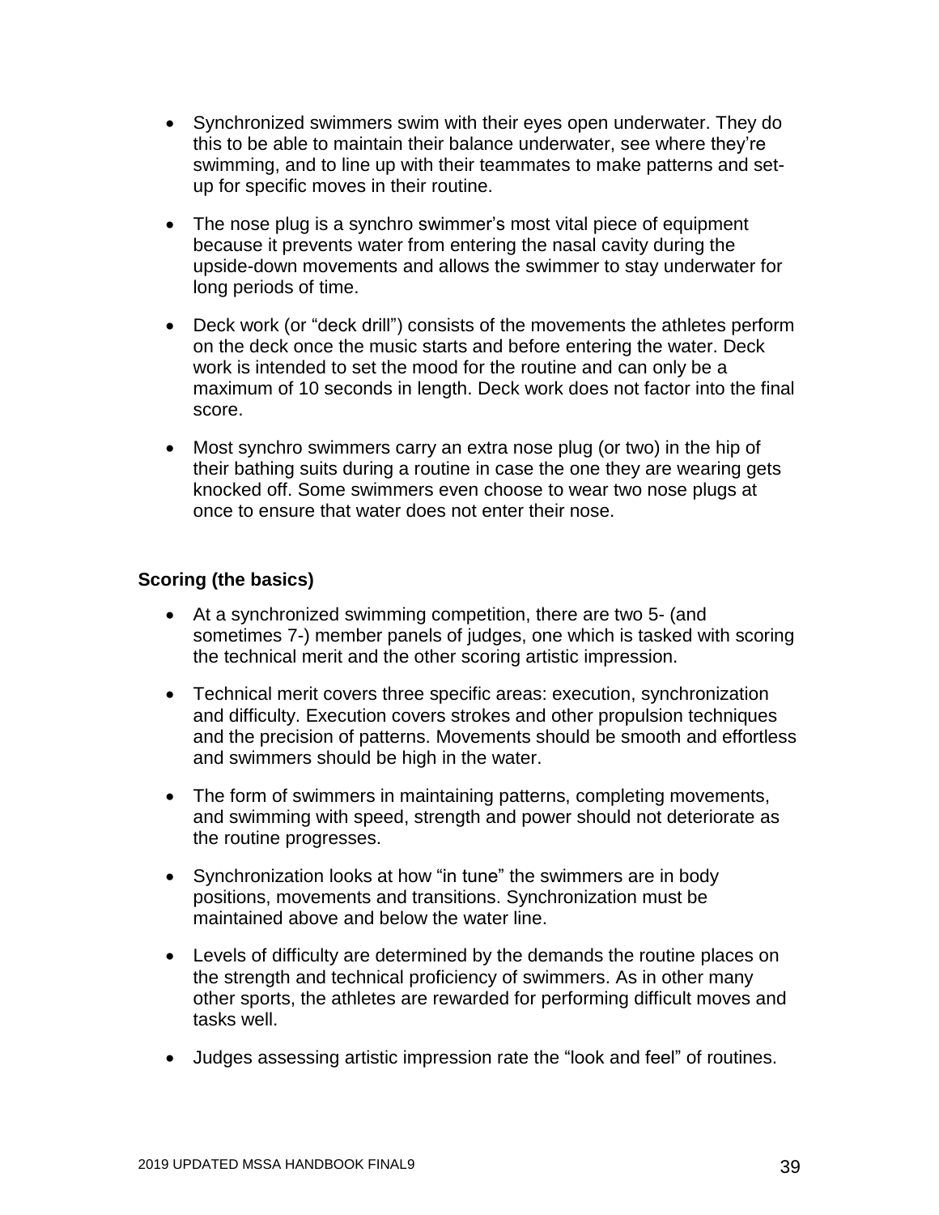- Synchronized swimmers swim with their eyes open underwater. They do this to be able to maintain their balance underwater, see where they're swimming, and to line up with their teammates to make patterns and set-up for specific moves in their routine.

- The nose plug is a synchro swimmer's most vital piece of equipment because it prevents water from entering the nasal cavity during the upside-down movements and allows the swimmer to stay underwater for long periods of time.

- Deck work (or "deck drill") consists of the movements the athletes perform on the deck once the music starts and before entering the water. Deck work is intended to set the mood for the routine and can only be a maximum of 10 seconds in length. Deck work does not factor into the final score.

- Most synchro swimmers carry an extra nose plug (or two) in the hip of their bathing suits during a routine in case the one they are wearing gets knocked off. Some swimmers even choose to wear two nose plugs at once to ensure that water does not enter their nose.

**Scoring (the basics)**

- At a synchronized swimming competition, there are two 5- (and sometimes 7-) member panels of judges, one which is tasked with scoring the technical merit and the other scoring artistic impression.

- Technical merit covers three specific areas: execution, synchronization and difficulty. Execution covers strokes and other propulsion techniques and the precision of patterns. Movements should be smooth and effortless and swimmers should be high in the water.

- The form of swimmers in maintaining patterns, completing movements, and swimming with speed, strength and power should not deteriorate as the routine progresses.

- Synchronization looks at how "in tune" the swimmers are in body positions, movements and transitions. Synchronization must be maintained above and below the water line.

- Levels of difficulty are determined by the demands the routine places on the strength and technical proficiency of swimmers. As in other many other sports, the athletes are rewarded for performing difficult moves and tasks well.

- Judges assessing artistic impression rate the "look and feel" of routines.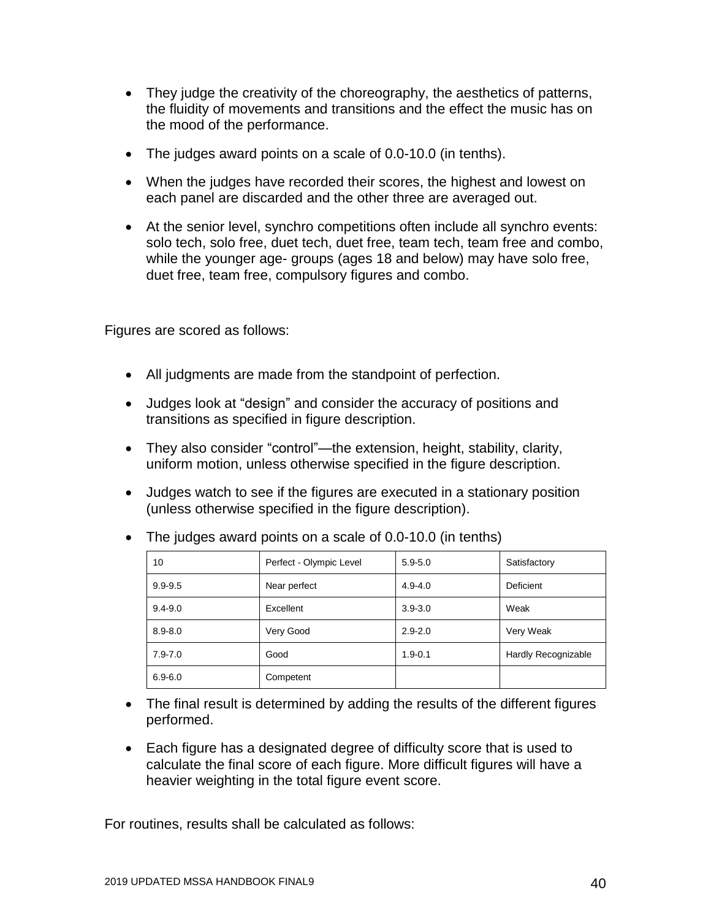- They judge the creativity of the choreography, the aesthetics of patterns, the fluidity of movements and transitions and the effect the music has on the mood of the performance.
- The judges award points on a scale of 0.0-10.0 (in tenths).
- When the judges have recorded their scores, the highest and lowest on each panel are discarded and the other three are averaged out.
- At the senior level, synchro competitions often include all synchro events: solo tech, solo free, duet tech, duet free, team tech, team free and combo, while the younger age- groups (ages 18 and below) may have solo free, duet free, team free, compulsory figures and combo.

Figures are scored as follows:

- All judgments are made from the standpoint of perfection.
- Judges look at "design" and consider the accuracy of positions and transitions as specified in figure description.
- They also consider "control"—the extension, height, stability, clarity, uniform motion, unless otherwise specified in the figure description.
- Judges watch to see if the figures are executed in a stationary position (unless otherwise specified in the figure description).
- The judges award points on a scale of 0.0-10.0 (in tenths)

| 10 | Perfect - Olympic Level | 5.9-5.0 | Satisfactory |
|---|---|---|---|
| 9.9-9.5 | Near perfect | 4.9-4.0 | Deficient |
| 9.4-9.0 | Excellent | 3.9-3.0 | Weak |
| 8.9-8.0 | Very Good | 2.9-2.0 | Very Weak |
| 7.9-7.0 | Good | 1.9-0.1 | Hardly Recognizable |
| 6.9-6.0 | Competent | | |

- The final result is determined by adding the results of the different figures performed.
- Each figure has a designated degree of difficulty score that is used to calculate the final score of each figure. More difficult figures will have a heavier weighting in the total figure event score.

For routines, results shall be calculated as follows: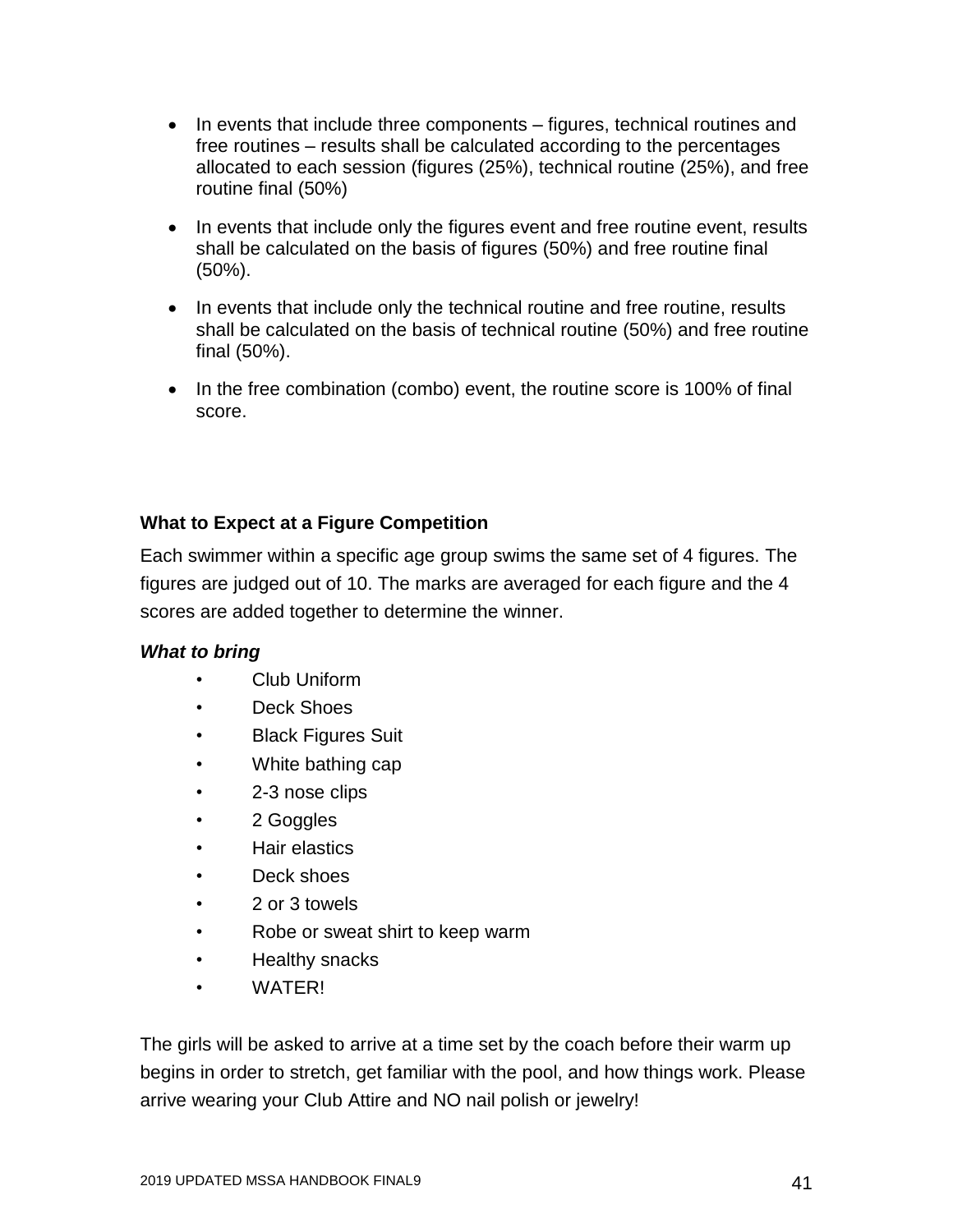- In events that include three components – figures, technical routines and free routines – results shall be calculated according to the percentages allocated to each session (figures (25%), technical routine (25%), and free routine final (50%)
- In events that include only the figures event and free routine event, results shall be calculated on the basis of figures (50%) and free routine final (50%).
- In events that include only the technical routine and free routine, results shall be calculated on the basis of technical routine (50%) and free routine final (50%).
- In the free combination (combo) event, the routine score is 100% of final score.

**What to Expect at a Figure Competition**

Each swimmer within a specific age group swims the same set of 4 figures. The figures are judged out of 10. The marks are averaged for each figure and the 4 scores are added together to determine the winner.

***What to bring***

- Club Uniform
- Deck Shoes
- Black Figures Suit
- White bathing cap
- 2-3 nose clips
- 2 Goggles
- Hair elastics
- Deck shoes
- 2 or 3 towels
- Robe or sweat shirt to keep warm
- Healthy snacks
- WATER!

The girls will be asked to arrive at a time set by the coach before their warm up begins in order to stretch, get familiar with the pool, and how things work. Please arrive wearing your Club Attire and NO nail polish or jewelry!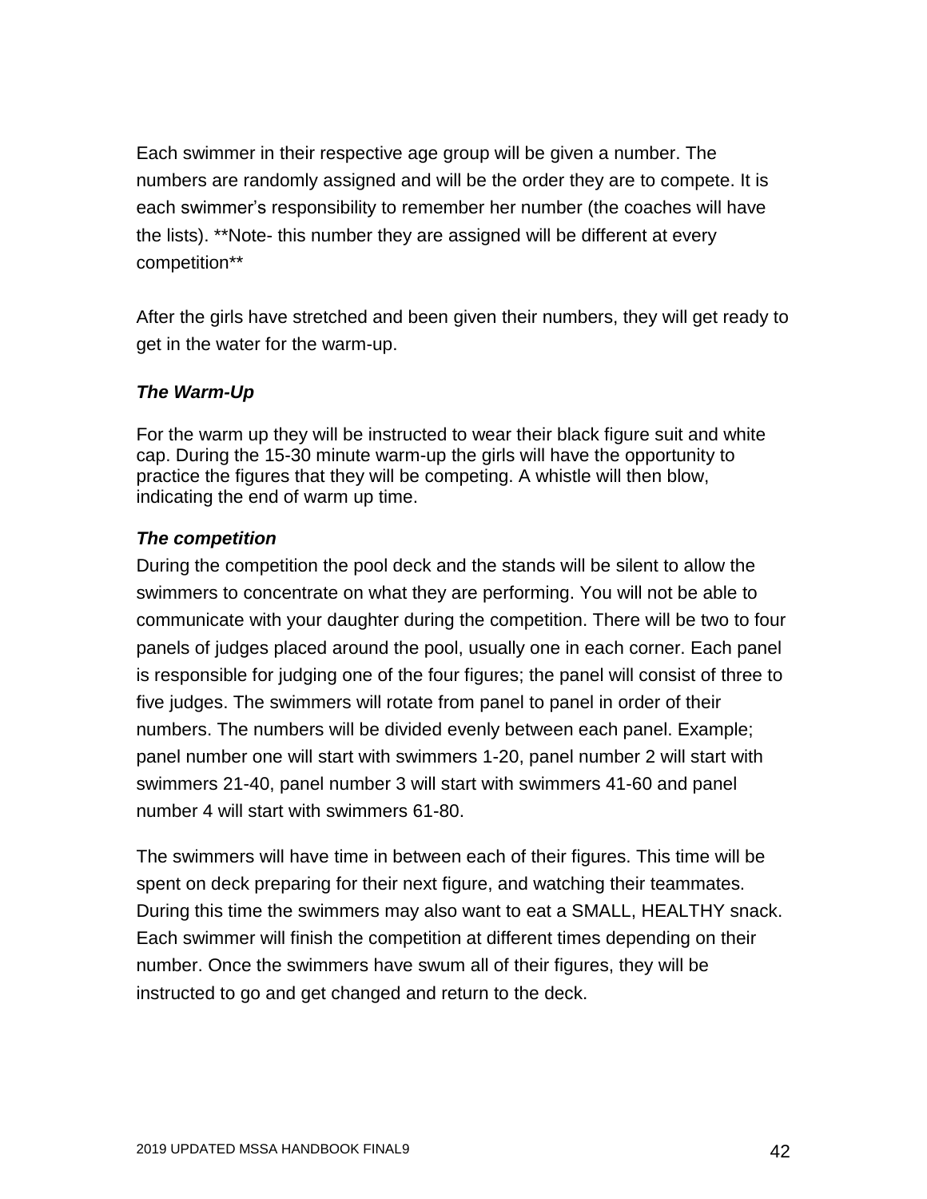Each swimmer in their respective age group will be given a number. The numbers are randomly assigned and will be the order they are to compete. It is each swimmer's responsibility to remember her number (the coaches will have the lists). **Note- this number they are assigned will be different at every competition**

After the girls have stretched and been given their numbers, they will get ready to get in the water for the warm-up.

***The Warm-Up***

For the warm up they will be instructed to wear their black figure suit and white cap. During the 15-30 minute warm-up the girls will have the opportunity to practice the figures that they will be competing. A whistle will then blow, indicating the end of warm up time.

***The competition***

During the competition the pool deck and the stands will be silent to allow the swimmers to concentrate on what they are performing. You will not be able to communicate with your daughter during the competition. There will be two to four panels of judges placed around the pool, usually one in each corner. Each panel is responsible for judging one of the four figures; the panel will consist of three to five judges. The swimmers will rotate from panel to panel in order of their numbers. The numbers will be divided evenly between each panel. Example; panel number one will start with swimmers 1-20, panel number 2 will start with swimmers 21-40, panel number 3 will start with swimmers 41-60 and panel number 4 will start with swimmers 61-80.

The swimmers will have time in between each of their figures. This time will be spent on deck preparing for their next figure, and watching their teammates. During this time the swimmers may also want to eat a SMALL, HEALTHY snack. Each swimmer will finish the competition at different times depending on their number. Once the swimmers have swum all of their figures, they will be instructed to go and get changed and return to the deck.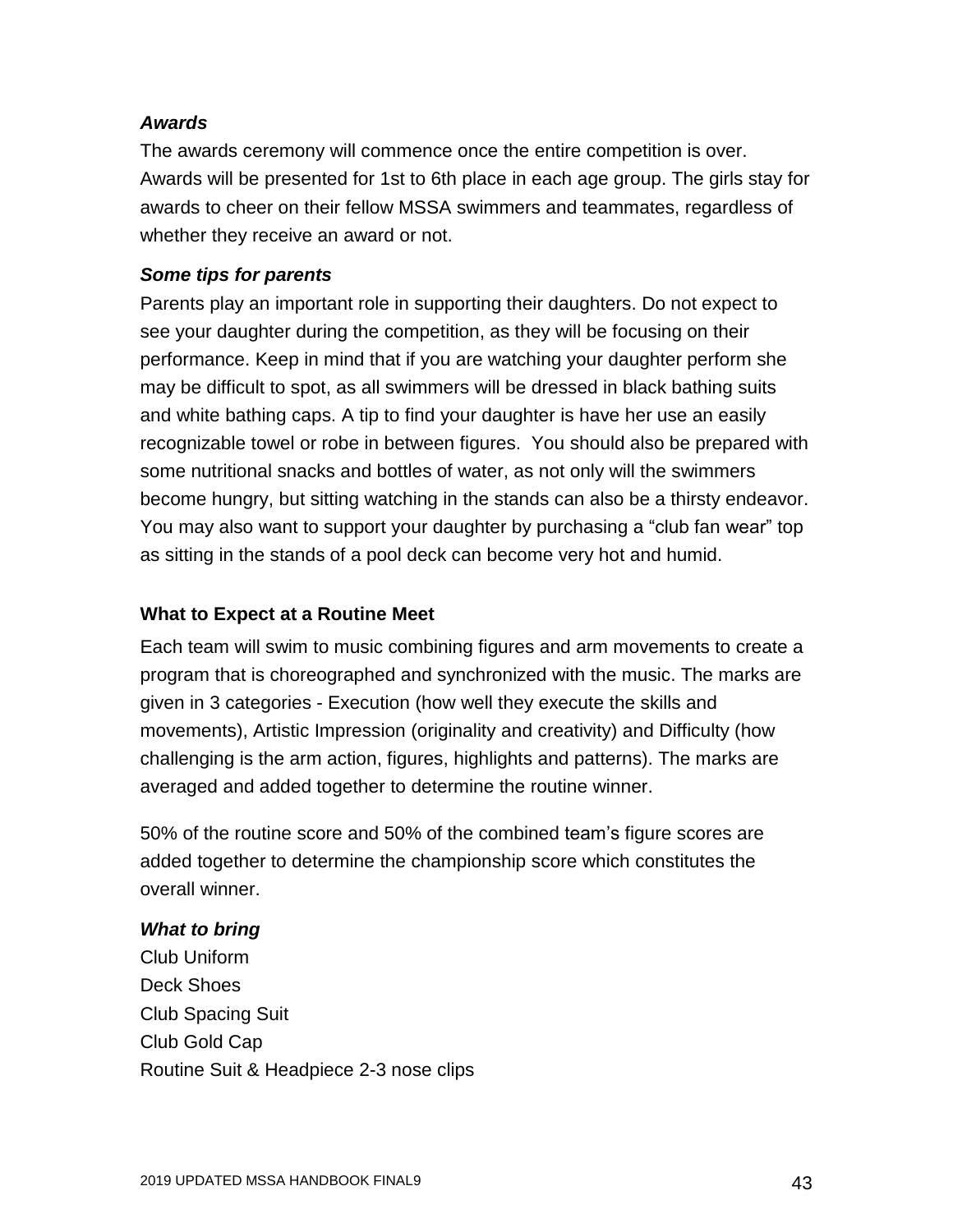### *Awards*

The awards ceremony will commence once the entire competition is over. Awards will be presented for 1st to 6th place in each age group. The girls stay for awards to cheer on their fellow MSSA swimmers and teammates, regardless of whether they receive an award or not.

### *Some tips for parents*

Parents play an important role in supporting their daughters. Do not expect to see your daughter during the competition, as they will be focusing on their performance. Keep in mind that if you are watching your daughter perform she may be difficult to spot, as all swimmers will be dressed in black bathing suits and white bathing caps. A tip to find your daughter is have her use an easily recognizable towel or robe in between figures. You should also be prepared with some nutritional snacks and bottles of water, as not only will the swimmers become hungry, but sitting watching in the stands can also be a thirsty endeavor. You may also want to support your daughter by purchasing a "club fan wear" top as sitting in the stands of a pool deck can become very hot and humid.

## What to Expect at a Routine Meet

Each team will swim to music combining figures and arm movements to create a program that is choreographed and synchronized with the music. The marks are given in 3 categories - Execution (how well they execute the skills and movements), Artistic Impression (originality and creativity) and Difficulty (how challenging is the arm action, figures, highlights and patterns). The marks are averaged and added together to determine the routine winner.

50% of the routine score and 50% of the combined team's figure scores are added together to determine the championship score which constitutes the overall winner.

### *What to bring*

Club Uniform
Deck Shoes
Club Spacing Suit
Club Gold Cap
Routine Suit & Headpiece 2-3 nose clips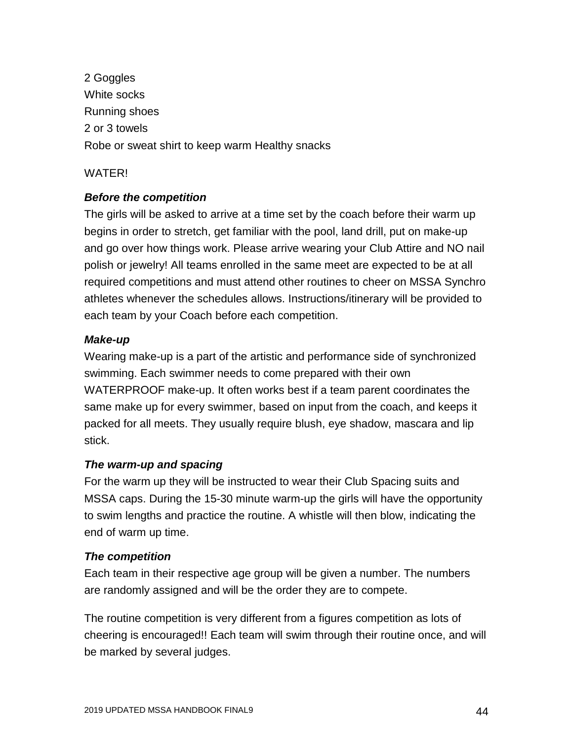2 Goggles
White socks
Running shoes
2 or 3 towels
Robe or sweat shirt to keep warm Healthy snacks

WATER!

***Before the competition***

The girls will be asked to arrive at a time set by the coach before their warm up begins in order to stretch, get familiar with the pool, land drill, put on make-up and go over how things work. Please arrive wearing your Club Attire and NO nail polish or jewelry! All teams enrolled in the same meet are expected to be at all required competitions and must attend other routines to cheer on MSSA Synchro athletes whenever the schedules allows. Instructions/itinerary will be provided to each team by your Coach before each competition.

***Make-up***

Wearing make-up is a part of the artistic and performance side of synchronized swimming. Each swimmer needs to come prepared with their own WATERPROOF make-up. It often works best if a team parent coordinates the same make up for every swimmer, based on input from the coach, and keeps it packed for all meets. They usually require blush, eye shadow, mascara and lip stick.

***The warm-up and spacing***

For the warm up they will be instructed to wear their Club Spacing suits and MSSA caps. During the 15-30 minute warm-up the girls will have the opportunity to swim lengths and practice the routine. A whistle will then blow, indicating the end of warm up time.

***The competition***

Each team in their respective age group will be given a number. The numbers are randomly assigned and will be the order they are to compete.

The routine competition is very different from a figures competition as lots of cheering is encouraged!! Each team will swim through their routine once, and will be marked by several judges.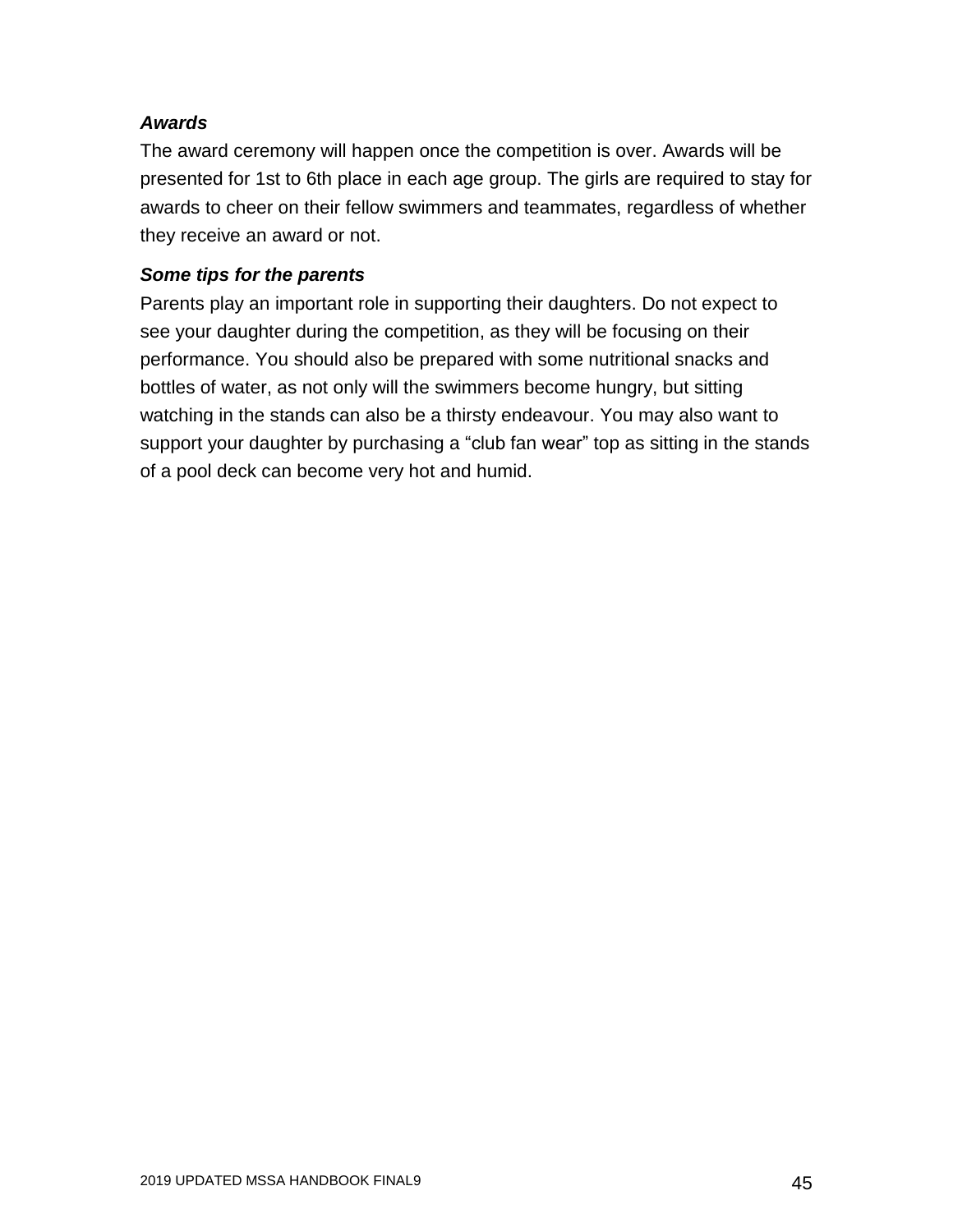***Awards***

The award ceremony will happen once the competition is over. Awards will be presented for 1st to 6th place in each age group. The girls are required to stay for awards to cheer on their fellow swimmers and teammates, regardless of whether they receive an award or not.

***Some tips for the parents***

Parents play an important role in supporting their daughters. Do not expect to see your daughter during the competition, as they will be focusing on their performance. You should also be prepared with some nutritional snacks and bottles of water, as not only will the swimmers become hungry, but sitting watching in the stands can also be a thirsty endeavour. You may also want to support your daughter by purchasing a "club fan wear" top as sitting in the stands of a pool deck can become very hot and humid.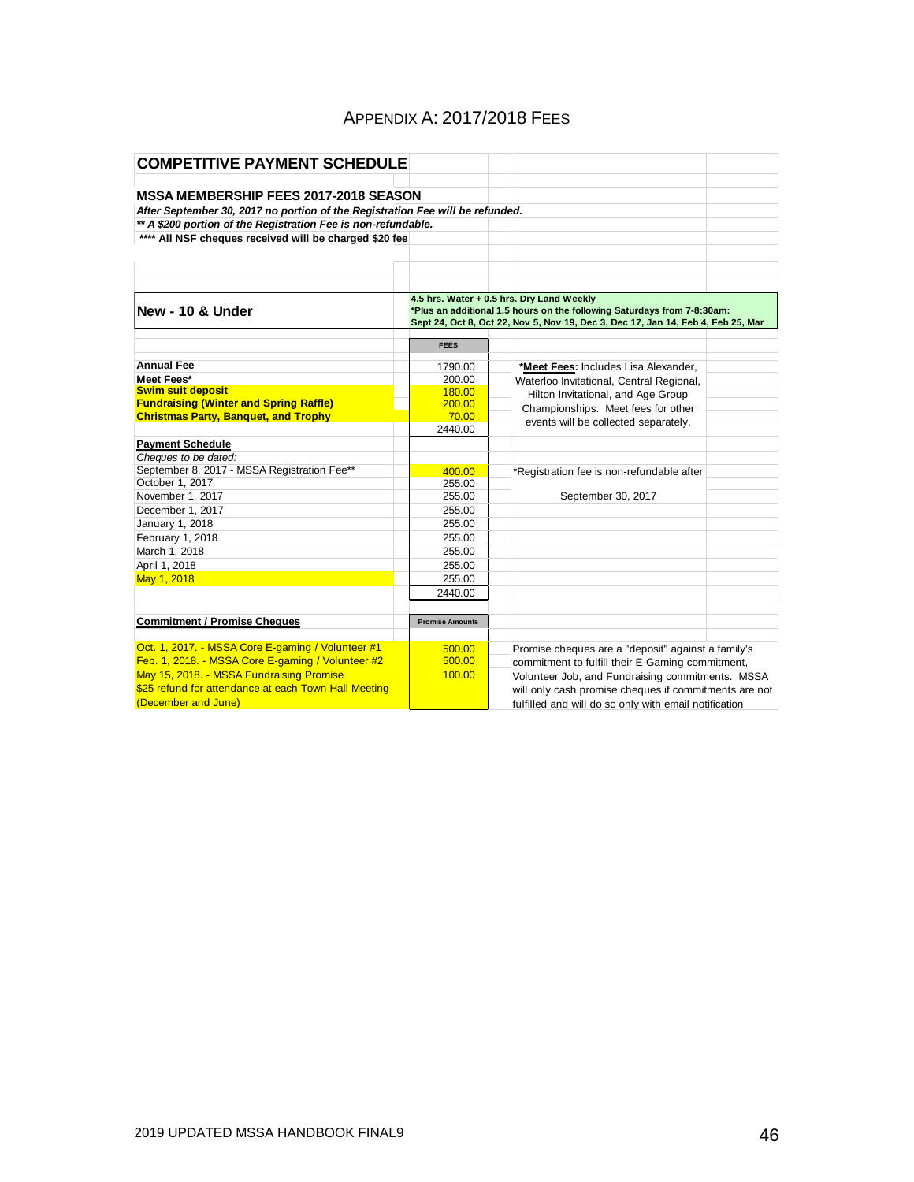# APPENDIX A: 2017/2018 FEES

## COMPETITIVE PAYMENT SCHEDULE

**MSSA MEMBERSHIP FEES 2017-2018 SEASON**

***After September 30, 2017 no portion of the Registration Fee will be refunded.***

***\*\* A $200 portion of the Registration Fee is non-refundable.***

**\*\*\*\* All NSF cheques received will be charged $20 fee**

### New - 10 & Under

**4.5 hrs. Water + 0.5 hrs. Dry Land Weekly**
**\*Plus an additional 1.5 hours on the following Saturdays from 7-8:30am: Sept 24, Oct 8, Oct 22, Nov 5, Nov 19, Dec 3, Dec 17, Jan 14, Feb 4, Feb 25, Mar**

| | FEES | |
|---|---|---|
| **Annual Fee** | 1790.00 | ***Meet Fees:** Includes Lisa Alexander, Waterloo Invitational, Central Regional, Hilton Invitational, and Age Group Championships. Meet fees for other events will be collected separately. |
| **Meet Fees*** | 200.00 | |
| **Swim suit deposit** | 180.00 | |
| **Fundraising (Winter and Spring Raffle)** | 200.00 | |
| **Christmas Party, Banquet, and Trophy** | 70.00 | |
| | 2440.00 | |

| **Payment Schedule** | | |
|---|---|---|
| *Cheques to be dated:* | | |
| September 8, 2017 - MSSA Registration Fee** | 400.00 | *Registration fee is non-refundable after September 30, 2017 |
| October 1, 2017 | 255.00 | |
| November 1, 2017 | 255.00 | |
| December 1, 2017 | 255.00 | |
| January 1, 2018 | 255.00 | |
| February 1, 2018 | 255.00 | |
| March 1, 2018 | 255.00 | |
| April 1, 2018 | 255.00 | |
| May 1, 2018 | 255.00 | |
| | 2440.00 | |

| **Commitment / Promise Cheques** | Promise Amounts | |
|---|---|---|
| Oct. 1, 2017. - MSSA Core E-gaming / Volunteer #1 | 500.00 | Promise cheques are a "deposit" against a family's commitment to fulfill their E-Gaming commitment, Volunteer Job, and Fundraising commitments. MSSA will only cash promise cheques if commitments are not fulfilled and will do so only with email notification |
| Feb. 1, 2018. - MSSA Core E-gaming / Volunteer #2 | 500.00 | |
| May 15, 2018. - MSSA Fundraising Promise | 100.00 | |
| $25 refund for attendance at each Town Hall Meeting (December and June) | | |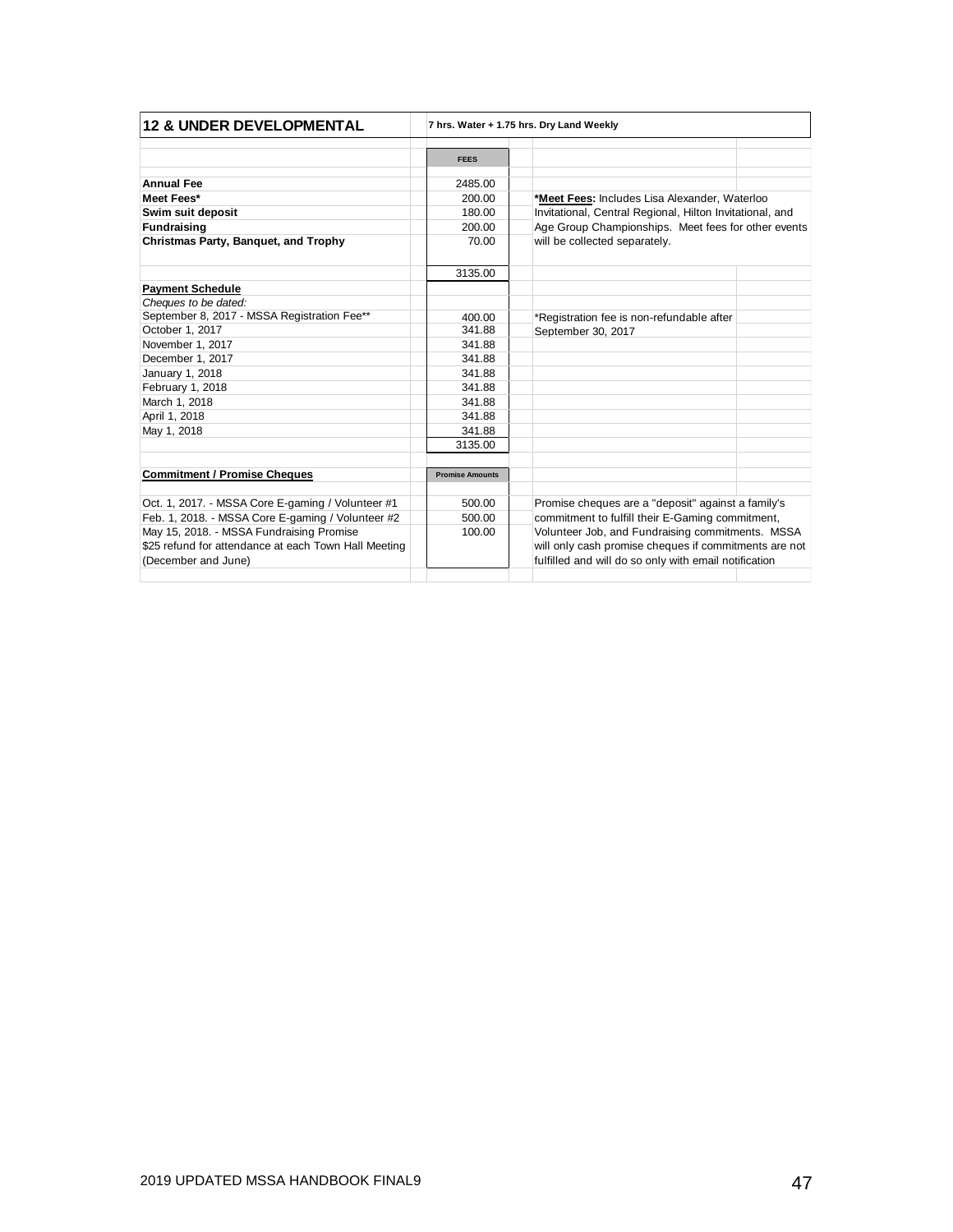## 12 & UNDER DEVELOPMENTAL

**7 hrs. Water + 1.75 hrs. Dry Land Weekly**

| | FEES | |
|---|---|---|
| **Annual Fee** | 2485.00 | |
| **Meet Fees*** | 200.00 | ***Meet Fees:** Includes Lisa Alexander, Waterloo Invitational, Central Regional, Hilton Invitational, and Age Group Championships. Meet fees for other events will be collected separately. |
| **Swim suit deposit** | 180.00 | |
| **Fundraising** | 200.00 | |
| **Christmas Party, Banquet, and Trophy** | 70.00 | |
| | 3135.00 | |
| **Payment Schedule** | | |
| *Cheques to be dated:* | | |
| September 8, 2017 - MSSA Registration Fee** | 400.00 | *Registration fee is non-refundable after September 30, 2017 |
| October 1, 2017 | 341.88 | |
| November 1, 2017 | 341.88 | |
| December 1, 2017 | 341.88 | |
| January 1, 2018 | 341.88 | |
| February 1, 2018 | 341.88 | |
| March 1, 2018 | 341.88 | |
| April 1, 2018 | 341.88 | |
| May 1, 2018 | 341.88 | |
| | 3135.00 | |
| **Commitment / Promise Cheques** | **Promise Amounts** | |
| Oct. 1, 2017. - MSSA Core E-gaming / Volunteer #1 | 500.00 | Promise cheques are a "deposit" against a family's commitment to fulfill their E-Gaming commitment, Volunteer Job, and Fundraising commitments. MSSA will only cash promise cheques if commitments are not fulfilled and will do so only with email notification |
| Feb. 1, 2018. - MSSA Core E-gaming / Volunteer #2 | 500.00 | |
| May 15, 2018. - MSSA Fundraising Promise<br>$25 refund for attendance at each Town Hall Meeting (December and June) | 100.00 | |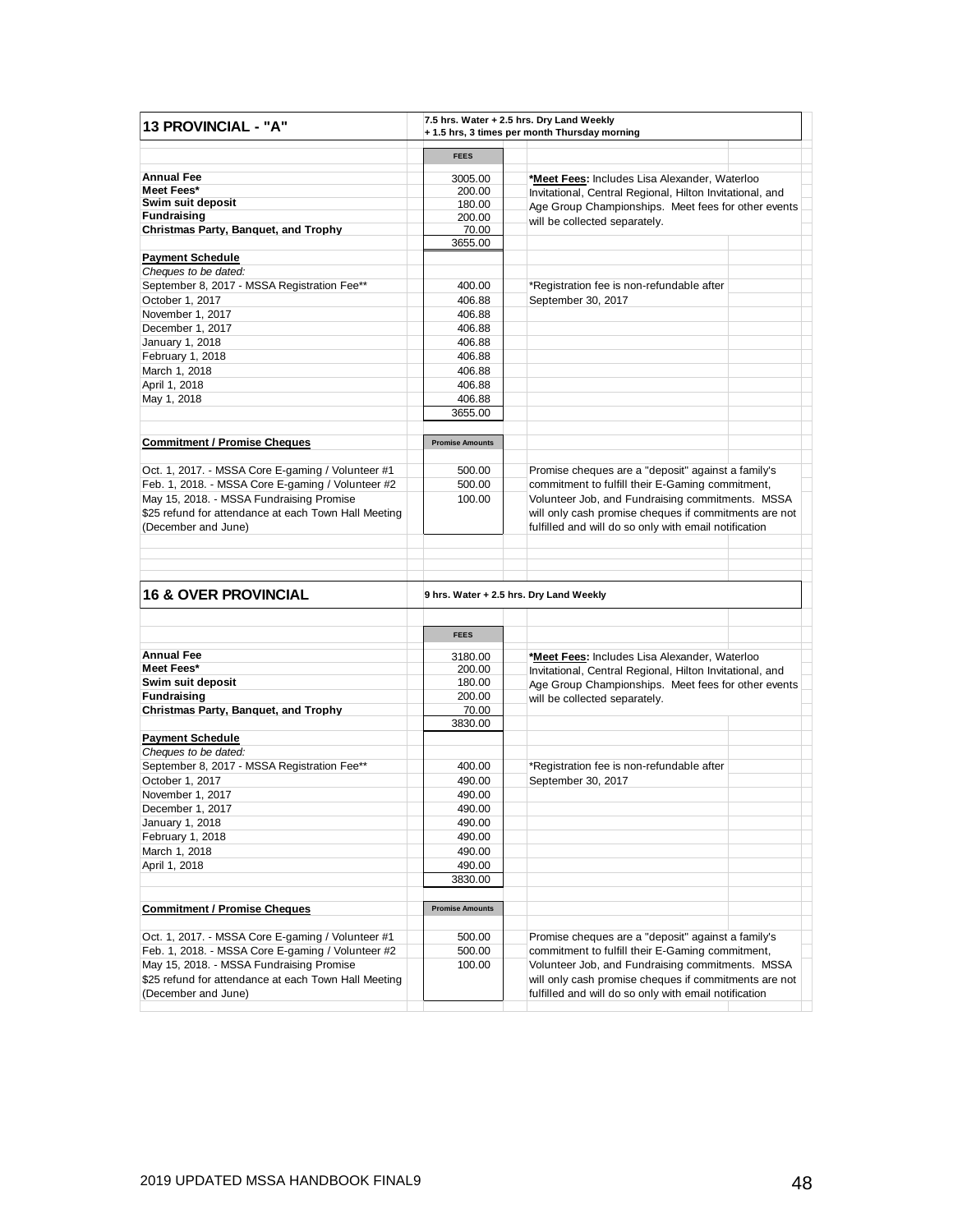## 13 PROVINCIAL - "A"

**7.5 hrs. Water + 2.5 hrs. Dry Land Weekly**
**+ 1.5 hrs, 3 times per month Thursday morning**

| | FEES | |
|---|---|---|
| **Annual Fee** | 3005.00 | ***Meet Fees:** Includes Lisa Alexander, Waterloo Invitational, Central Regional, Hilton Invitational, and Age Group Championships. Meet fees for other events will be collected separately. |
| **Meet Fees*** | 200.00 | |
| **Swim suit deposit** | 180.00 | |
| **Fundraising** | 200.00 | |
| **Christmas Party, Banquet, and Trophy** | 70.00 | |
| | 3655.00 | |

| **Payment Schedule** | | |
|---|---|---|
| *Cheques to be dated:* | | |
| September 8, 2017 - MSSA Registration Fee** | 400.00 | *Registration fee is non-refundable after September 30, 2017 |
| October 1, 2017 | 406.88 | |
| November 1, 2017 | 406.88 | |
| December 1, 2017 | 406.88 | |
| January 1, 2018 | 406.88 | |
| February 1, 2018 | 406.88 | |
| March 1, 2018 | 406.88 | |
| April 1, 2018 | 406.88 | |
| May 1, 2018 | 406.88 | |
| | 3655.00 | |

| **Commitment / Promise Cheques** | Promise Amounts | |
|---|---|---|
| Oct. 1, 2017. - MSSA Core E-gaming / Volunteer #1 | 500.00 | Promise cheques are a "deposit" against a family's commitment to fulfill their E-Gaming commitment, Volunteer Job, and Fundraising commitments. MSSA will only cash promise cheques if commitments are not fulfilled and will do so only with email notification |
| Feb. 1, 2018. - MSSA Core E-gaming / Volunteer #2 | 500.00 | |
| May 15, 2018. - MSSA Fundraising Promise $25 refund for attendance at each Town Hall Meeting (December and June) | 100.00 | |

## 16 & OVER PROVINCIAL

**9 hrs. Water + 2.5 hrs. Dry Land Weekly**

| | FEES | |
|---|---|---|
| **Annual Fee** | 3180.00 | ***Meet Fees:** Includes Lisa Alexander, Waterloo Invitational, Central Regional, Hilton Invitational, and Age Group Championships. Meet fees for other events will be collected separately. |
| **Meet Fees*** | 200.00 | |
| **Swim suit deposit** | 180.00 | |
| **Fundraising** | 200.00 | |
| **Christmas Party, Banquet, and Trophy** | 70.00 | |
| | 3830.00 | |

| **Payment Schedule** | | |
|---|---|---|
| *Cheques to be dated:* | | |
| September 8, 2017 - MSSA Registration Fee** | 400.00 | *Registration fee is non-refundable after September 30, 2017 |
| October 1, 2017 | 490.00 | |
| November 1, 2017 | 490.00 | |
| December 1, 2017 | 490.00 | |
| January 1, 2018 | 490.00 | |
| February 1, 2018 | 490.00 | |
| March 1, 2018 | 490.00 | |
| April 1, 2018 | 490.00 | |
| | 3830.00 | |

| **Commitment / Promise Cheques** | Promise Amounts | |
|---|---|---|
| Oct. 1, 2017. - MSSA Core E-gaming / Volunteer #1 | 500.00 | Promise cheques are a "deposit" against a family's commitment to fulfill their E-Gaming commitment, Volunteer Job, and Fundraising commitments. MSSA will only cash promise cheques if commitments are not fulfilled and will do so only with email notification |
| Feb. 1, 2018. - MSSA Core E-gaming / Volunteer #2 | 500.00 | |
| May 15, 2018. - MSSA Fundraising Promise $25 refund for attendance at each Town Hall Meeting (December and June) | 100.00 | |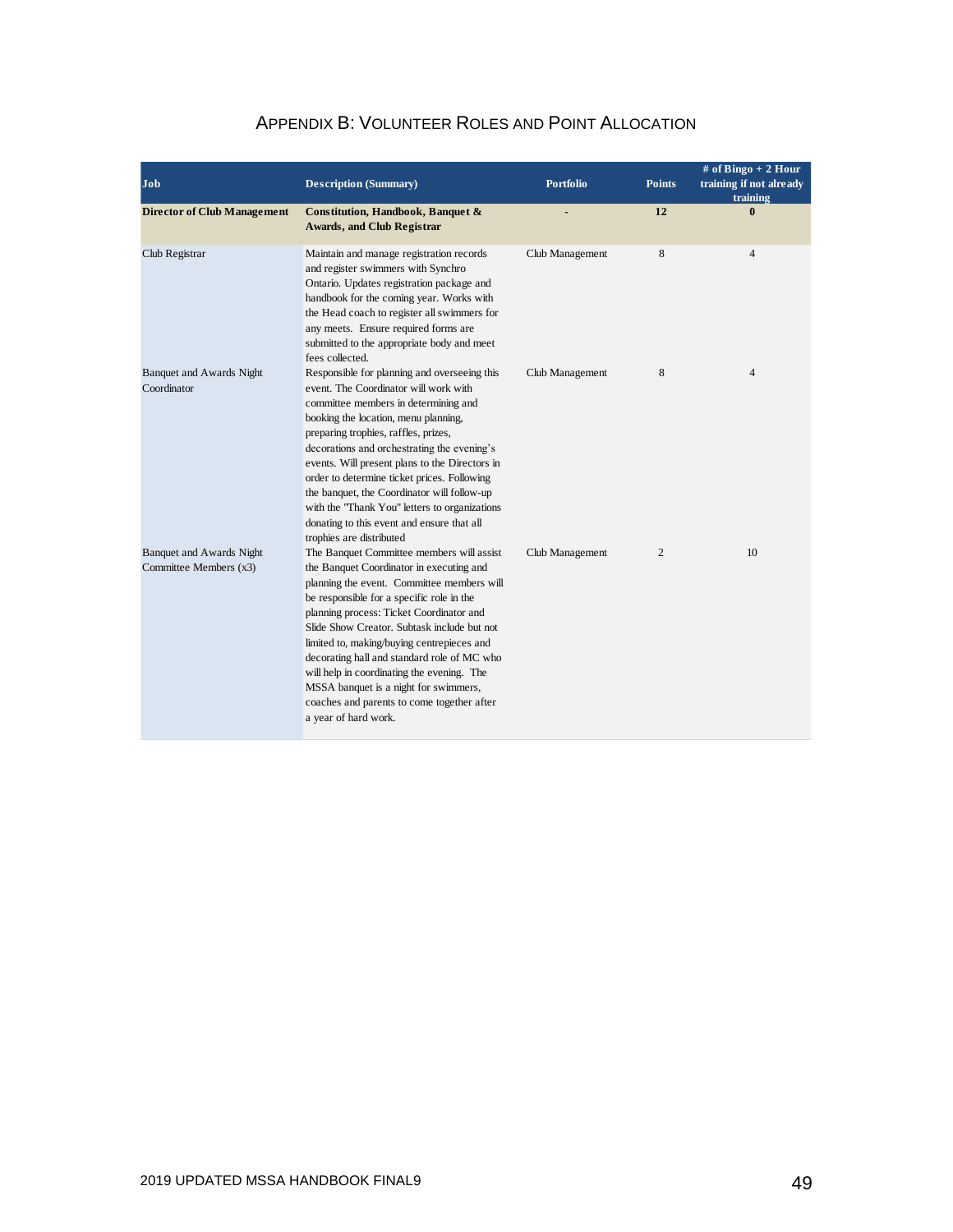# Appendix B: Volunteer Roles and Point Allocation

| Job | Description (Summary) | Portfolio | Points | # of Bingo + 2 Hour training if not already training |
|---|---|---|---|---|
| **Director of Club Management** | **Constitution, Handbook, Banquet & Awards, and Club Registrar** | - | **12** | **0** |
| Club Registrar | Maintain and manage registration records and register swimmers with Synchro Ontario. Updates registration package and handbook for the coming year. Works with the Head coach to register all swimmers for any meets. Ensure required forms are submitted to the appropriate body and meet fees collected. | Club Management | 8 | 4 |
| Banquet and Awards Night Coordinator | Responsible for planning and overseeing this event. The Coordinator will work with committee members in determining and booking the location, menu planning, preparing trophies, raffles, prizes, decorations and orchestrating the evening's events. Will present plans to the Directors in order to determine ticket prices. Following the banquet, the Coordinator will follow-up with the "Thank You" letters to organizations donating to this event and ensure that all trophies are distributed | Club Management | 8 | 4 |
| Banquet and Awards Night Committee Members (x3) | The Banquet Committee members will assist the Banquet Coordinator in executing and planning the event. Committee members will be responsible for a specific role in the planning process: Ticket Coordinator and Slide Show Creator. Subtask include but not limited to, making/buying centrepieces and decorating hall and standard role of MC who will help in coordinating the evening. The MSSA banquet is a night for swimmers, coaches and parents to come together after a year of hard work. | Club Management | 2 | 10 |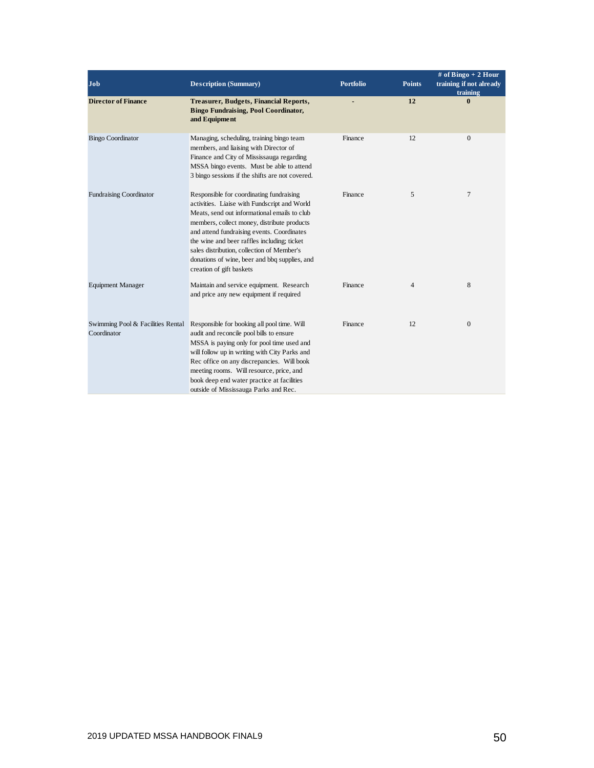| Job | Description (Summary) | Portfolio | Points | # of Bingo + 2 Hour training if not already training |
|---|---|---|---|---|
| **Director of Finance** | **Treasurer, Budgets, Financial Reports, Bingo Fundraising, Pool Coordinator, and Equipment** | **-** | **12** | **0** |
| Bingo Coordinator | Managing, scheduling, training bingo team members, and liaising with Director of Finance and City of Mississauga regarding MSSA bingo events. Must be able to attend 3 bingo sessions if the shifts are not covered. | Finance | 12 | 0 |
| Fundraising Coordinator | Responsible for coordinating fundraising activities. Liaise with Fundscript and World Meats, send out informational emails to club members, collect money, distribute products and attend fundraising events. Coordinates the wine and beer raffles including; ticket sales distribution, collection of Member's donations of wine, beer and bbq supplies, and creation of gift baskets | Finance | 5 | 7 |
| Equipment Manager | Maintain and service equipment. Research and price any new equipment if required | Finance | 4 | 8 |
| Swimming Pool & Facilities Rental Coordinator | Responsible for booking all pool time. Will audit and reconcile pool bills to ensure MSSA is paying only for pool time used and will follow up in writing with City Parks and Rec office on any discrepancies. Will book meeting rooms. Will resource, price, and book deep end water practice at facilities outside of Mississauga Parks and Rec. | Finance | 12 | 0 |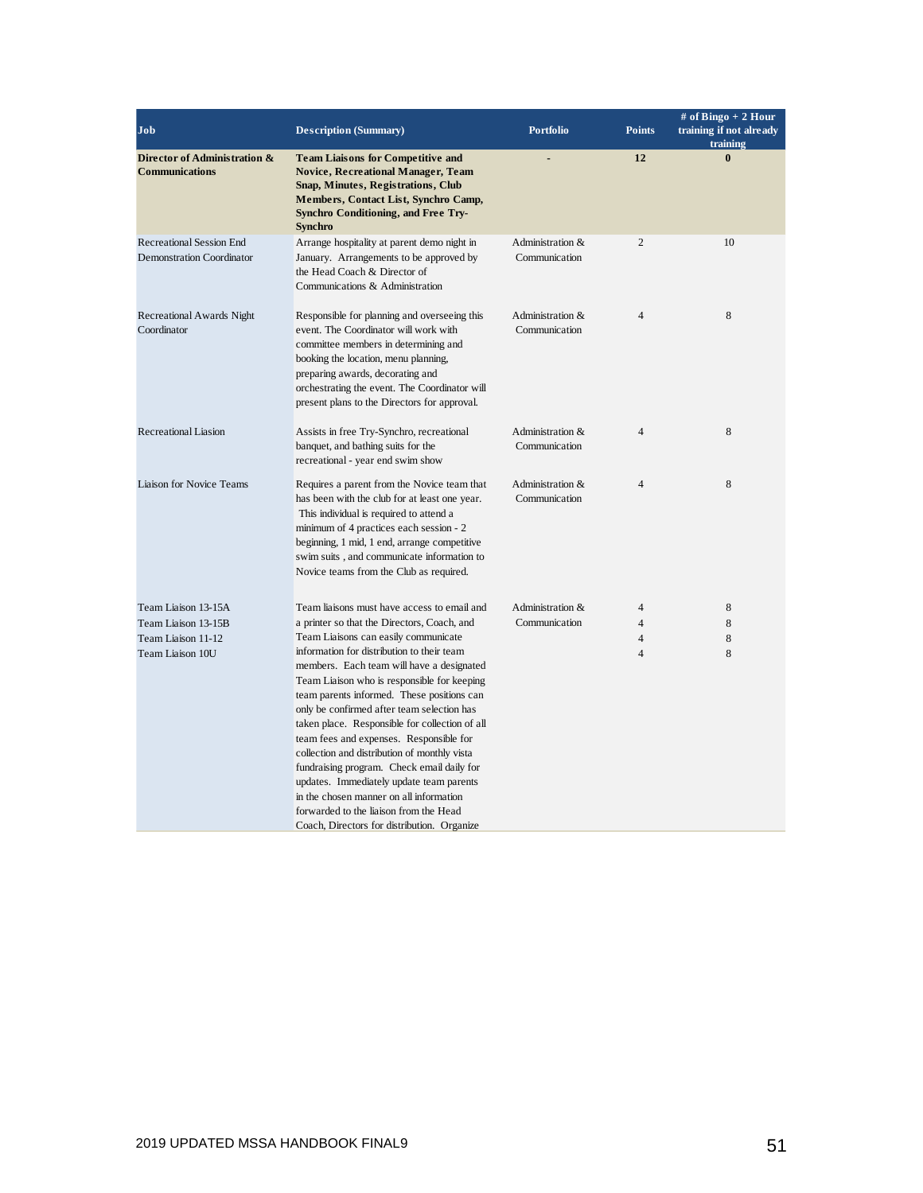| Job | Description (Summary) | Portfolio | Points | # of Bingo + 2 Hour training if not already training |
|---|---|---|---|---|
| **Director of Administration & Communications** | **Team Liaisons for Competitive and Novice, Recreational Manager, Team Snap, Minutes, Registrations, Club Members, Contact List, Synchro Camp, Synchro Conditioning, and Free Try-Synchro** | **-** | **12** | **0** |
| Recreational Session End Demonstration Coordinator | Arrange hospitality at parent demo night in January. Arrangements to be approved by the Head Coach & Director of Communications & Administration | Administration & Communication | 2 | 10 |
| Recreational Awards Night Coordinator | Responsible for planning and overseeing this event. The Coordinator will work with committee members in determining and booking the location, menu planning, preparing awards, decorating and orchestrating the event. The Coordinator will present plans to the Directors for approval. | Administration & Communication | 4 | 8 |
| Recreational Liasion | Assists in free Try-Synchro, recreational banquet, and bathing suits for the recreational - year end swim show | Administration & Communication | 4 | 8 |
| Liaison for Novice Teams | Requires a parent from the Novice team that has been with the club for at least one year. This individual is required to attend a minimum of 4 practices each session - 2 beginning, 1 mid, 1 end, arrange competitive swim suits , and communicate information to Novice teams from the Club as required. | Administration & Communication | 4 | 8 |
| Team Liaison 13-15A<br>Team Liaison 13-15B<br>Team Liaison 11-12<br>Team Liaison 10U | Team liaisons must have access to email and a printer so that the Directors, Coach, and Team Liaisons can easily communicate information for distribution to their team members. Each team will have a designated Team Liaison who is responsible for keeping team parents informed. These positions can only be confirmed after team selection has taken place. Responsible for collection of all team fees and expenses. Responsible for collection and distribution of monthly vista fundraising program. Check email daily for updates. Immediately update team parents in the chosen manner on all information forwarded to the liaison from the Head Coach, Directors for distribution. Organize | Administration & Communication | 4<br>4<br>4<br>4 | 8<br>8<br>8<br>8 |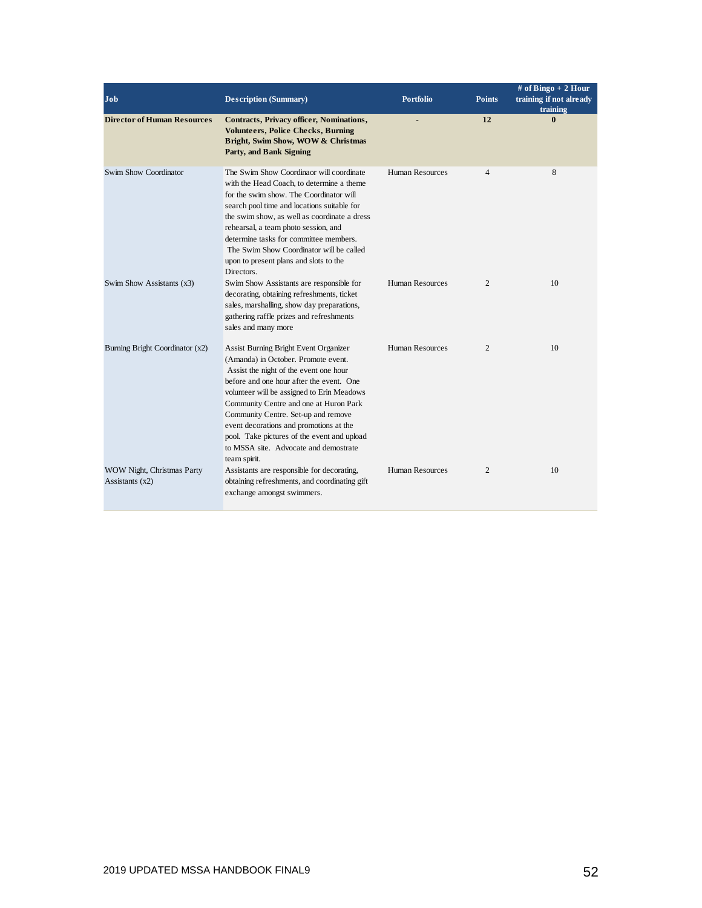| Job | Description (Summary) | Portfolio | Points | # of Bingo + 2 Hour training if not already training |
|---|---|---|---|---|
| **Director of Human Resources** | **Contracts, Privacy officer, Nominations, Volunteers, Police Checks, Burning Bright, Swim Show, WOW & Christmas Party, and Bank Signing** | - | **12** | **0** |
| Swim Show Coordinator | The Swim Show Coordinaor will coordinate with the Head Coach, to determine a theme for the swim show. The Coordinator will search pool time and locations suitable for the swim show, as well as coordinate a dress rehearsal, a team photo session, and determine tasks for committee members. The Swim Show Coordinator will be called upon to present plans and slots to the Directors. | Human Resources | 4 | 8 |
| Swim Show Assistants (x3) | Swim Show Assistants are responsible for decorating, obtaining refreshments, ticket sales, marshalling, show day preparations, gathering raffle prizes and refreshments sales and many more | Human Resources | 2 | 10 |
| Burning Bright Coordinator (x2) | Assist Burning Bright Event Organizer (Amanda) in October. Promote event. Assist the night of the event one hour before and one hour after the event. One volunteer will be assigned to Erin Meadows Community Centre and one at Huron Park Community Centre. Set-up and remove event decorations and promotions at the pool. Take pictures of the event and upload to MSSA site. Advocate and demostrate team spirit. | Human Resources | 2 | 10 |
| WOW Night, Christmas Party Assistants (x2) | Assistants are responsible for decorating, obtaining refreshments, and coordinating gift exchange amongst swimmers. | Human Resources | 2 | 10 |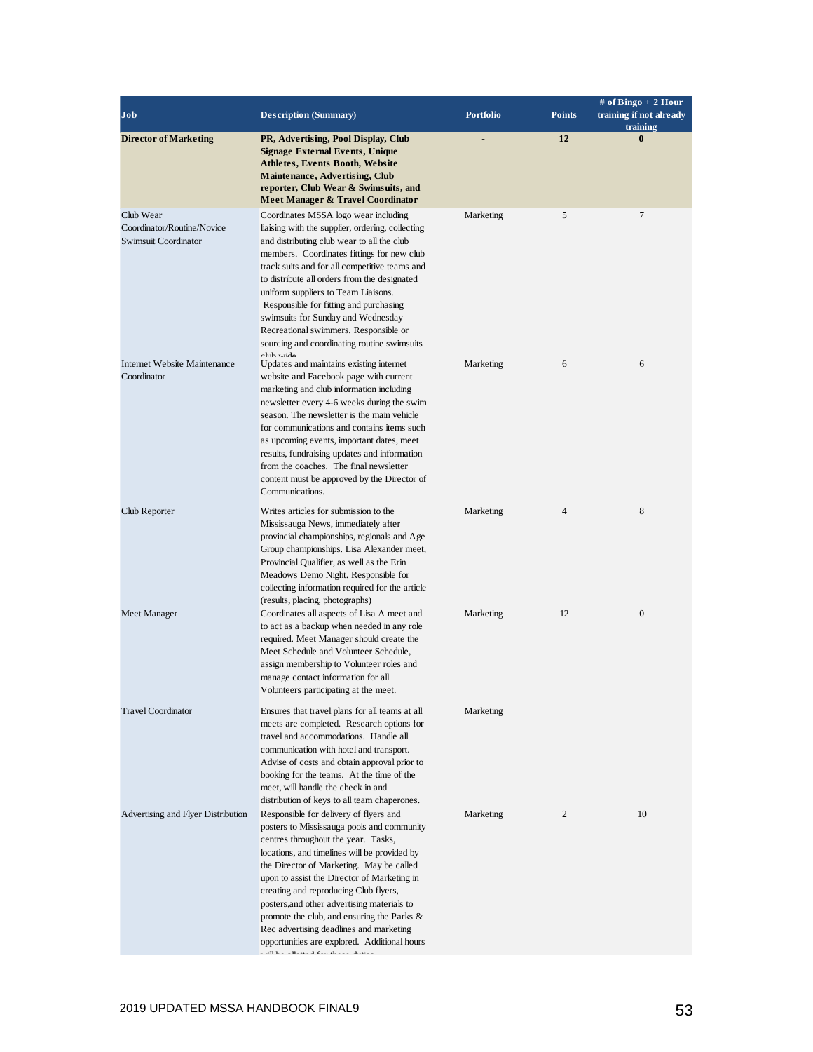| Job | Description (Summary) | Portfolio | Points | # of Bingo + 2 Hour training if not already training |
|---|---|---|---|---|
| **Director of Marketing** | **PR, Advertising, Pool Display, Club Signage External Events, Unique Athletes, Events Booth, Website Maintenance, Advertising, Club reporter, Club Wear & Swimsuits, and Meet Manager & Travel Coordinator** | **-** | **12** | **0** |
| Club Wear Coordinator/Routine/Novice Swimsuit Coordinator | Coordinates MSSA logo wear including liaising with the supplier, ordering, collecting and distributing club wear to all the club members. Coordinates fittings for new club track suits and for all competitive teams and to distribute all orders from the designated uniform suppliers to Team Liaisons. Responsible for fitting and purchasing swimsuits for Sunday and Wednesday Recreational swimmers. Responsible or sourcing and coordinating routine swimsuits club wide | Marketing | 5 | 7 |
| Internet Website Maintenance Coordinator | Updates and maintains existing internet website and Facebook page with current marketing and club information including newsletter every 4-6 weeks during the swim season. The newsletter is the main vehicle for communications and contains items such as upcoming events, important dates, meet results, fundraising updates and information from the coaches. The final newsletter content must be approved by the Director of Communications. | Marketing | 6 | 6 |
| Club Reporter | Writes articles for submission to the Mississauga News, immediately after provincial championships, regionals and Age Group championships. Lisa Alexander meet, Provincial Qualifier, as well as the Erin Meadows Demo Night. Responsible for collecting information required for the article (results, placing, photographs) | Marketing | 4 | 8 |
| Meet Manager | Coordinates all aspects of Lisa A meet and to act as a backup when needed in any role required. Meet Manager should create the Meet Schedule and Volunteer Schedule, assign membership to Volunteer roles and manage contact information for all Volunteers participating at the meet. | Marketing | 12 | 0 |
| Travel Coordinator | Ensures that travel plans for all teams at all meets are completed. Research options for travel and accommodations. Handle all communication with hotel and transport. Advise of costs and obtain approval prior to booking for the teams. At the time of the meet, will handle the check in and distribution of keys to all team chaperones. | Marketing | | |
| Advertising and Flyer Distribution | Responsible for delivery of flyers and posters to Mississauga pools and community centres throughout the year. Tasks, locations, and timelines will be provided by the Director of Marketing. May be called upon to assist the Director of Marketing in creating and reproducing Club flyers, posters,and other advertising materials to promote the club, and ensuring the Parks & Rec advertising deadlines and marketing opportunities are explored. Additional hours will be allotted for these duties | Marketing | 2 | 10 |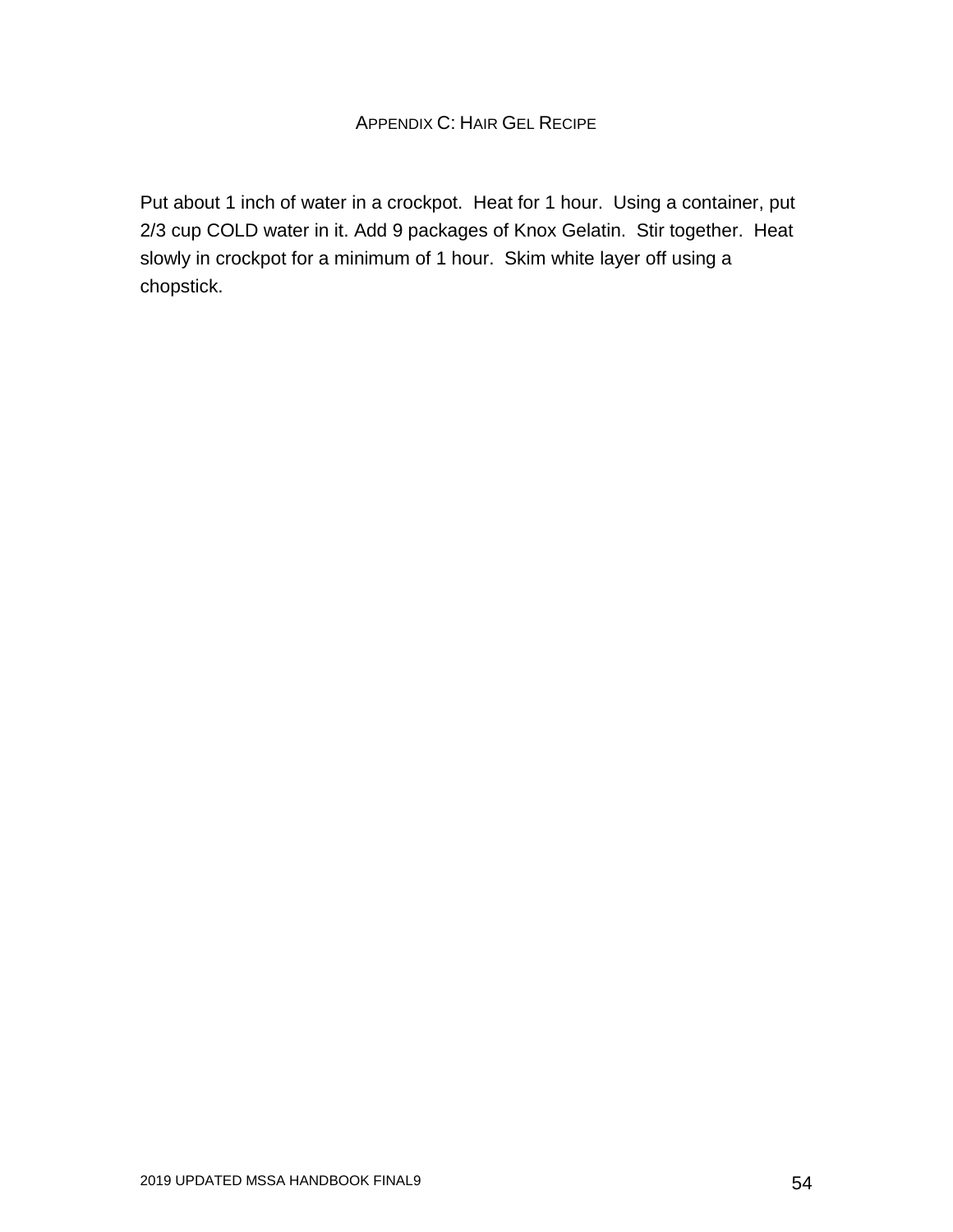# Appendix C: Hair Gel Recipe

Put about 1 inch of water in a crockpot. Heat for 1 hour. Using a container, put 2/3 cup COLD water in it. Add 9 packages of Knox Gelatin. Stir together. Heat slowly in crockpot for a minimum of 1 hour. Skim white layer off using a chopstick.